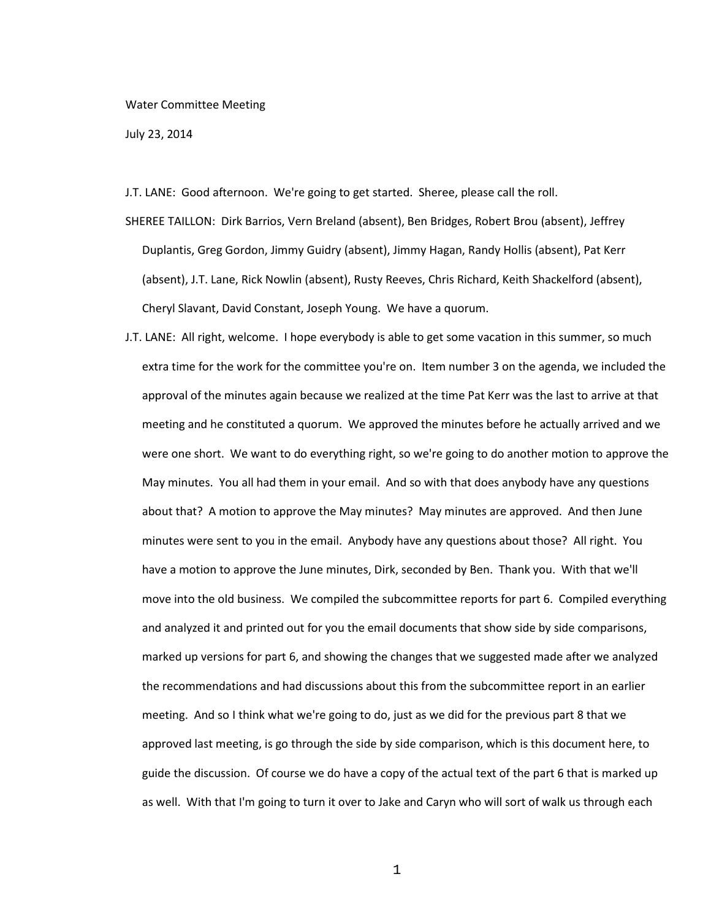Water Committee Meeting

July 23, 2014

J.T. LANE: Good afternoon. We're going to get started. Sheree, please call the roll.

SHEREE TAILLON: Dirk Barrios, Vern Breland (absent), Ben Bridges, Robert Brou (absent), Jeffrey Duplantis, Greg Gordon, Jimmy Guidry (absent), Jimmy Hagan, Randy Hollis (absent), Pat Kerr (absent), J.T. Lane, Rick Nowlin (absent), Rusty Reeves, Chris Richard, Keith Shackelford (absent), Cheryl Slavant, David Constant, Joseph Young. We have a quorum.

J.T. LANE: All right, welcome. I hope everybody is able to get some vacation in this summer, so much extra time for the work for the committee you're on. Item number 3 on the agenda, we included the approval of the minutes again because we realized at the time Pat Kerr was the last to arrive at that meeting and he constituted a quorum. We approved the minutes before he actually arrived and we were one short. We want to do everything right, so we're going to do another motion to approve the May minutes. You all had them in your email. And so with that does anybody have any questions about that? A motion to approve the May minutes? May minutes are approved. And then June minutes were sent to you in the email. Anybody have any questions about those? All right. You have a motion to approve the June minutes, Dirk, seconded by Ben. Thank you. With that we'll move into the old business. We compiled the subcommittee reports for part 6. Compiled everything and analyzed it and printed out for you the email documents that show side by side comparisons, marked up versions for part 6, and showing the changes that we suggested made after we analyzed the recommendations and had discussions about this from the subcommittee report in an earlier meeting. And so I think what we're going to do, just as we did for the previous part 8 that we approved last meeting, is go through the side by side comparison, which is this document here, to guide the discussion. Of course we do have a copy of the actual text of the part 6 that is marked up as well. With that I'm going to turn it over to Jake and Caryn who will sort of walk us through each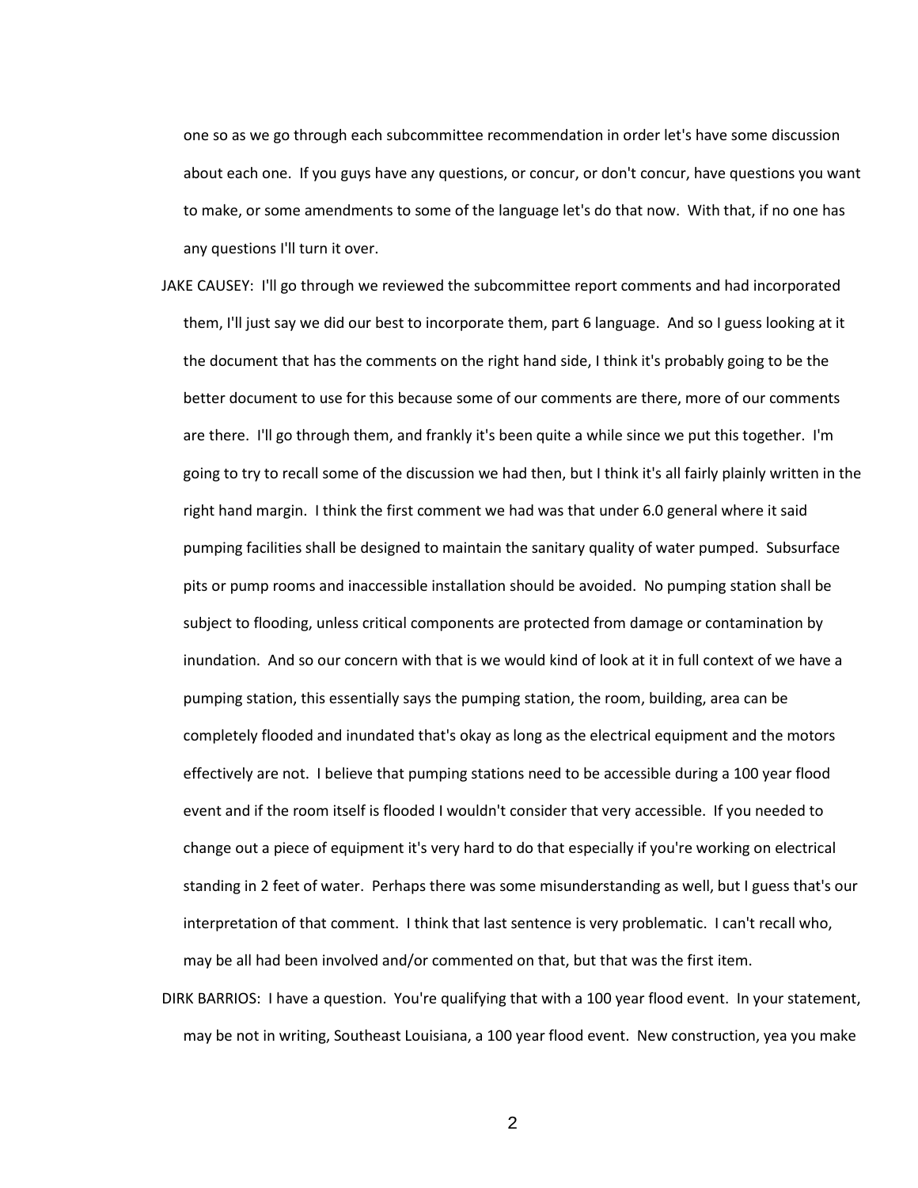one so as we go through each subcommittee recommendation in order let's have some discussion about each one. If you guys have any questions, or concur, or don't concur, have questions you want to make, or some amendments to some of the language let's do that now. With that, if no one has any questions I'll turn it over.

JAKE CAUSEY: I'll go through we reviewed the subcommittee report comments and had incorporated them, I'll just say we did our best to incorporate them, part 6 language. And so I guess looking at it the document that has the comments on the right hand side, I think it's probably going to be the better document to use for this because some of our comments are there, more of our comments are there. I'll go through them, and frankly it's been quite a while since we put this together. I'm going to try to recall some of the discussion we had then, but I think it's all fairly plainly written in the right hand margin. I think the first comment we had was that under 6.0 general where it said pumping facilities shall be designed to maintain the sanitary quality of water pumped. Subsurface pits or pump rooms and inaccessible installation should be avoided. No pumping station shall be subject to flooding, unless critical components are protected from damage or contamination by inundation. And so our concern with that is we would kind of look at it in full context of we have a pumping station, this essentially says the pumping station, the room, building, area can be completely flooded and inundated that's okay as long as the electrical equipment and the motors effectively are not. I believe that pumping stations need to be accessible during a 100 year flood event and if the room itself is flooded I wouldn't consider that very accessible. If you needed to change out a piece of equipment it's very hard to do that especially if you're working on electrical standing in 2 feet of water. Perhaps there was some misunderstanding as well, but I guess that's our interpretation of that comment. I think that last sentence is very problematic. I can't recall who, may be all had been involved and/or commented on that, but that was the first item.

DIRK BARRIOS: I have a question. You're qualifying that with a 100 year flood event. In your statement, may be not in writing, Southeast Louisiana, a 100 year flood event. New construction, yea you make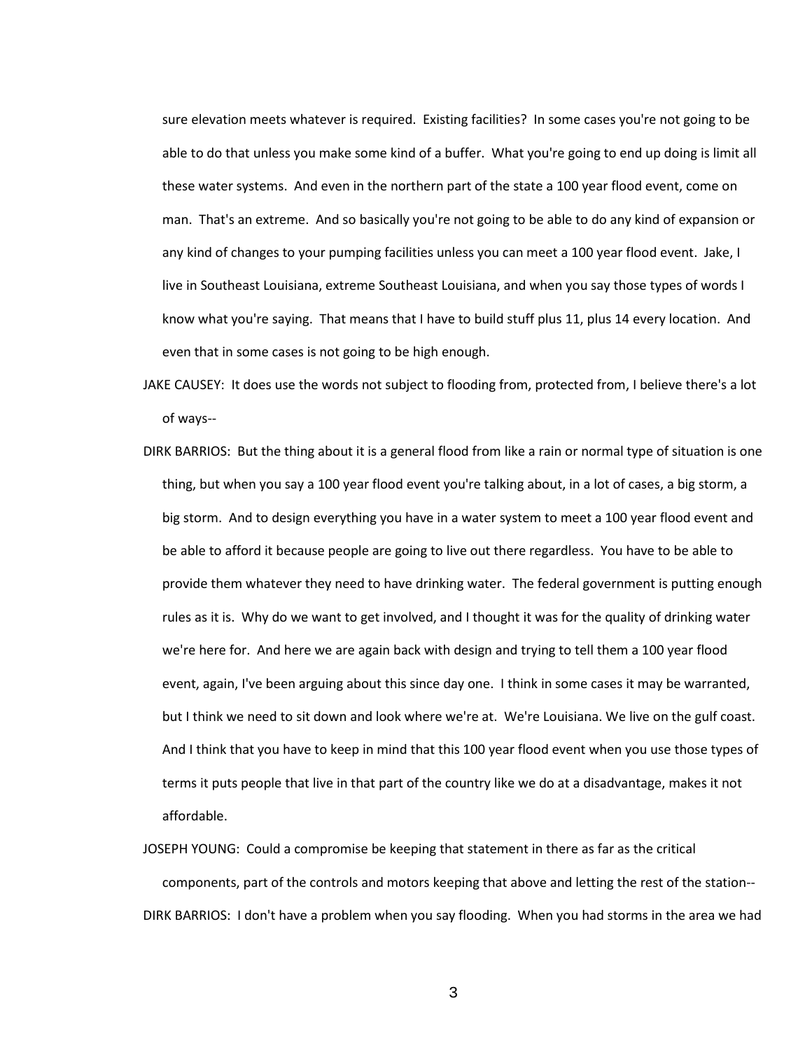sure elevation meets whatever is required. Existing facilities? In some cases you're not going to be able to do that unless you make some kind of a buffer. What you're going to end up doing is limit all these water systems. And even in the northern part of the state a 100 year flood event, come on man. That's an extreme. And so basically you're not going to be able to do any kind of expansion or any kind of changes to your pumping facilities unless you can meet a 100 year flood event. Jake, I live in Southeast Louisiana, extreme Southeast Louisiana, and when you say those types of words I know what you're saying. That means that I have to build stuff plus 11, plus 14 every location. And even that in some cases is not going to be high enough.

JAKE CAUSEY: It does use the words not subject to flooding from, protected from, I believe there's a lot of ways--

DIRK BARRIOS: But the thing about it is a general flood from like a rain or normal type of situation is one thing, but when you say a 100 year flood event you're talking about, in a lot of cases, a big storm, a big storm. And to design everything you have in a water system to meet a 100 year flood event and be able to afford it because people are going to live out there regardless. You have to be able to provide them whatever they need to have drinking water. The federal government is putting enough rules as it is. Why do we want to get involved, and I thought it was for the quality of drinking water we're here for. And here we are again back with design and trying to tell them a 100 year flood event, again, I've been arguing about this since day one. I think in some cases it may be warranted, but I think we need to sit down and look where we're at. We're Louisiana. We live on the gulf coast. And I think that you have to keep in mind that this 100 year flood event when you use those types of terms it puts people that live in that part of the country like we do at a disadvantage, makes it not affordable.

JOSEPH YOUNG: Could a compromise be keeping that statement in there as far as the critical components, part of the controls and motors keeping that above and letting the rest of the station--

DIRK BARRIOS: I don't have a problem when you say flooding. When you had storms in the area we had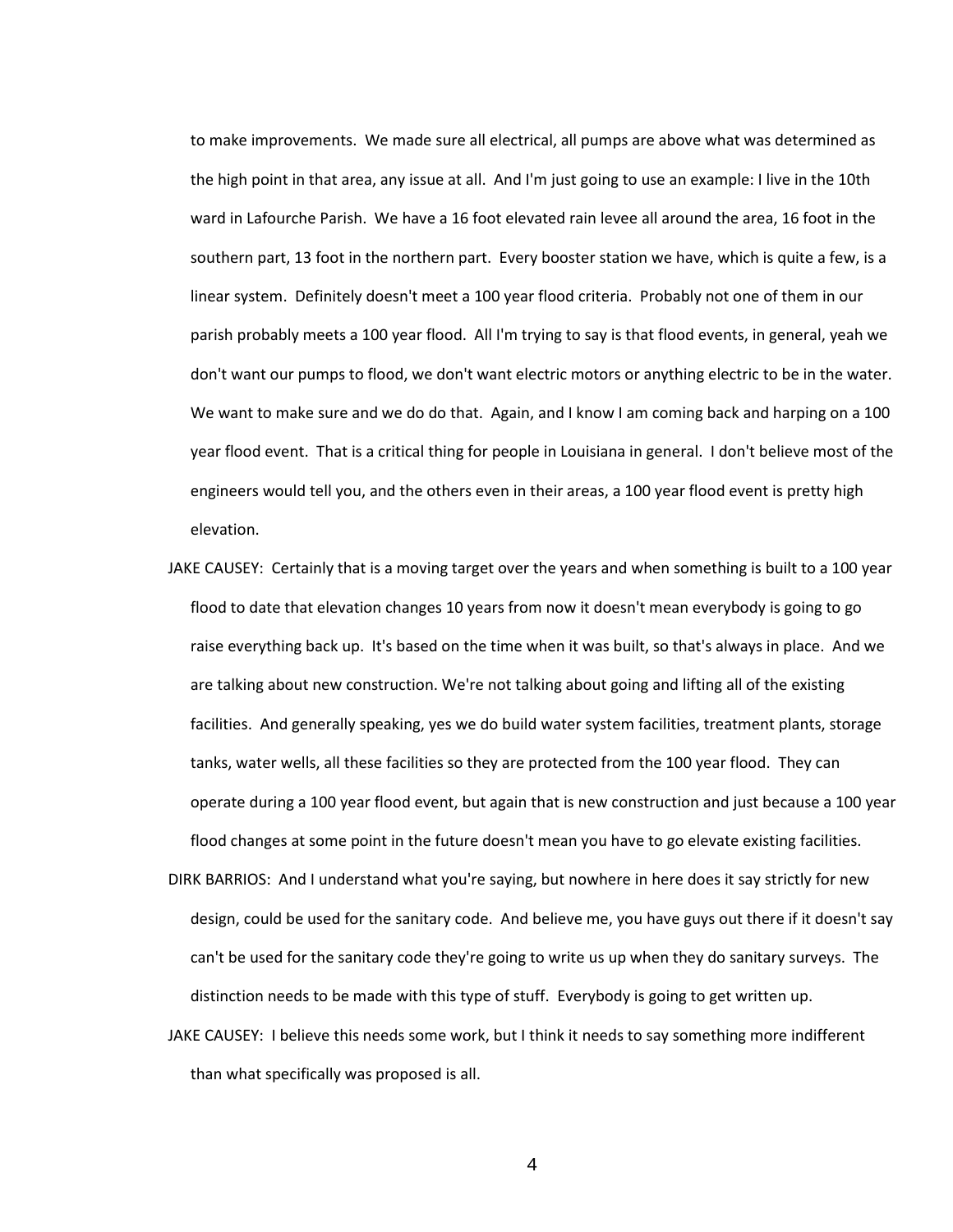to make improvements. We made sure all electrical, all pumps are above what was determined as the high point in that area, any issue at all. And I'm just going to use an example: I live in the 10th ward in Lafourche Parish. We have a 16 foot elevated rain levee all around the area, 16 foot in the southern part, 13 foot in the northern part. Every booster station we have, which is quite a few, is a linear system. Definitely doesn't meet a 100 year flood criteria. Probably not one of them in our parish probably meets a 100 year flood. All I'm trying to say is that flood events, in general, yeah we don't want our pumps to flood, we don't want electric motors or anything electric to be in the water. We want to make sure and we do do that. Again, and I know I am coming back and harping on a 100 year flood event. That is a critical thing for people in Louisiana in general. I don't believe most of the engineers would tell you, and the others even in their areas, a 100 year flood event is pretty high elevation.

JAKE CAUSEY: Certainly that is a moving target over the years and when something is built to a 100 year flood to date that elevation changes 10 years from now it doesn't mean everybody is going to go raise everything back up. It's based on the time when it was built, so that's always in place. And we are talking about new construction. We're not talking about going and lifting all of the existing facilities. And generally speaking, yes we do build water system facilities, treatment plants, storage tanks, water wells, all these facilities so they are protected from the 100 year flood. They can operate during a 100 year flood event, but again that is new construction and just because a 100 year flood changes at some point in the future doesn't mean you have to go elevate existing facilities.

DIRK BARRIOS: And I understand what you're saying, but nowhere in here does it say strictly for new design, could be used for the sanitary code. And believe me, you have guys out there if it doesn't say can't be used for the sanitary code they're going to write us up when they do sanitary surveys. The distinction needs to be made with this type of stuff. Everybody is going to get written up.

JAKE CAUSEY: I believe this needs some work, but I think it needs to say something more indifferent than what specifically was proposed is all.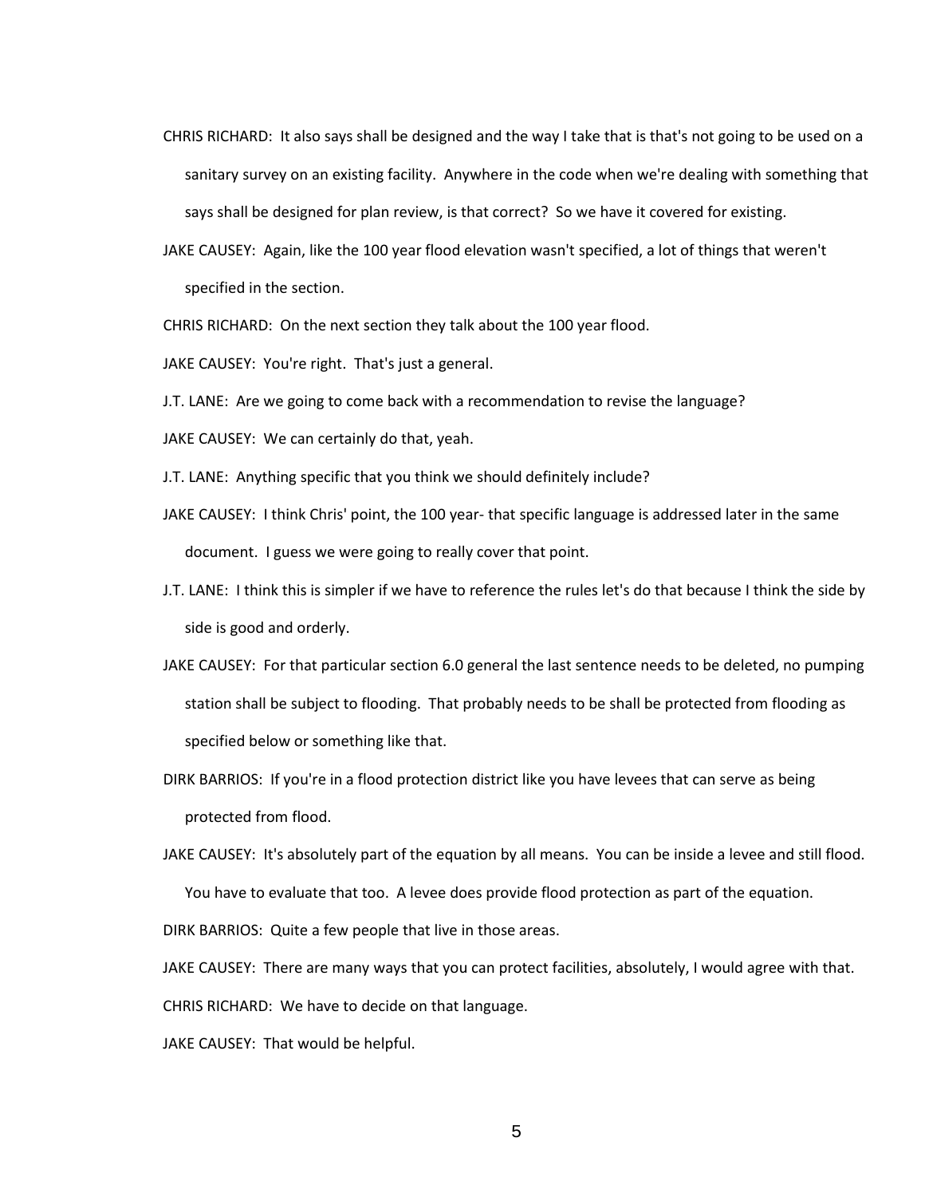CHRIS RICHARD: It also says shall be designed and the way I take that is that's not going to be used on a sanitary survey on an existing facility. Anywhere in the code when we're dealing with something that says shall be designed for plan review, is that correct? So we have it covered for existing.

JAKE CAUSEY: Again, like the 100 year flood elevation wasn't specified, a lot of things that weren't specified in the section.

CHRIS RICHARD: On the next section they talk about the 100 year flood.

JAKE CAUSEY: You're right. That's just a general.

J.T. LANE: Are we going to come back with a recommendation to revise the language?

JAKE CAUSEY: We can certainly do that, yeah.

J.T. LANE: Anything specific that you think we should definitely include?

JAKE CAUSEY: I think Chris' point, the 100 year- that specific language is addressed later in the same document. I guess we were going to really cover that point.

J.T. LANE: I think this is simpler if we have to reference the rules let's do that because I think the side by side is good and orderly.

JAKE CAUSEY: For that particular section 6.0 general the last sentence needs to be deleted, no pumping station shall be subject to flooding. That probably needs to be shall be protected from flooding as specified below or something like that.

DIRK BARRIOS: If you're in a flood protection district like you have levees that can serve as being protected from flood.

JAKE CAUSEY: It's absolutely part of the equation by all means. You can be inside a levee and still flood. You have to evaluate that too. A levee does provide flood protection as part of the equation.

DIRK BARRIOS: Quite a few people that live in those areas.

JAKE CAUSEY: There are many ways that you can protect facilities, absolutely, I would agree with that.

CHRIS RICHARD: We have to decide on that language.

JAKE CAUSEY: That would be helpful.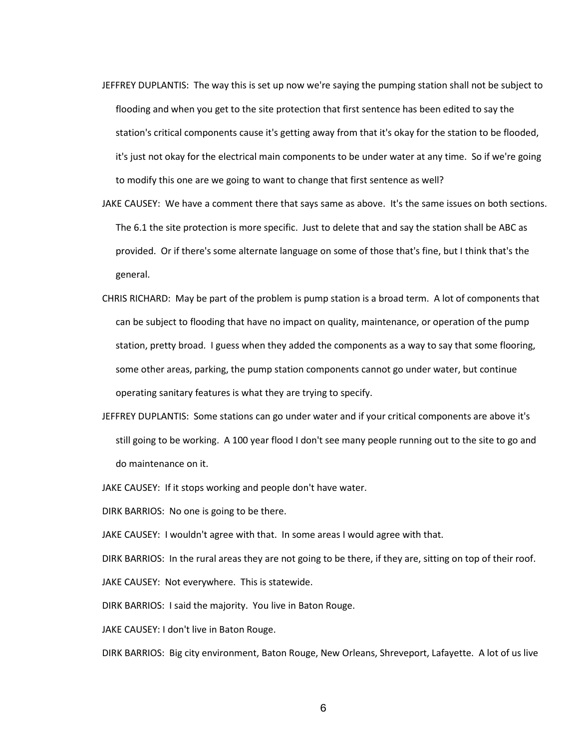JEFFREY DUPLANTIS: The way this is set up now we're saying the pumping station shall not be subject to flooding and when you get to the site protection that first sentence has been edited to say the station's critical components cause it's getting away from that it's okay for the station to be flooded, it's just not okay for the electrical main components to be under water at any time. So if we're going to modify this one are we going to want to change that first sentence as well?

JAKE CAUSEY: We have a comment there that says same as above. It's the same issues on both sections. The 6.1 the site protection is more specific. Just to delete that and say the station shall be ABC as provided. Or if there's some alternate language on some of those that's fine, but I think that's the general.

CHRIS RICHARD: May be part of the problem is pump station is a broad term. A lot of components that can be subject to flooding that have no impact on quality, maintenance, or operation of the pump station, pretty broad. I guess when they added the components as a way to say that some flooring, some other areas, parking, the pump station components cannot go under water, but continue operating sanitary features is what they are trying to specify.

JEFFREY DUPLANTIS: Some stations can go under water and if your critical components are above it's still going to be working. A 100 year flood I don't see many people running out to the site to go and do maintenance on it.

JAKE CAUSEY: If it stops working and people don't have water.

DIRK BARRIOS: No one is going to be there.

JAKE CAUSEY: I wouldn't agree with that. In some areas I would agree with that.

DIRK BARRIOS: In the rural areas they are not going to be there, if they are, sitting on top of their roof.

JAKE CAUSEY: Not everywhere. This is statewide.

DIRK BARRIOS: I said the majority. You live in Baton Rouge.

JAKE CAUSEY: I don't live in Baton Rouge.

DIRK BARRIOS: Big city environment, Baton Rouge, New Orleans, Shreveport, Lafayette. A lot of us live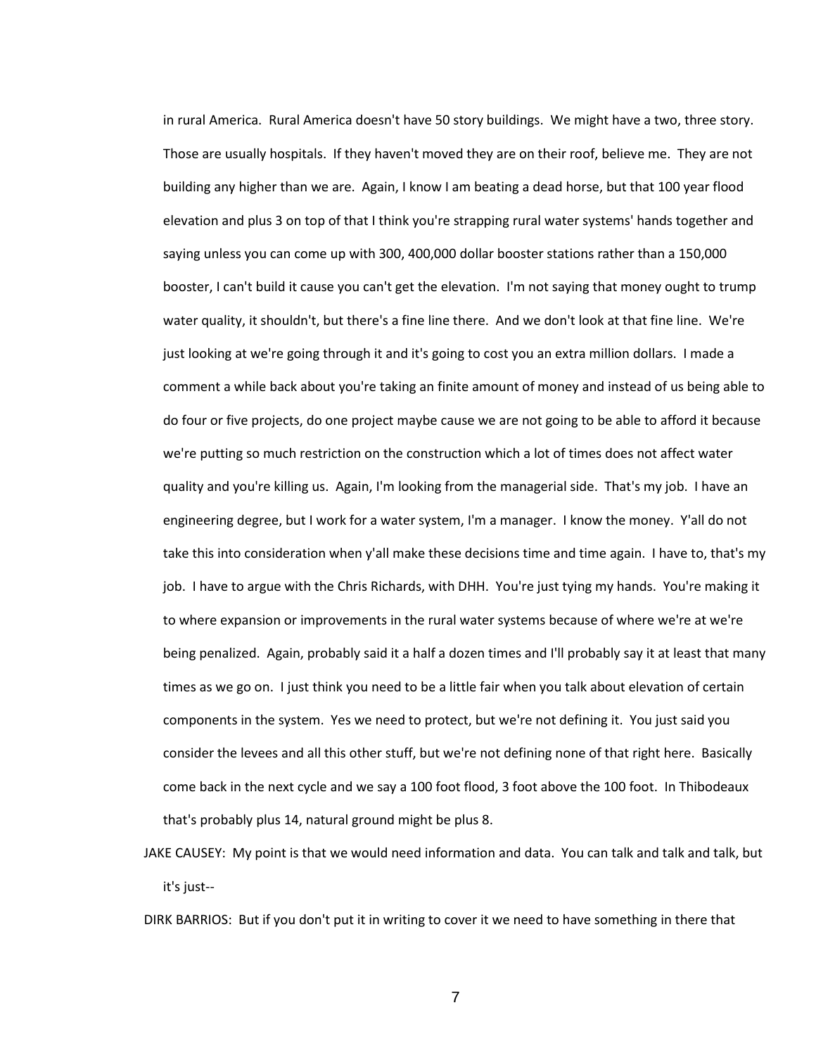in rural America. Rural America doesn't have 50 story buildings. We might have a two, three story. Those are usually hospitals. If they haven't moved they are on their roof, believe me. They are not building any higher than we are. Again, I know I am beating a dead horse, but that 100 year flood elevation and plus 3 on top of that I think you're strapping rural water systems' hands together and saying unless you can come up with 300, 400,000 dollar booster stations rather than a 150,000 booster, I can't build it cause you can't get the elevation. I'm not saying that money ought to trump water quality, it shouldn't, but there's a fine line there. And we don't look at that fine line. We're just looking at we're going through it and it's going to cost you an extra million dollars. I made a comment a while back about you're taking an finite amount of money and instead of us being able to do four or five projects, do one project maybe cause we are not going to be able to afford it because we're putting so much restriction on the construction which a lot of times does not affect water quality and you're killing us. Again, I'm looking from the managerial side. That's my job. I have an engineering degree, but I work for a water system, I'm a manager. I know the money. Y'all do not take this into consideration when y'all make these decisions time and time again. I have to, that's my job. I have to argue with the Chris Richards, with DHH. You're just tying my hands. You're making it to where expansion or improvements in the rural water systems because of where we're at we're being penalized. Again, probably said it a half a dozen times and I'll probably say it at least that many times as we go on. I just think you need to be a little fair when you talk about elevation of certain components in the system. Yes we need to protect, but we're not defining it. You just said you consider the levees and all this other stuff, but we're not defining none of that right here. Basically come back in the next cycle and we say a 100 foot flood, 3 foot above the 100 foot. In Thibodeaux that's probably plus 14, natural ground might be plus 8.

JAKE CAUSEY: My point is that we would need information and data. You can talk and talk and talk, but it's just--

DIRK BARRIOS: But if you don't put it in writing to cover it we need to have something in there that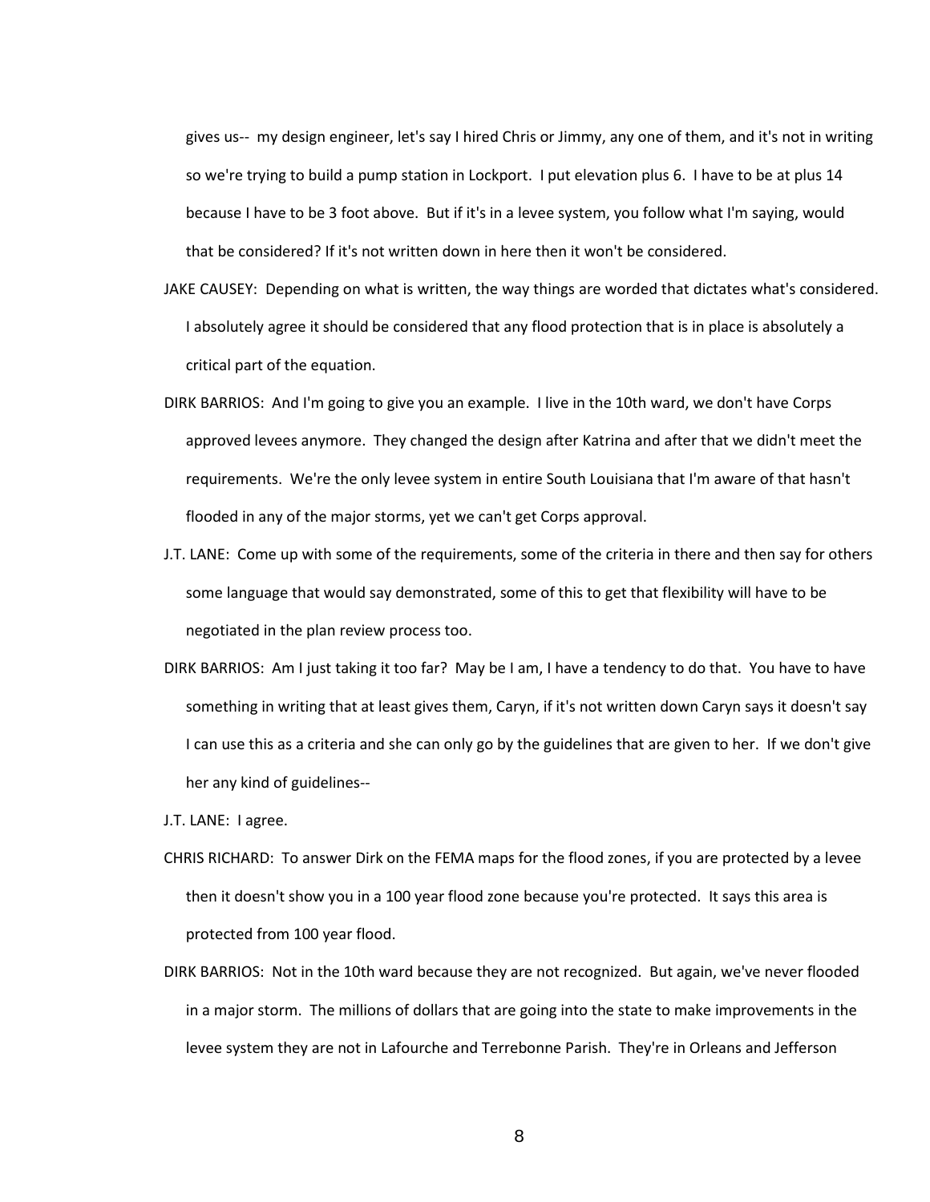gives us-- my design engineer, let's say I hired Chris or Jimmy, any one of them, and it's not in writing so we're trying to build a pump station in Lockport. I put elevation plus 6. I have to be at plus 14 because I have to be 3 foot above. But if it's in a levee system, you follow what I'm saying, would that be considered? If it's not written down in here then it won't be considered.

JAKE CAUSEY: Depending on what is written, the way things are worded that dictates what's considered. I absolutely agree it should be considered that any flood protection that is in place is absolutely a critical part of the equation.

DIRK BARRIOS: And I'm going to give you an example. I live in the 10th ward, we don't have Corps approved levees anymore. They changed the design after Katrina and after that we didn't meet the requirements. We're the only levee system in entire South Louisiana that I'm aware of that hasn't flooded in any of the major storms, yet we can't get Corps approval.

J.T. LANE: Come up with some of the requirements, some of the criteria in there and then say for others some language that would say demonstrated, some of this to get that flexibility will have to be negotiated in the plan review process too.

DIRK BARRIOS: Am I just taking it too far? May be I am, I have a tendency to do that. You have to have something in writing that at least gives them, Caryn, if it's not written down Caryn says it doesn't say I can use this as a criteria and she can only go by the guidelines that are given to her. If we don't give her any kind of guidelines--

J.T. LANE: I agree.

CHRIS RICHARD: To answer Dirk on the FEMA maps for the flood zones, if you are protected by a levee then it doesn't show you in a 100 year flood zone because you're protected. It says this area is protected from 100 year flood.

DIRK BARRIOS: Not in the 10th ward because they are not recognized. But again, we've never flooded in a major storm. The millions of dollars that are going into the state to make improvements in the levee system they are not in Lafourche and Terrebonne Parish. They're in Orleans and Jefferson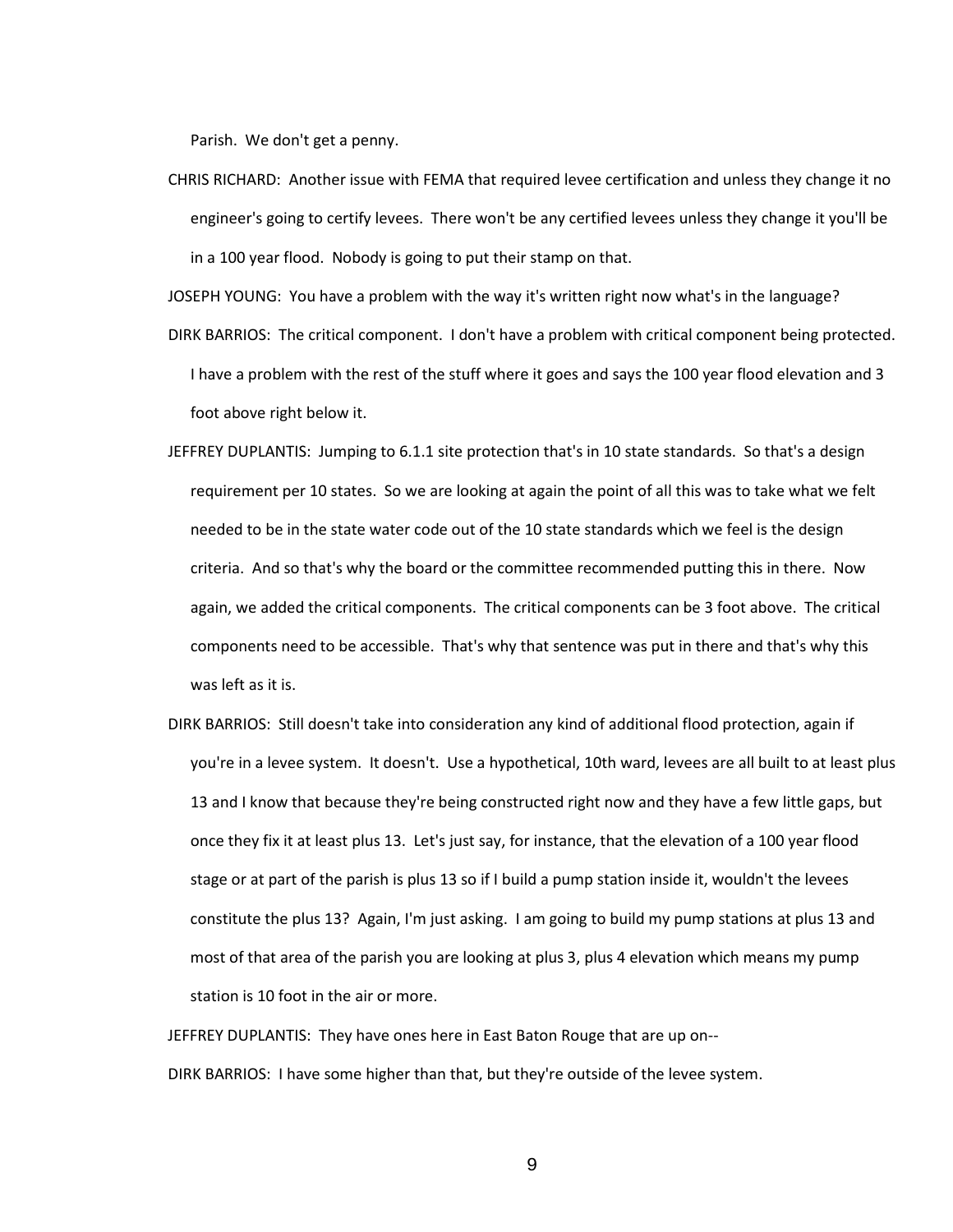Parish. We don't get a penny.

CHRIS RICHARD: Another issue with FEMA that required levee certification and unless they change it no engineer's going to certify levees. There won't be any certified levees unless they change it you'll be in a 100 year flood. Nobody is going to put their stamp on that.

JOSEPH YOUNG: You have a problem with the way it's written right now what's in the language?

DIRK BARRIOS: The critical component. I don't have a problem with critical component being protected. I have a problem with the rest of the stuff where it goes and says the 100 year flood elevation and 3 foot above right below it.

JEFFREY DUPLANTIS: Jumping to 6.1.1 site protection that's in 10 state standards. So that's a design requirement per 10 states. So we are looking at again the point of all this was to take what we felt needed to be in the state water code out of the 10 state standards which we feel is the design criteria. And so that's why the board or the committee recommended putting this in there. Now again, we added the critical components. The critical components can be 3 foot above. The critical components need to be accessible. That's why that sentence was put in there and that's why this was left as it is.

DIRK BARRIOS: Still doesn't take into consideration any kind of additional flood protection, again if you're in a levee system. It doesn't. Use a hypothetical, 10th ward, levees are all built to at least plus 13 and I know that because they're being constructed right now and they have a few little gaps, but once they fix it at least plus 13. Let's just say, for instance, that the elevation of a 100 year flood stage or at part of the parish is plus 13 so if I build a pump station inside it, wouldn't the levees constitute the plus 13? Again, I'm just asking. I am going to build my pump stations at plus 13 and most of that area of the parish you are looking at plus 3, plus 4 elevation which means my pump station is 10 foot in the air or more.

JEFFREY DUPLANTIS: They have ones here in East Baton Rouge that are up on--

DIRK BARRIOS: I have some higher than that, but they're outside of the levee system.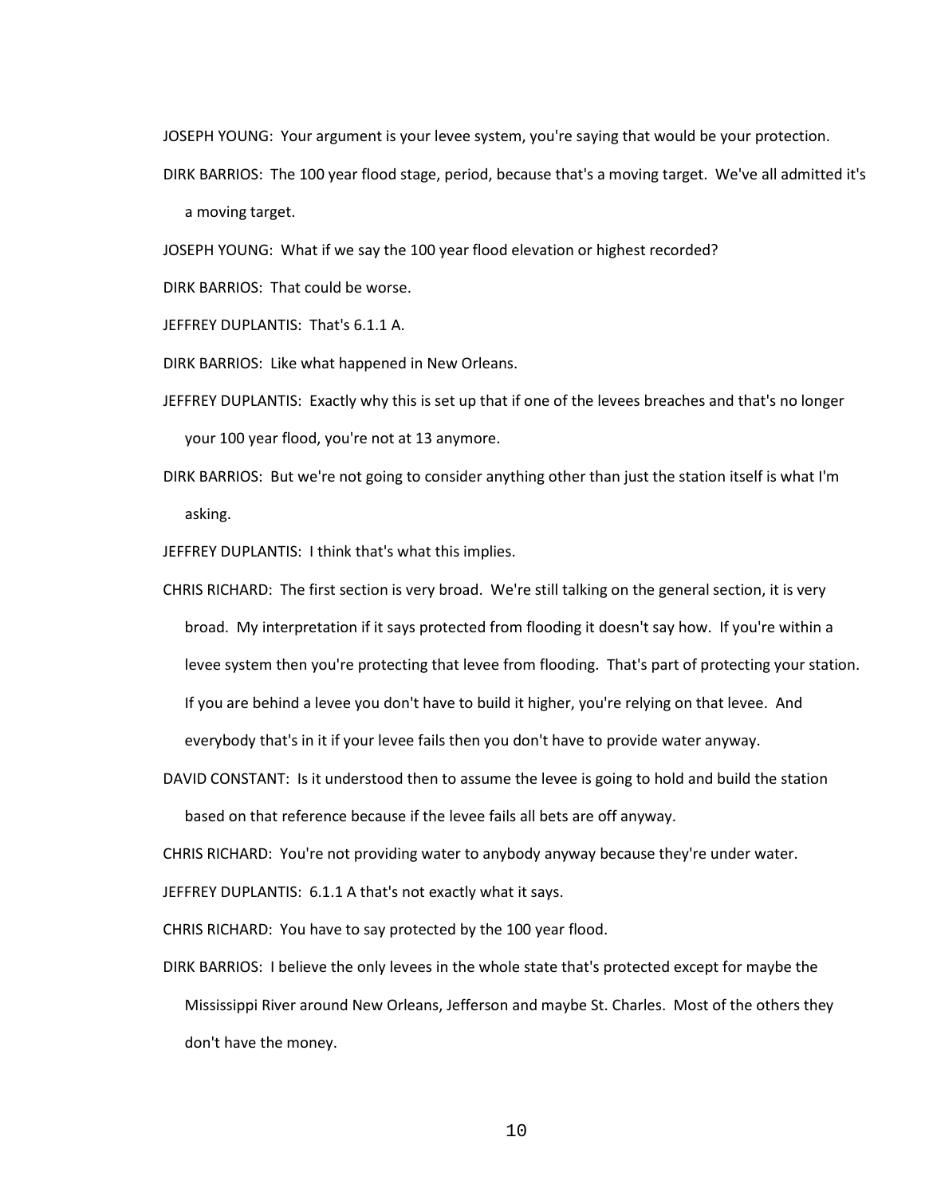JOSEPH YOUNG: Your argument is your levee system, you're saying that would be your protection.

DIRK BARRIOS: The 100 year flood stage, period, because that's a moving target. We've all admitted it's a moving target.

JOSEPH YOUNG: What if we say the 100 year flood elevation or highest recorded?

DIRK BARRIOS: That could be worse.

JEFFREY DUPLANTIS: That's 6.1.1 A.

DIRK BARRIOS: Like what happened in New Orleans.

JEFFREY DUPLANTIS: Exactly why this is set up that if one of the levees breaches and that's no longer your 100 year flood, you're not at 13 anymore.

DIRK BARRIOS: But we're not going to consider anything other than just the station itself is what I'm asking.

JEFFREY DUPLANTIS: I think that's what this implies.

CHRIS RICHARD: The first section is very broad. We're still talking on the general section, it is very broad. My interpretation if it says protected from flooding it doesn't say how. If you're within a levee system then you're protecting that levee from flooding. That's part of protecting your station. If you are behind a levee you don't have to build it higher, you're relying on that levee. And everybody that's in it if your levee fails then you don't have to provide water anyway.

DAVID CONSTANT: Is it understood then to assume the levee is going to hold and build the station based on that reference because if the levee fails all bets are off anyway.

CHRIS RICHARD: You're not providing water to anybody anyway because they're under water.

JEFFREY DUPLANTIS: 6.1.1 A that's not exactly what it says.

CHRIS RICHARD: You have to say protected by the 100 year flood.

DIRK BARRIOS: I believe the only levees in the whole state that's protected except for maybe the Mississippi River around New Orleans, Jefferson and maybe St. Charles. Most of the others they don't have the money.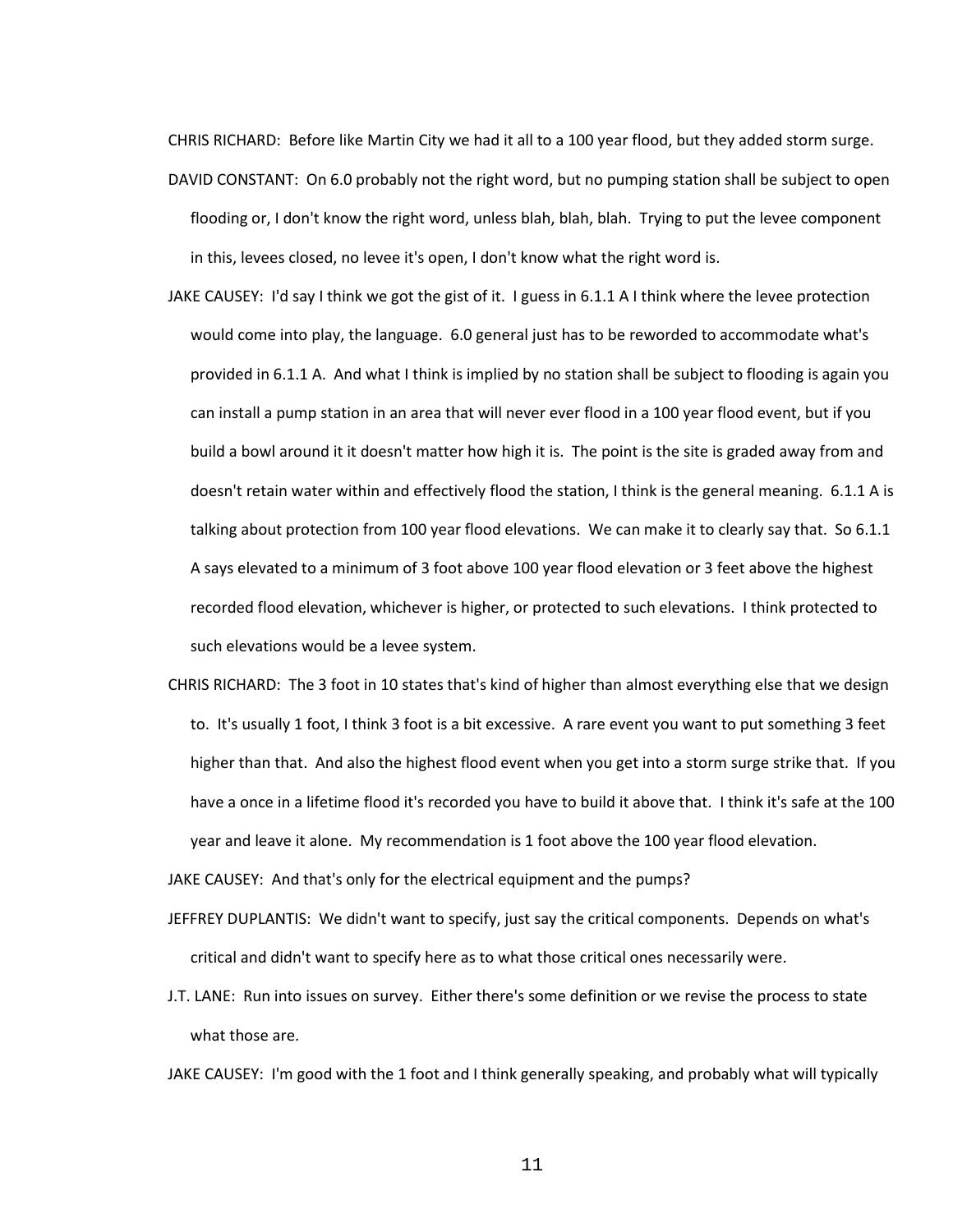CHRIS RICHARD: Before like Martin City we had it all to a 100 year flood, but they added storm surge.

DAVID CONSTANT: On 6.0 probably not the right word, but no pumping station shall be subject to open flooding or, I don't know the right word, unless blah, blah, blah. Trying to put the levee component in this, levees closed, no levee it's open, I don't know what the right word is.

JAKE CAUSEY: I'd say I think we got the gist of it. I guess in 6.1.1 A I think where the levee protection would come into play, the language. 6.0 general just has to be reworded to accommodate what's provided in 6.1.1 A. And what I think is implied by no station shall be subject to flooding is again you can install a pump station in an area that will never ever flood in a 100 year flood event, but if you build a bowl around it it doesn't matter how high it is. The point is the site is graded away from and doesn't retain water within and effectively flood the station, I think is the general meaning. 6.1.1 A is talking about protection from 100 year flood elevations. We can make it to clearly say that. So 6.1.1 A says elevated to a minimum of 3 foot above 100 year flood elevation or 3 feet above the highest recorded flood elevation, whichever is higher, or protected to such elevations. I think protected to such elevations would be a levee system.

CHRIS RICHARD: The 3 foot in 10 states that's kind of higher than almost everything else that we design to. It's usually 1 foot, I think 3 foot is a bit excessive. A rare event you want to put something 3 feet higher than that. And also the highest flood event when you get into a storm surge strike that. If you have a once in a lifetime flood it's recorded you have to build it above that. I think it's safe at the 100 year and leave it alone. My recommendation is 1 foot above the 100 year flood elevation.

JAKE CAUSEY: And that's only for the electrical equipment and the pumps?

JEFFREY DUPLANTIS: We didn't want to specify, just say the critical components. Depends on what's critical and didn't want to specify here as to what those critical ones necessarily were.

J.T. LANE: Run into issues on survey. Either there's some definition or we revise the process to state what those are.

JAKE CAUSEY: I'm good with the 1 foot and I think generally speaking, and probably what will typically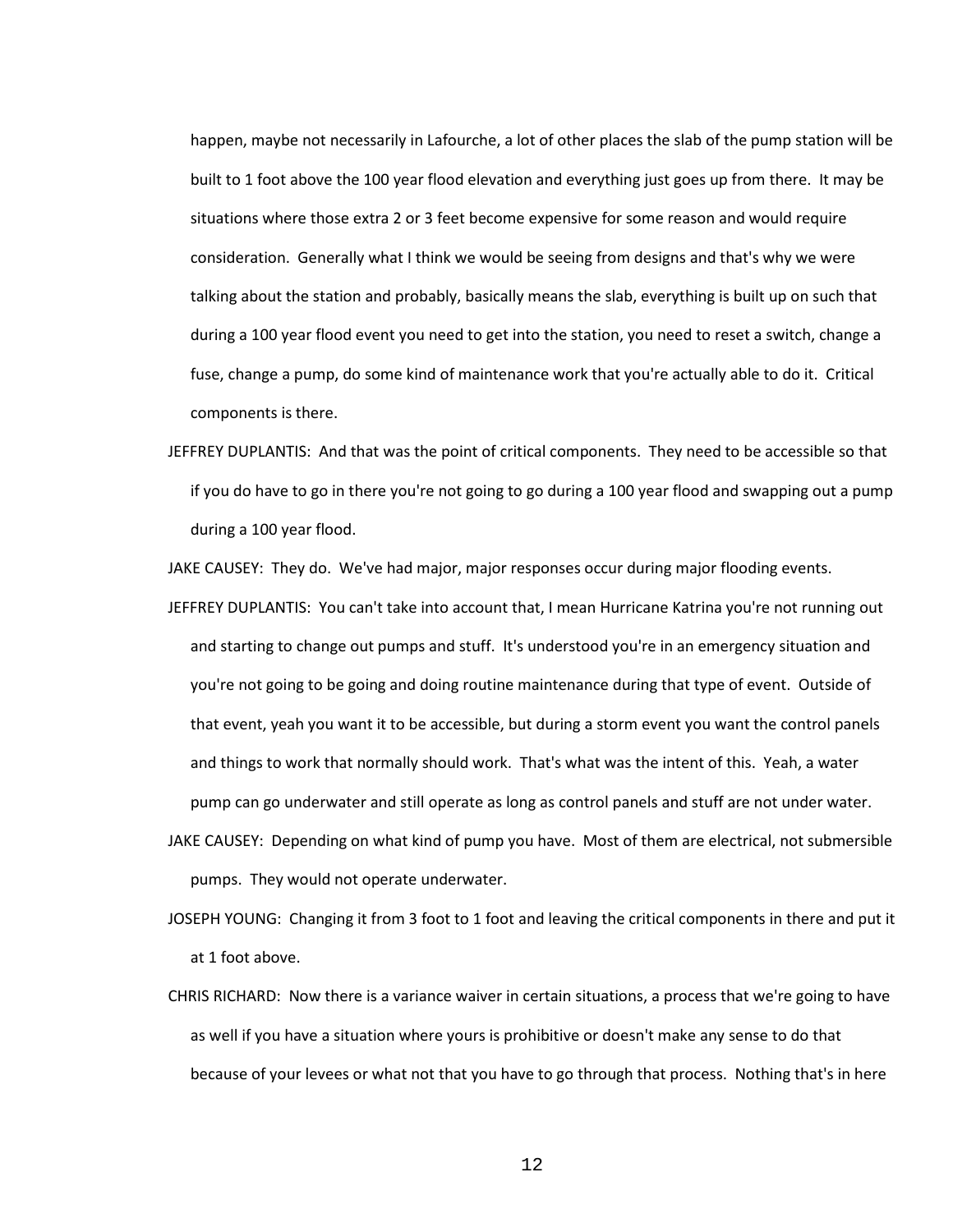happen, maybe not necessarily in Lafourche, a lot of other places the slab of the pump station will be built to 1 foot above the 100 year flood elevation and everything just goes up from there. It may be situations where those extra 2 or 3 feet become expensive for some reason and would require consideration. Generally what I think we would be seeing from designs and that's why we were talking about the station and probably, basically means the slab, everything is built up on such that during a 100 year flood event you need to get into the station, you need to reset a switch, change a fuse, change a pump, do some kind of maintenance work that you're actually able to do it. Critical components is there.

JEFFREY DUPLANTIS: And that was the point of critical components. They need to be accessible so that if you do have to go in there you're not going to go during a 100 year flood and swapping out a pump during a 100 year flood.

JAKE CAUSEY: They do. We've had major, major responses occur during major flooding events.

JEFFREY DUPLANTIS: You can't take into account that, I mean Hurricane Katrina you're not running out and starting to change out pumps and stuff. It's understood you're in an emergency situation and you're not going to be going and doing routine maintenance during that type of event. Outside of that event, yeah you want it to be accessible, but during a storm event you want the control panels and things to work that normally should work. That's what was the intent of this. Yeah, a water pump can go underwater and still operate as long as control panels and stuff are not under water.

JAKE CAUSEY: Depending on what kind of pump you have. Most of them are electrical, not submersible pumps. They would not operate underwater.

JOSEPH YOUNG: Changing it from 3 foot to 1 foot and leaving the critical components in there and put it at 1 foot above.

CHRIS RICHARD: Now there is a variance waiver in certain situations, a process that we're going to have as well if you have a situation where yours is prohibitive or doesn't make any sense to do that because of your levees or what not that you have to go through that process. Nothing that's in here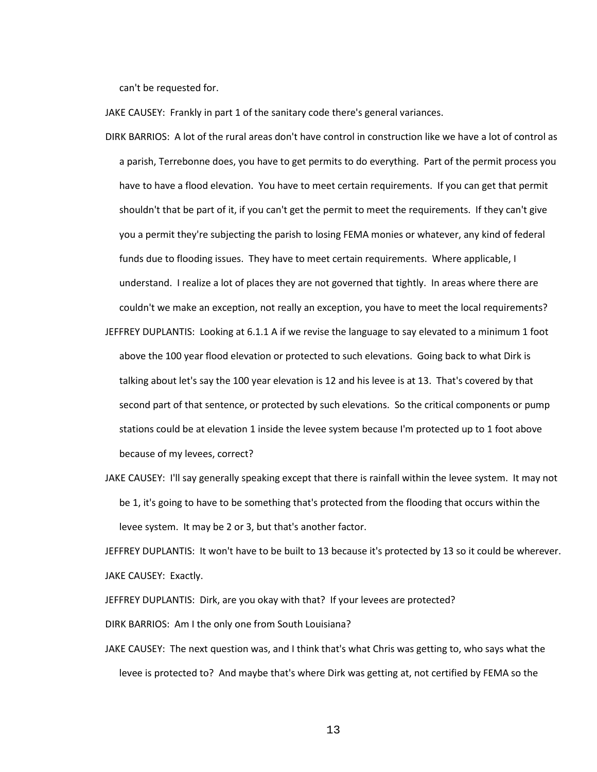can't be requested for.

JAKE CAUSEY: Frankly in part 1 of the sanitary code there's general variances.

DIRK BARRIOS: A lot of the rural areas don't have control in construction like we have a lot of control as a parish, Terrebonne does, you have to get permits to do everything. Part of the permit process you have to have a flood elevation. You have to meet certain requirements. If you can get that permit shouldn't that be part of it, if you can't get the permit to meet the requirements. If they can't give you a permit they're subjecting the parish to losing FEMA monies or whatever, any kind of federal funds due to flooding issues. They have to meet certain requirements. Where applicable, I understand. I realize a lot of places they are not governed that tightly. In areas where there are couldn't we make an exception, not really an exception, you have to meet the local requirements?

JEFFREY DUPLANTIS: Looking at 6.1.1 A if we revise the language to say elevated to a minimum 1 foot above the 100 year flood elevation or protected to such elevations. Going back to what Dirk is talking about let's say the 100 year elevation is 12 and his levee is at 13. That's covered by that second part of that sentence, or protected by such elevations. So the critical components or pump stations could be at elevation 1 inside the levee system because I'm protected up to 1 foot above because of my levees, correct?

JAKE CAUSEY: I'll say generally speaking except that there is rainfall within the levee system. It may not be 1, it's going to have to be something that's protected from the flooding that occurs within the levee system. It may be 2 or 3, but that's another factor.

JEFFREY DUPLANTIS: It won't have to be built to 13 because it's protected by 13 so it could be wherever.

JAKE CAUSEY: Exactly.

JEFFREY DUPLANTIS: Dirk, are you okay with that? If your levees are protected?

DIRK BARRIOS: Am I the only one from South Louisiana?

JAKE CAUSEY: The next question was, and I think that's what Chris was getting to, who says what the levee is protected to? And maybe that's where Dirk was getting at, not certified by FEMA so the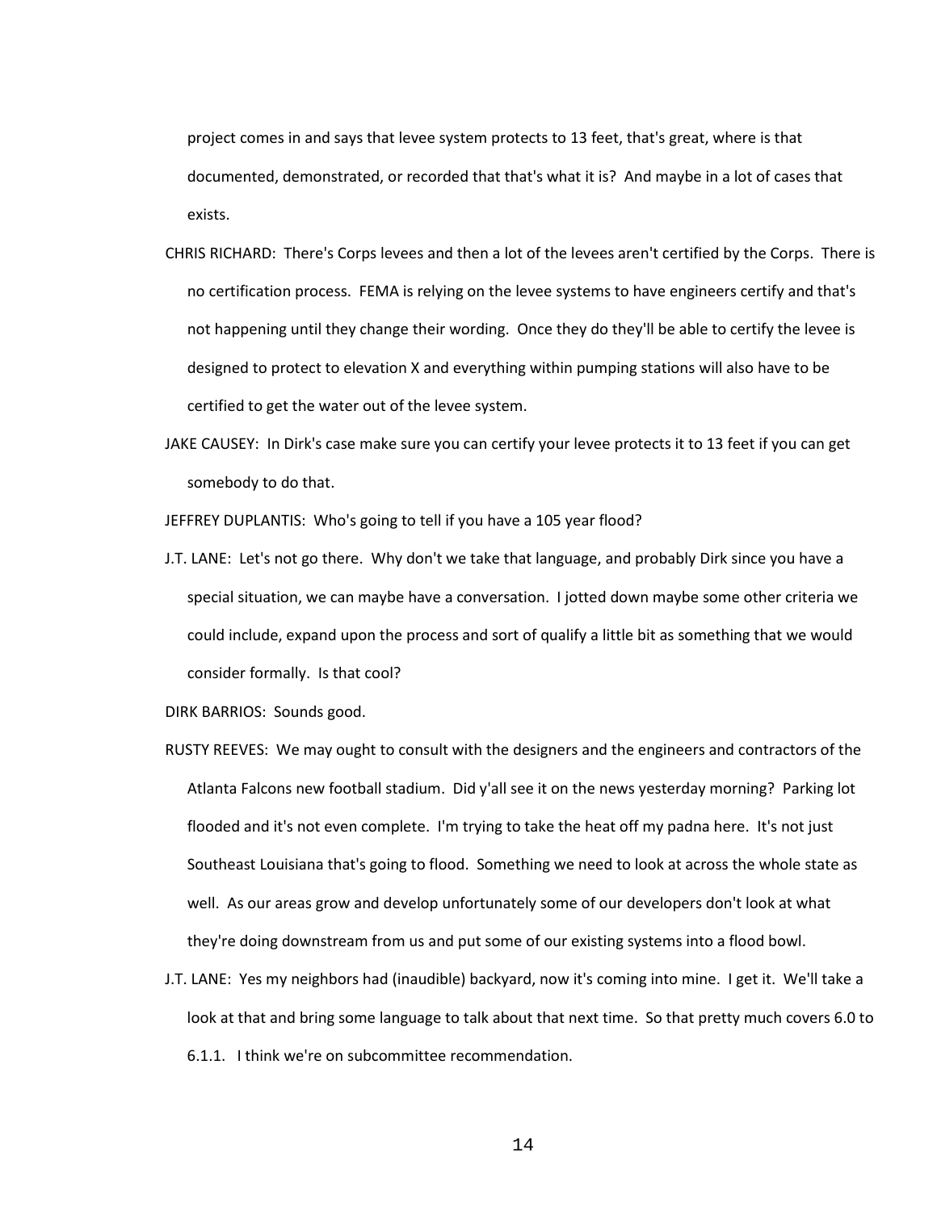project comes in and says that levee system protects to 13 feet, that's great, where is that documented, demonstrated, or recorded that that's what it is? And maybe in a lot of cases that exists.

CHRIS RICHARD: There's Corps levees and then a lot of the levees aren't certified by the Corps. There is no certification process. FEMA is relying on the levee systems to have engineers certify and that's not happening until they change their wording. Once they do they'll be able to certify the levee is designed to protect to elevation X and everything within pumping stations will also have to be certified to get the water out of the levee system.

JAKE CAUSEY: In Dirk's case make sure you can certify your levee protects it to 13 feet if you can get somebody to do that.

JEFFREY DUPLANTIS: Who's going to tell if you have a 105 year flood?

J.T. LANE: Let's not go there. Why don't we take that language, and probably Dirk since you have a special situation, we can maybe have a conversation. I jotted down maybe some other criteria we could include, expand upon the process and sort of qualify a little bit as something that we would consider formally. Is that cool?

DIRK BARRIOS: Sounds good.

RUSTY REEVES: We may ought to consult with the designers and the engineers and contractors of the Atlanta Falcons new football stadium. Did y'all see it on the news yesterday morning? Parking lot flooded and it's not even complete. I'm trying to take the heat off my padna here. It's not just Southeast Louisiana that's going to flood. Something we need to look at across the whole state as well. As our areas grow and develop unfortunately some of our developers don't look at what they're doing downstream from us and put some of our existing systems into a flood bowl.

J.T. LANE: Yes my neighbors had (inaudible) backyard, now it's coming into mine. I get it. We'll take a look at that and bring some language to talk about that next time. So that pretty much covers 6.0 to 6.1.1. I think we're on subcommittee recommendation.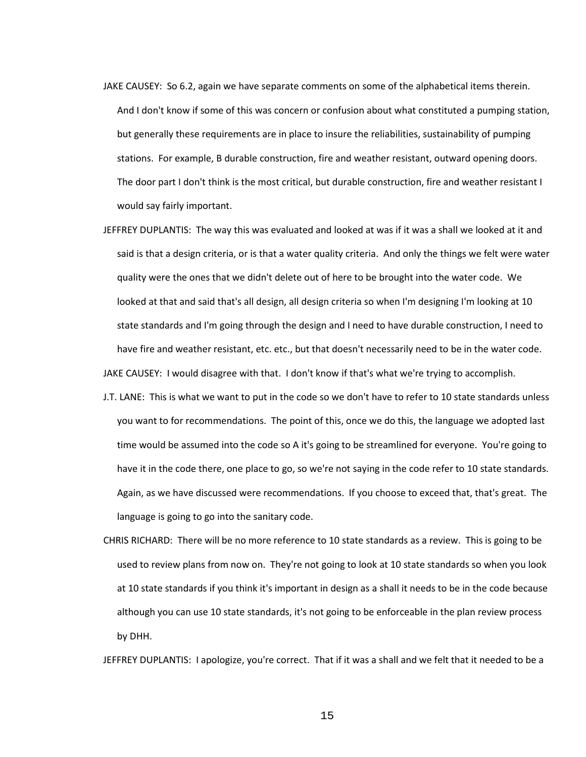JAKE CAUSEY: So 6.2, again we have separate comments on some of the alphabetical items therein. And I don't know if some of this was concern or confusion about what constituted a pumping station, but generally these requirements are in place to insure the reliabilities, sustainability of pumping stations. For example, B durable construction, fire and weather resistant, outward opening doors. The door part I don't think is the most critical, but durable construction, fire and weather resistant I would say fairly important.

JEFFREY DUPLANTIS: The way this was evaluated and looked at was if it was a shall we looked at it and said is that a design criteria, or is that a water quality criteria. And only the things we felt were water quality were the ones that we didn't delete out of here to be brought into the water code. We looked at that and said that's all design, all design criteria so when I'm designing I'm looking at 10 state standards and I'm going through the design and I need to have durable construction, I need to have fire and weather resistant, etc. etc., but that doesn't necessarily need to be in the water code.

JAKE CAUSEY: I would disagree with that. I don't know if that's what we're trying to accomplish.

J.T. LANE: This is what we want to put in the code so we don't have to refer to 10 state standards unless you want to for recommendations. The point of this, once we do this, the language we adopted last time would be assumed into the code so A it's going to be streamlined for everyone. You're going to have it in the code there, one place to go, so we're not saying in the code refer to 10 state standards. Again, as we have discussed were recommendations. If you choose to exceed that, that's great. The language is going to go into the sanitary code.

CHRIS RICHARD: There will be no more reference to 10 state standards as a review. This is going to be used to review plans from now on. They're not going to look at 10 state standards so when you look at 10 state standards if you think it's important in design as a shall it needs to be in the code because although you can use 10 state standards, it's not going to be enforceable in the plan review process by DHH.

JEFFREY DUPLANTIS: I apologize, you're correct. That if it was a shall and we felt that it needed to be a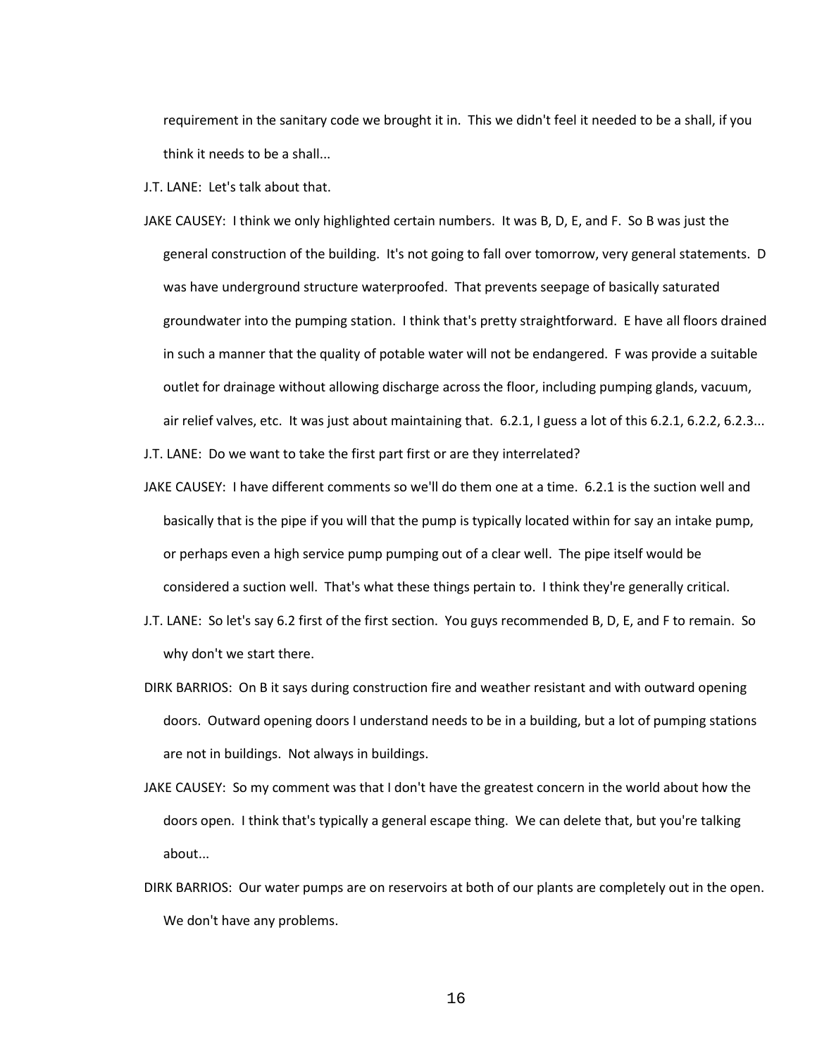requirement in the sanitary code we brought it in. This we didn't feel it needed to be a shall, if you think it needs to be a shall...

J.T. LANE: Let's talk about that.

JAKE CAUSEY: I think we only highlighted certain numbers. It was B, D, E, and F. So B was just the general construction of the building. It's not going to fall over tomorrow, very general statements. D was have underground structure waterproofed. That prevents seepage of basically saturated groundwater into the pumping station. I think that's pretty straightforward. E have all floors drained in such a manner that the quality of potable water will not be endangered. F was provide a suitable outlet for drainage without allowing discharge across the floor, including pumping glands, vacuum, air relief valves, etc. It was just about maintaining that. 6.2.1, I guess a lot of this 6.2.1, 6.2.2, 6.2.3...

J.T. LANE: Do we want to take the first part first or are they interrelated?

JAKE CAUSEY: I have different comments so we'll do them one at a time. 6.2.1 is the suction well and basically that is the pipe if you will that the pump is typically located within for say an intake pump, or perhaps even a high service pump pumping out of a clear well. The pipe itself would be considered a suction well. That's what these things pertain to. I think they're generally critical.

J.T. LANE: So let's say 6.2 first of the first section. You guys recommended B, D, E, and F to remain. So why don't we start there.

DIRK BARRIOS: On B it says during construction fire and weather resistant and with outward opening doors. Outward opening doors I understand needs to be in a building, but a lot of pumping stations are not in buildings. Not always in buildings.

JAKE CAUSEY: So my comment was that I don't have the greatest concern in the world about how the doors open. I think that's typically a general escape thing. We can delete that, but you're talking about...

DIRK BARRIOS: Our water pumps are on reservoirs at both of our plants are completely out in the open. We don't have any problems.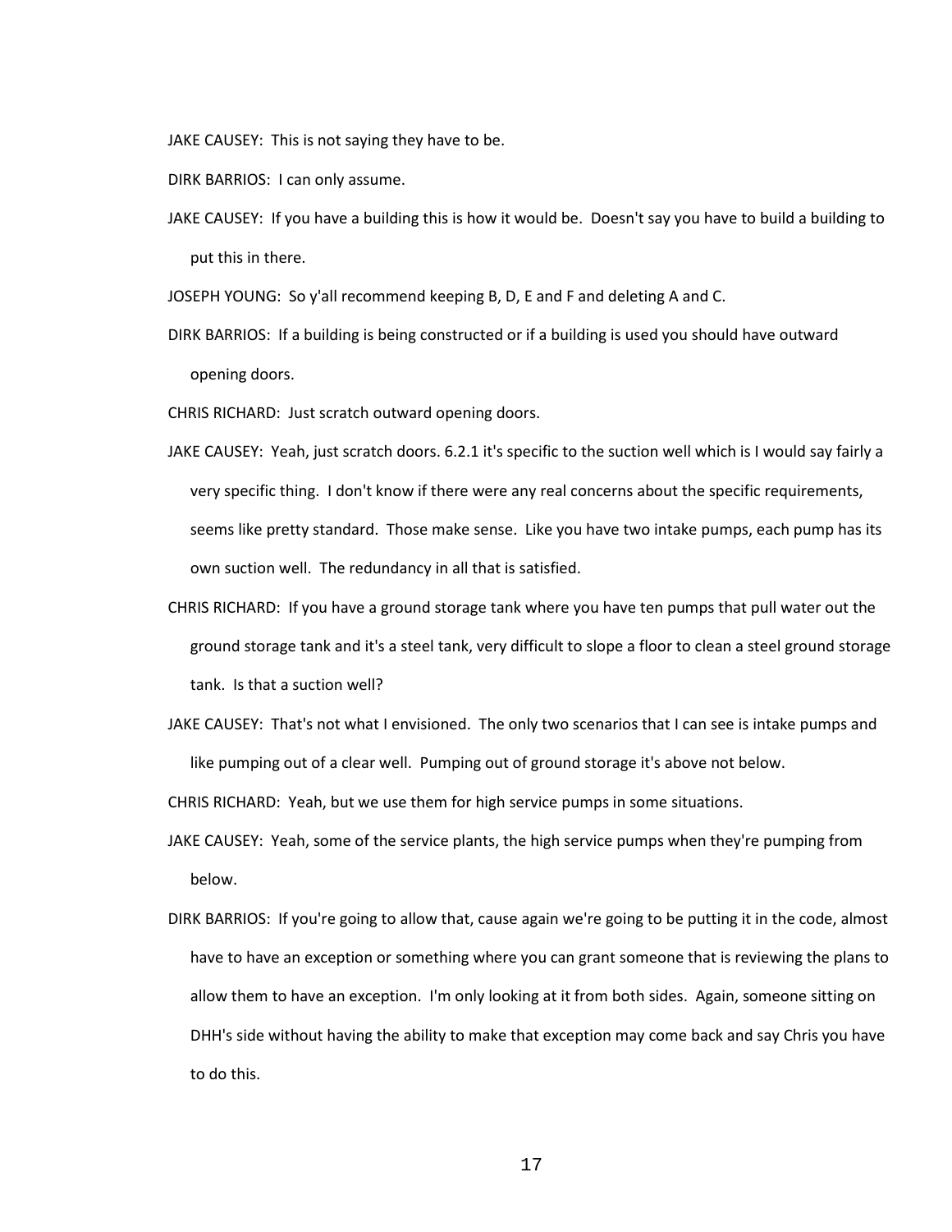JAKE CAUSEY: This is not saying they have to be.

DIRK BARRIOS: I can only assume.

JAKE CAUSEY: If you have a building this is how it would be. Doesn't say you have to build a building to put this in there.

JOSEPH YOUNG: So y'all recommend keeping B, D, E and F and deleting A and C.

DIRK BARRIOS: If a building is being constructed or if a building is used you should have outward opening doors.

CHRIS RICHARD: Just scratch outward opening doors.

JAKE CAUSEY: Yeah, just scratch doors. 6.2.1 it's specific to the suction well which is I would say fairly a very specific thing. I don't know if there were any real concerns about the specific requirements, seems like pretty standard. Those make sense. Like you have two intake pumps, each pump has its own suction well. The redundancy in all that is satisfied.

CHRIS RICHARD: If you have a ground storage tank where you have ten pumps that pull water out the ground storage tank and it's a steel tank, very difficult to slope a floor to clean a steel ground storage tank. Is that a suction well?

JAKE CAUSEY: That's not what I envisioned. The only two scenarios that I can see is intake pumps and like pumping out of a clear well. Pumping out of ground storage it's above not below.

CHRIS RICHARD: Yeah, but we use them for high service pumps in some situations.

JAKE CAUSEY: Yeah, some of the service plants, the high service pumps when they're pumping from below.

DIRK BARRIOS: If you're going to allow that, cause again we're going to be putting it in the code, almost have to have an exception or something where you can grant someone that is reviewing the plans to allow them to have an exception. I'm only looking at it from both sides. Again, someone sitting on DHH's side without having the ability to make that exception may come back and say Chris you have to do this.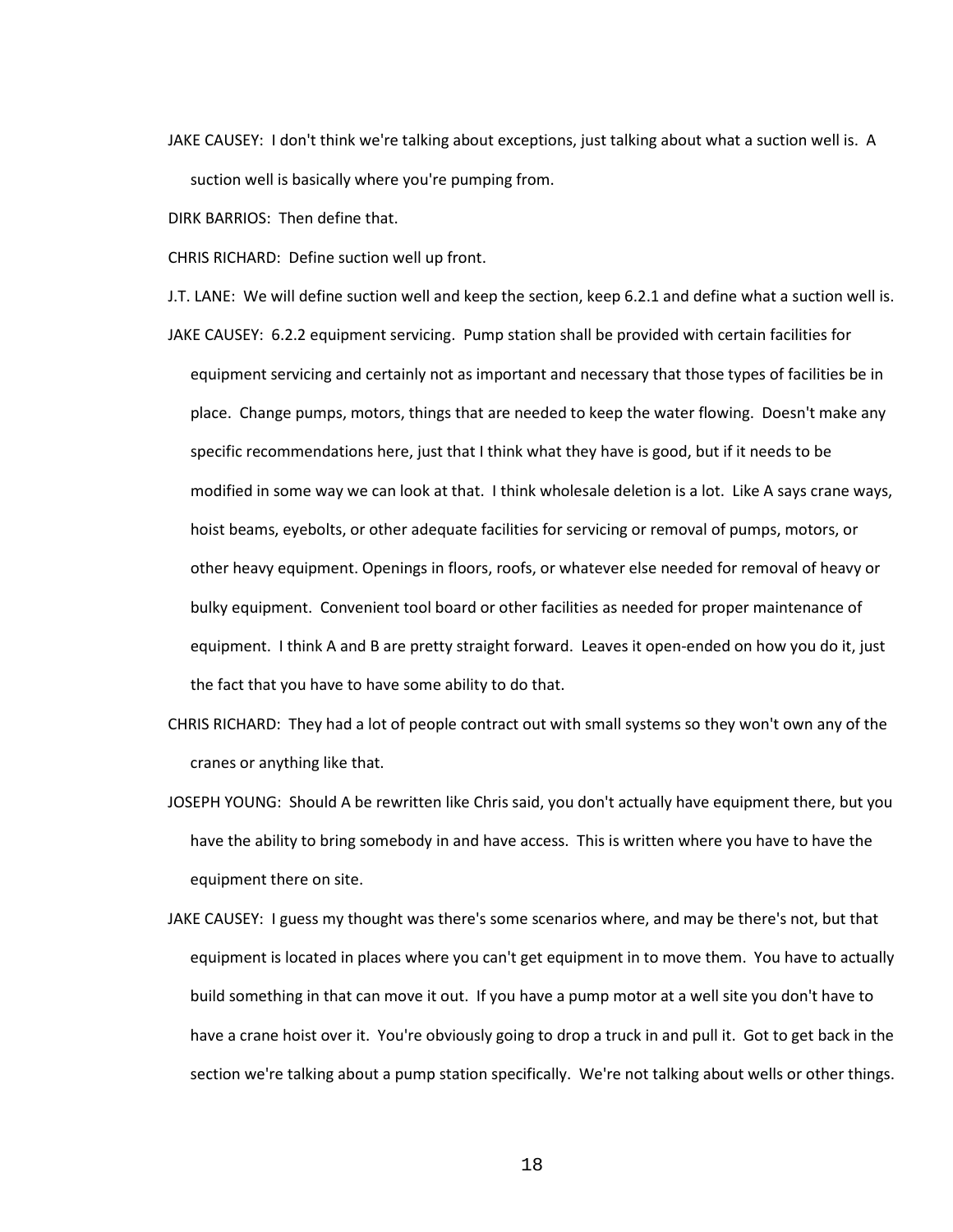JAKE CAUSEY: I don't think we're talking about exceptions, just talking about what a suction well is. A suction well is basically where you're pumping from.

DIRK BARRIOS: Then define that.

CHRIS RICHARD: Define suction well up front.

J.T. LANE: We will define suction well and keep the section, keep 6.2.1 and define what a suction well is.

JAKE CAUSEY: 6.2.2 equipment servicing. Pump station shall be provided with certain facilities for equipment servicing and certainly not as important and necessary that those types of facilities be in place. Change pumps, motors, things that are needed to keep the water flowing. Doesn't make any specific recommendations here, just that I think what they have is good, but if it needs to be modified in some way we can look at that. I think wholesale deletion is a lot. Like A says crane ways, hoist beams, eyebolts, or other adequate facilities for servicing or removal of pumps, motors, or other heavy equipment. Openings in floors, roofs, or whatever else needed for removal of heavy or bulky equipment. Convenient tool board or other facilities as needed for proper maintenance of equipment. I think A and B are pretty straight forward. Leaves it open-ended on how you do it, just the fact that you have to have some ability to do that.

CHRIS RICHARD: They had a lot of people contract out with small systems so they won't own any of the cranes or anything like that.

JOSEPH YOUNG: Should A be rewritten like Chris said, you don't actually have equipment there, but you have the ability to bring somebody in and have access. This is written where you have to have the equipment there on site.

JAKE CAUSEY: I guess my thought was there's some scenarios where, and may be there's not, but that equipment is located in places where you can't get equipment in to move them. You have to actually build something in that can move it out. If you have a pump motor at a well site you don't have to have a crane hoist over it. You're obviously going to drop a truck in and pull it. Got to get back in the section we're talking about a pump station specifically. We're not talking about wells or other things.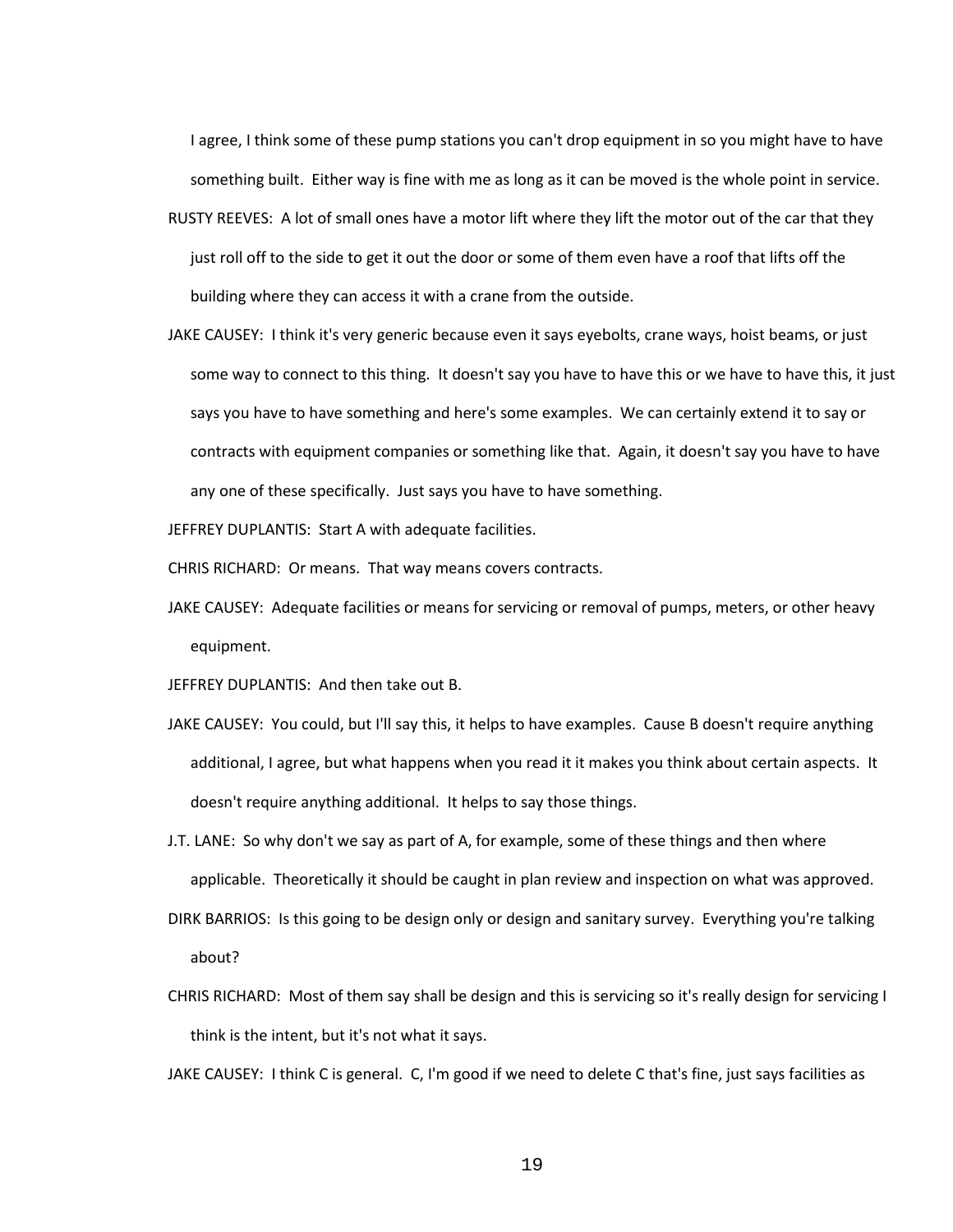I agree, I think some of these pump stations you can't drop equipment in so you might have to have something built. Either way is fine with me as long as it can be moved is the whole point in service.

RUSTY REEVES: A lot of small ones have a motor lift where they lift the motor out of the car that they just roll off to the side to get it out the door or some of them even have a roof that lifts off the building where they can access it with a crane from the outside.

JAKE CAUSEY: I think it's very generic because even it says eyebolts, crane ways, hoist beams, or just some way to connect to this thing. It doesn't say you have to have this or we have to have this, it just says you have to have something and here's some examples. We can certainly extend it to say or contracts with equipment companies or something like that. Again, it doesn't say you have to have any one of these specifically. Just says you have to have something.

JEFFREY DUPLANTIS: Start A with adequate facilities.

CHRIS RICHARD: Or means. That way means covers contracts.

JAKE CAUSEY: Adequate facilities or means for servicing or removal of pumps, meters, or other heavy equipment.

JEFFREY DUPLANTIS: And then take out B.

JAKE CAUSEY: You could, but I'll say this, it helps to have examples. Cause B doesn't require anything additional, I agree, but what happens when you read it it makes you think about certain aspects. It doesn't require anything additional. It helps to say those things.

J.T. LANE: So why don't we say as part of A, for example, some of these things and then where applicable. Theoretically it should be caught in plan review and inspection on what was approved.

DIRK BARRIOS: Is this going to be design only or design and sanitary survey. Everything you're talking about?

CHRIS RICHARD: Most of them say shall be design and this is servicing so it's really design for servicing I think is the intent, but it's not what it says.

JAKE CAUSEY: I think C is general. C, I'm good if we need to delete C that's fine, just says facilities as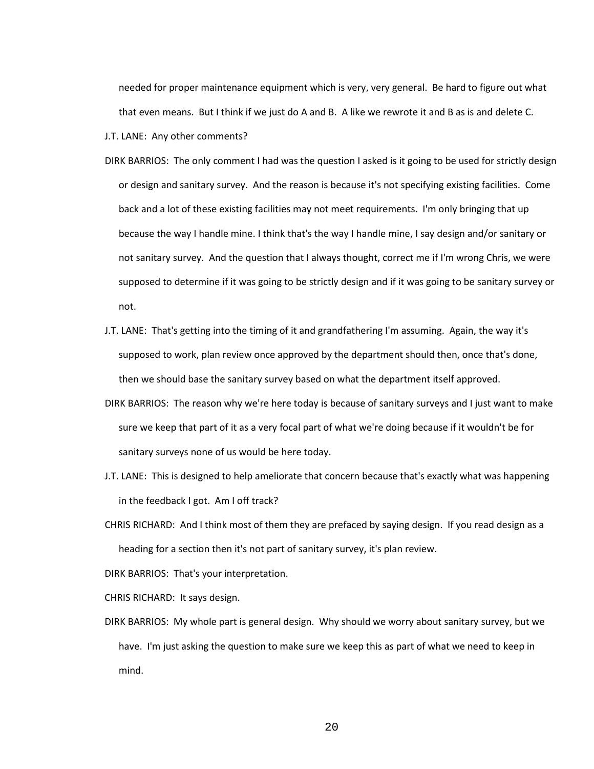needed for proper maintenance equipment which is very, very general. Be hard to figure out what that even means. But I think if we just do A and B. A like we rewrote it and B as is and delete C.

J.T. LANE: Any other comments?

DIRK BARRIOS: The only comment I had was the question I asked is it going to be used for strictly design or design and sanitary survey. And the reason is because it's not specifying existing facilities. Come back and a lot of these existing facilities may not meet requirements. I'm only bringing that up because the way I handle mine. I think that's the way I handle mine, I say design and/or sanitary or not sanitary survey. And the question that I always thought, correct me if I'm wrong Chris, we were supposed to determine if it was going to be strictly design and if it was going to be sanitary survey or not.

J.T. LANE: That's getting into the timing of it and grandfathering I'm assuming. Again, the way it's supposed to work, plan review once approved by the department should then, once that's done, then we should base the sanitary survey based on what the department itself approved.

DIRK BARRIOS: The reason why we're here today is because of sanitary surveys and I just want to make sure we keep that part of it as a very focal part of what we're doing because if it wouldn't be for sanitary surveys none of us would be here today.

J.T. LANE: This is designed to help ameliorate that concern because that's exactly what was happening in the feedback I got. Am I off track?

CHRIS RICHARD: And I think most of them they are prefaced by saying design. If you read design as a heading for a section then it's not part of sanitary survey, it's plan review.

DIRK BARRIOS: That's your interpretation.

CHRIS RICHARD: It says design.

DIRK BARRIOS: My whole part is general design. Why should we worry about sanitary survey, but we have. I'm just asking the question to make sure we keep this as part of what we need to keep in mind.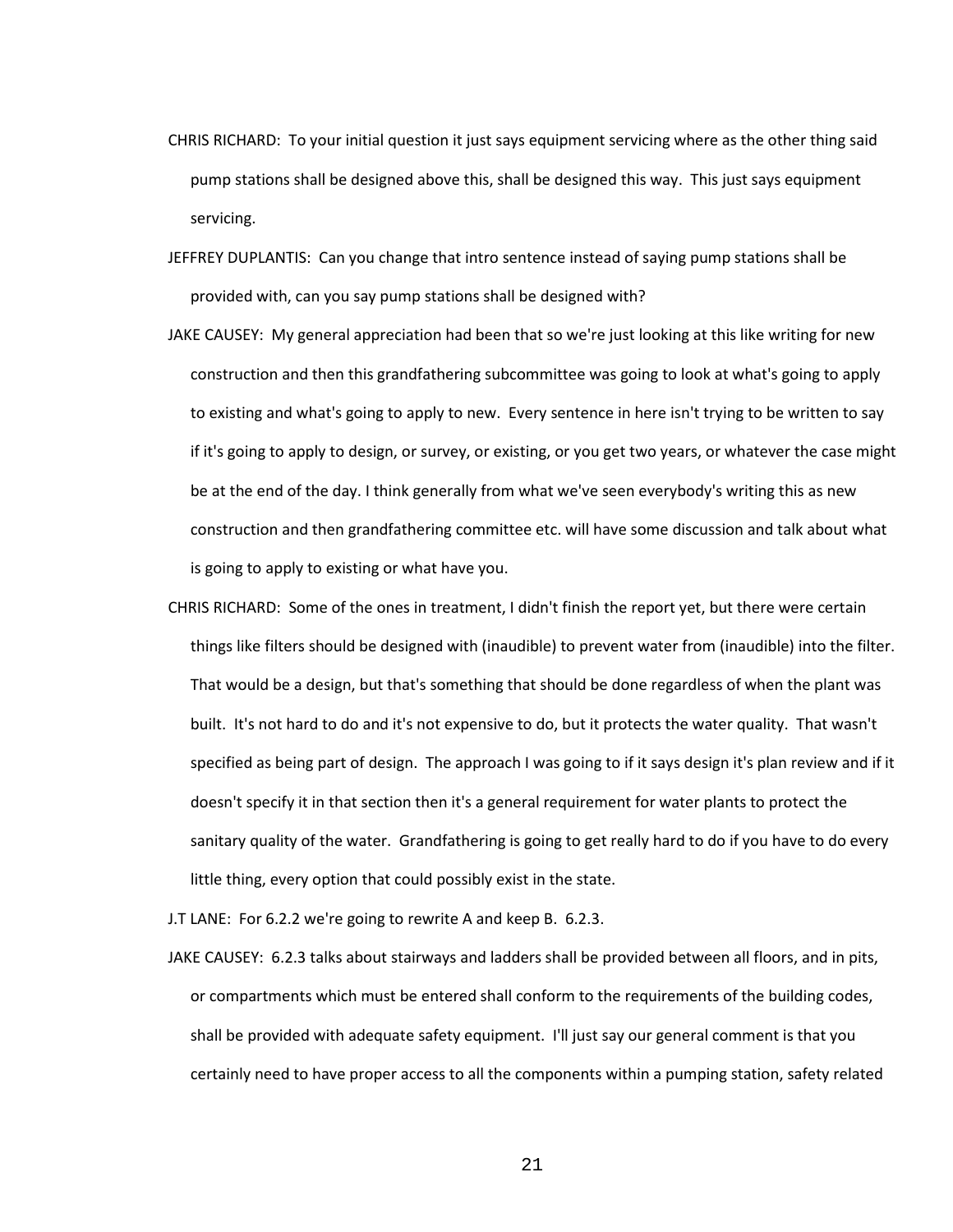CHRIS RICHARD: To your initial question it just says equipment servicing where as the other thing said pump stations shall be designed above this, shall be designed this way. This just says equipment servicing.

JEFFREY DUPLANTIS: Can you change that intro sentence instead of saying pump stations shall be provided with, can you say pump stations shall be designed with?

JAKE CAUSEY: My general appreciation had been that so we're just looking at this like writing for new construction and then this grandfathering subcommittee was going to look at what's going to apply to existing and what's going to apply to new. Every sentence in here isn't trying to be written to say if it's going to apply to design, or survey, or existing, or you get two years, or whatever the case might be at the end of the day. I think generally from what we've seen everybody's writing this as new construction and then grandfathering committee etc. will have some discussion and talk about what is going to apply to existing or what have you.

CHRIS RICHARD: Some of the ones in treatment, I didn't finish the report yet, but there were certain things like filters should be designed with (inaudible) to prevent water from (inaudible) into the filter. That would be a design, but that's something that should be done regardless of when the plant was built. It's not hard to do and it's not expensive to do, but it protects the water quality. That wasn't specified as being part of design. The approach I was going to if it says design it's plan review and if it doesn't specify it in that section then it's a general requirement for water plants to protect the sanitary quality of the water. Grandfathering is going to get really hard to do if you have to do every little thing, every option that could possibly exist in the state.

J.T LANE: For 6.2.2 we're going to rewrite A and keep B. 6.2.3.

JAKE CAUSEY: 6.2.3 talks about stairways and ladders shall be provided between all floors, and in pits, or compartments which must be entered shall conform to the requirements of the building codes, shall be provided with adequate safety equipment. I'll just say our general comment is that you certainly need to have proper access to all the components within a pumping station, safety related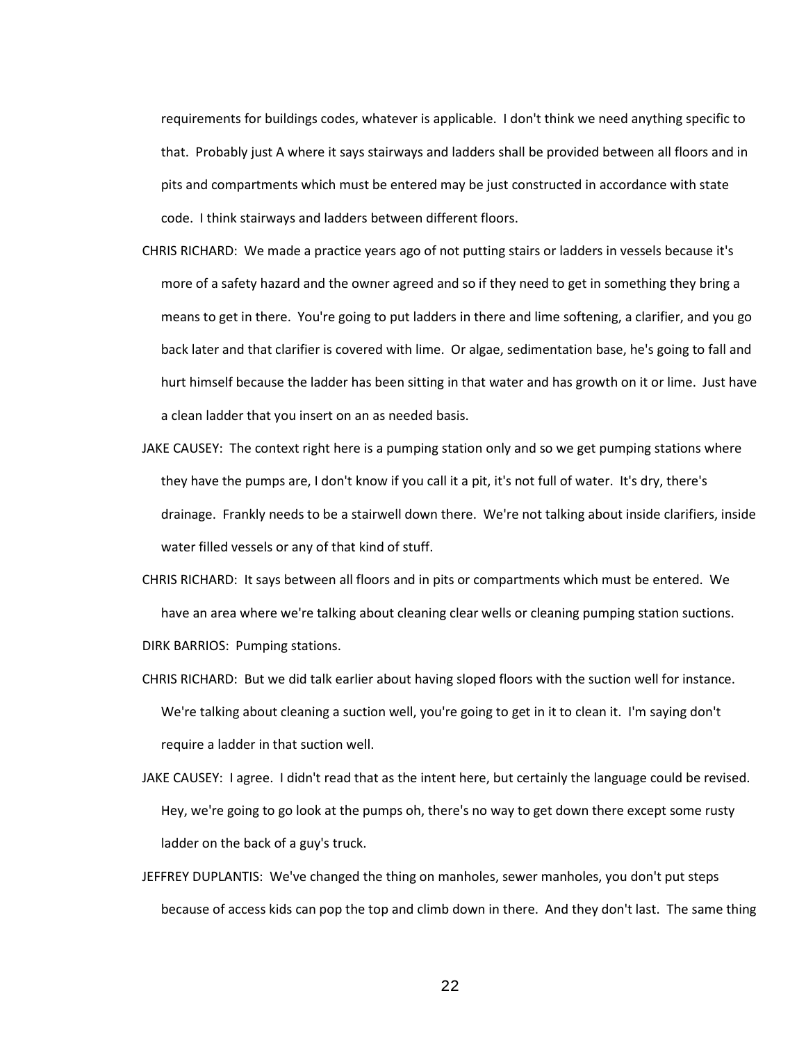requirements for buildings codes, whatever is applicable. I don't think we need anything specific to that. Probably just A where it says stairways and ladders shall be provided between all floors and in pits and compartments which must be entered may be just constructed in accordance with state code. I think stairways and ladders between different floors.

CHRIS RICHARD: We made a practice years ago of not putting stairs or ladders in vessels because it's more of a safety hazard and the owner agreed and so if they need to get in something they bring a means to get in there. You're going to put ladders in there and lime softening, a clarifier, and you go back later and that clarifier is covered with lime. Or algae, sedimentation base, he's going to fall and hurt himself because the ladder has been sitting in that water and has growth on it or lime. Just have a clean ladder that you insert on an as needed basis.

JAKE CAUSEY: The context right here is a pumping station only and so we get pumping stations where they have the pumps are, I don't know if you call it a pit, it's not full of water. It's dry, there's drainage. Frankly needs to be a stairwell down there. We're not talking about inside clarifiers, inside water filled vessels or any of that kind of stuff.

CHRIS RICHARD: It says between all floors and in pits or compartments which must be entered. We have an area where we're talking about cleaning clear wells or cleaning pumping station suctions.

DIRK BARRIOS: Pumping stations.

CHRIS RICHARD: But we did talk earlier about having sloped floors with the suction well for instance. We're talking about cleaning a suction well, you're going to get in it to clean it. I'm saying don't require a ladder in that suction well.

JAKE CAUSEY: I agree. I didn't read that as the intent here, but certainly the language could be revised. Hey, we're going to go look at the pumps oh, there's no way to get down there except some rusty ladder on the back of a guy's truck.

JEFFREY DUPLANTIS: We've changed the thing on manholes, sewer manholes, you don't put steps because of access kids can pop the top and climb down in there. And they don't last. The same thing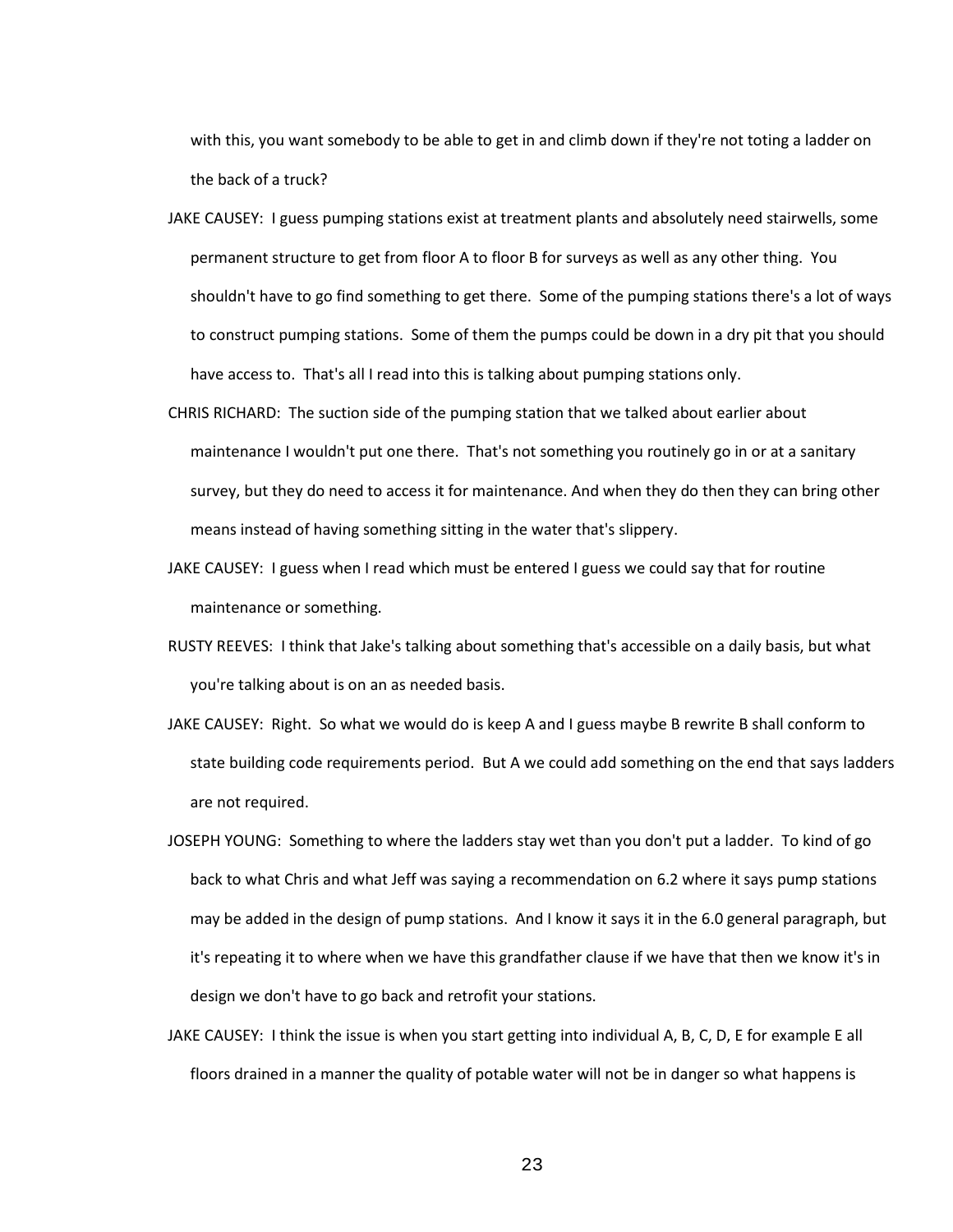with this, you want somebody to be able to get in and climb down if they're not toting a ladder on the back of a truck?

JAKE CAUSEY: I guess pumping stations exist at treatment plants and absolutely need stairwells, some permanent structure to get from floor A to floor B for surveys as well as any other thing. You shouldn't have to go find something to get there. Some of the pumping stations there's a lot of ways to construct pumping stations. Some of them the pumps could be down in a dry pit that you should have access to. That's all I read into this is talking about pumping stations only.

CHRIS RICHARD: The suction side of the pumping station that we talked about earlier about maintenance I wouldn't put one there. That's not something you routinely go in or at a sanitary survey, but they do need to access it for maintenance. And when they do then they can bring other means instead of having something sitting in the water that's slippery.

JAKE CAUSEY: I guess when I read which must be entered I guess we could say that for routine maintenance or something.

RUSTY REEVES: I think that Jake's talking about something that's accessible on a daily basis, but what you're talking about is on an as needed basis.

JAKE CAUSEY: Right. So what we would do is keep A and I guess maybe B rewrite B shall conform to state building code requirements period. But A we could add something on the end that says ladders are not required.

JOSEPH YOUNG: Something to where the ladders stay wet than you don't put a ladder. To kind of go back to what Chris and what Jeff was saying a recommendation on 6.2 where it says pump stations may be added in the design of pump stations. And I know it says it in the 6.0 general paragraph, but it's repeating it to where when we have this grandfather clause if we have that then we know it's in design we don't have to go back and retrofit your stations.

JAKE CAUSEY: I think the issue is when you start getting into individual A, B, C, D, E for example E all floors drained in a manner the quality of potable water will not be in danger so what happens is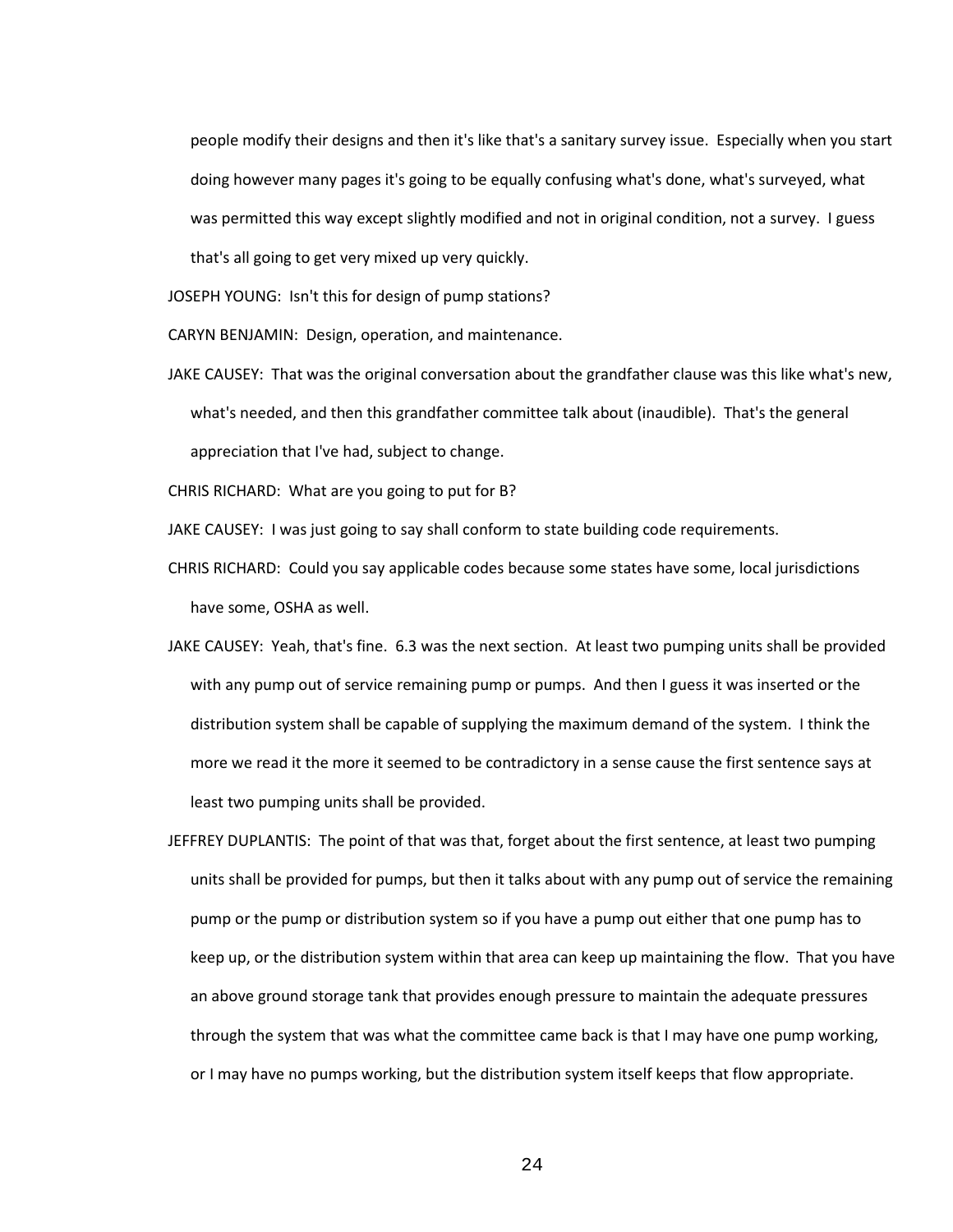people modify their designs and then it's like that's a sanitary survey issue. Especially when you start doing however many pages it's going to be equally confusing what's done, what's surveyed, what was permitted this way except slightly modified and not in original condition, not a survey. I guess that's all going to get very mixed up very quickly.

JOSEPH YOUNG: Isn't this for design of pump stations?

CARYN BENJAMIN: Design, operation, and maintenance.

JAKE CAUSEY: That was the original conversation about the grandfather clause was this like what's new, what's needed, and then this grandfather committee talk about (inaudible). That's the general appreciation that I've had, subject to change.

CHRIS RICHARD: What are you going to put for B?

JAKE CAUSEY: I was just going to say shall conform to state building code requirements.

CHRIS RICHARD: Could you say applicable codes because some states have some, local jurisdictions have some, OSHA as well.

JAKE CAUSEY: Yeah, that's fine. 6.3 was the next section. At least two pumping units shall be provided with any pump out of service remaining pump or pumps. And then I guess it was inserted or the distribution system shall be capable of supplying the maximum demand of the system. I think the more we read it the more it seemed to be contradictory in a sense cause the first sentence says at least two pumping units shall be provided.

JEFFREY DUPLANTIS: The point of that was that, forget about the first sentence, at least two pumping units shall be provided for pumps, but then it talks about with any pump out of service the remaining pump or the pump or distribution system so if you have a pump out either that one pump has to keep up, or the distribution system within that area can keep up maintaining the flow. That you have an above ground storage tank that provides enough pressure to maintain the adequate pressures through the system that was what the committee came back is that I may have one pump working, or I may have no pumps working, but the distribution system itself keeps that flow appropriate.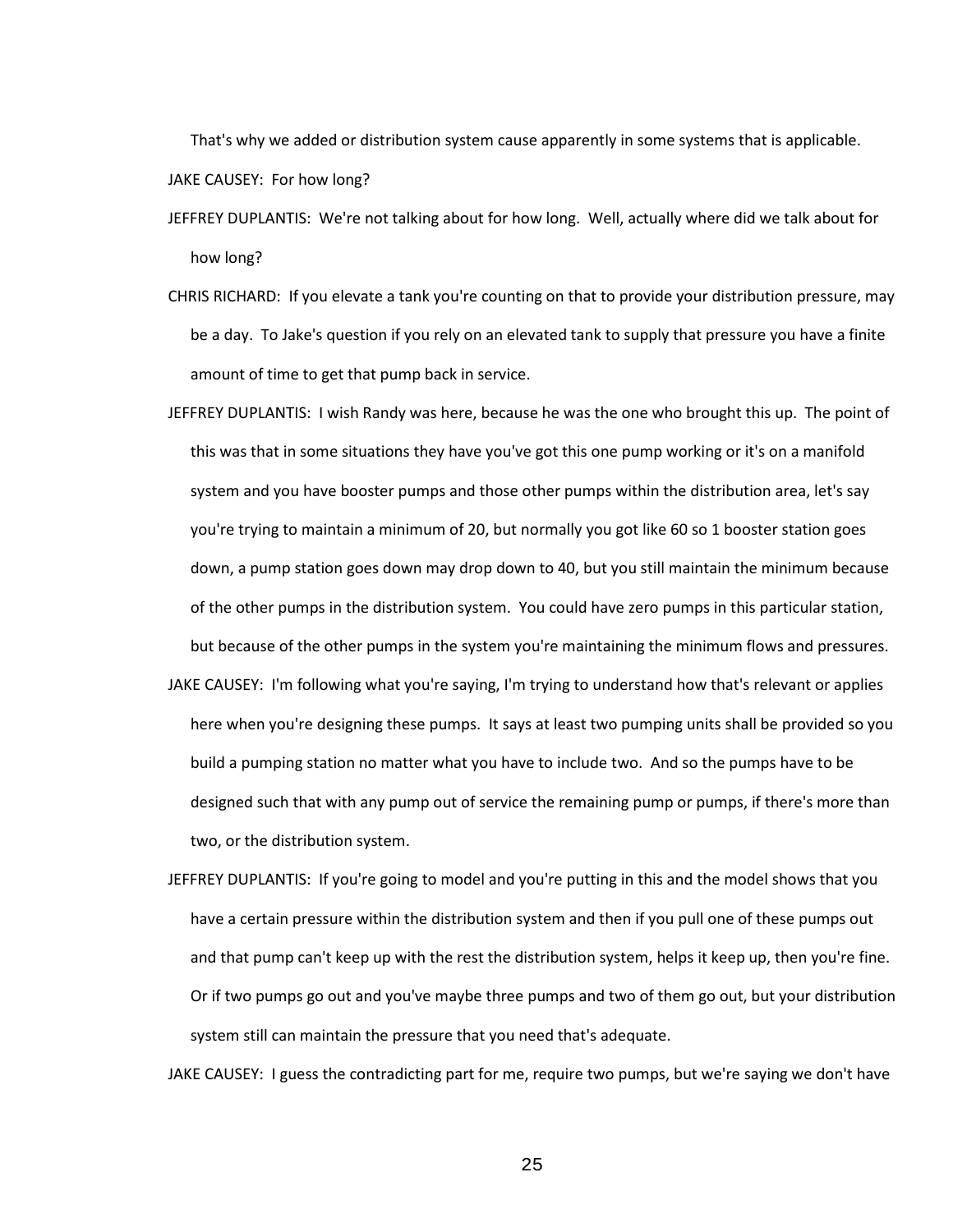That's why we added or distribution system cause apparently in some systems that is applicable.

JAKE CAUSEY: For how long?

JEFFREY DUPLANTIS: We're not talking about for how long. Well, actually where did we talk about for how long?

CHRIS RICHARD: If you elevate a tank you're counting on that to provide your distribution pressure, may be a day. To Jake's question if you rely on an elevated tank to supply that pressure you have a finite amount of time to get that pump back in service.

JEFFREY DUPLANTIS: I wish Randy was here, because he was the one who brought this up. The point of this was that in some situations they have you've got this one pump working or it's on a manifold system and you have booster pumps and those other pumps within the distribution area, let's say you're trying to maintain a minimum of 20, but normally you got like 60 so 1 booster station goes down, a pump station goes down may drop down to 40, but you still maintain the minimum because of the other pumps in the distribution system. You could have zero pumps in this particular station, but because of the other pumps in the system you're maintaining the minimum flows and pressures.

JAKE CAUSEY: I'm following what you're saying, I'm trying to understand how that's relevant or applies here when you're designing these pumps. It says at least two pumping units shall be provided so you build a pumping station no matter what you have to include two. And so the pumps have to be designed such that with any pump out of service the remaining pump or pumps, if there's more than two, or the distribution system.

JEFFREY DUPLANTIS: If you're going to model and you're putting in this and the model shows that you have a certain pressure within the distribution system and then if you pull one of these pumps out and that pump can't keep up with the rest the distribution system, helps it keep up, then you're fine. Or if two pumps go out and you've maybe three pumps and two of them go out, but your distribution system still can maintain the pressure that you need that's adequate.

JAKE CAUSEY: I guess the contradicting part for me, require two pumps, but we're saying we don't have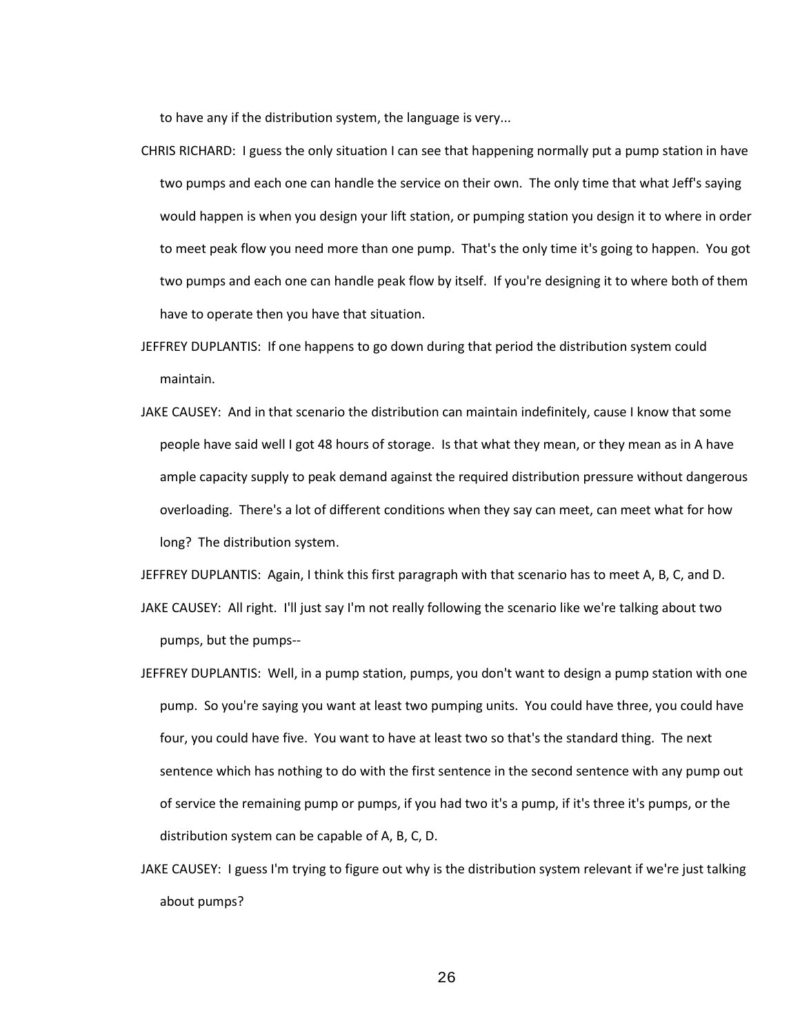to have any if the distribution system, the language is very...

CHRIS RICHARD: I guess the only situation I can see that happening normally put a pump station in have two pumps and each one can handle the service on their own. The only time that what Jeff's saying would happen is when you design your lift station, or pumping station you design it to where in order to meet peak flow you need more than one pump. That's the only time it's going to happen. You got two pumps and each one can handle peak flow by itself. If you're designing it to where both of them have to operate then you have that situation.

JEFFREY DUPLANTIS: If one happens to go down during that period the distribution system could maintain.

JAKE CAUSEY: And in that scenario the distribution can maintain indefinitely, cause I know that some people have said well I got 48 hours of storage. Is that what they mean, or they mean as in A have ample capacity supply to peak demand against the required distribution pressure without dangerous overloading. There's a lot of different conditions when they say can meet, can meet what for how long? The distribution system.

JEFFREY DUPLANTIS: Again, I think this first paragraph with that scenario has to meet A, B, C, and D.

JAKE CAUSEY: All right. I'll just say I'm not really following the scenario like we're talking about two pumps, but the pumps--

JEFFREY DUPLANTIS: Well, in a pump station, pumps, you don't want to design a pump station with one pump. So you're saying you want at least two pumping units. You could have three, you could have four, you could have five. You want to have at least two so that's the standard thing. The next sentence which has nothing to do with the first sentence in the second sentence with any pump out of service the remaining pump or pumps, if you had two it's a pump, if it's three it's pumps, or the distribution system can be capable of A, B, C, D.

JAKE CAUSEY: I guess I'm trying to figure out why is the distribution system relevant if we're just talking about pumps?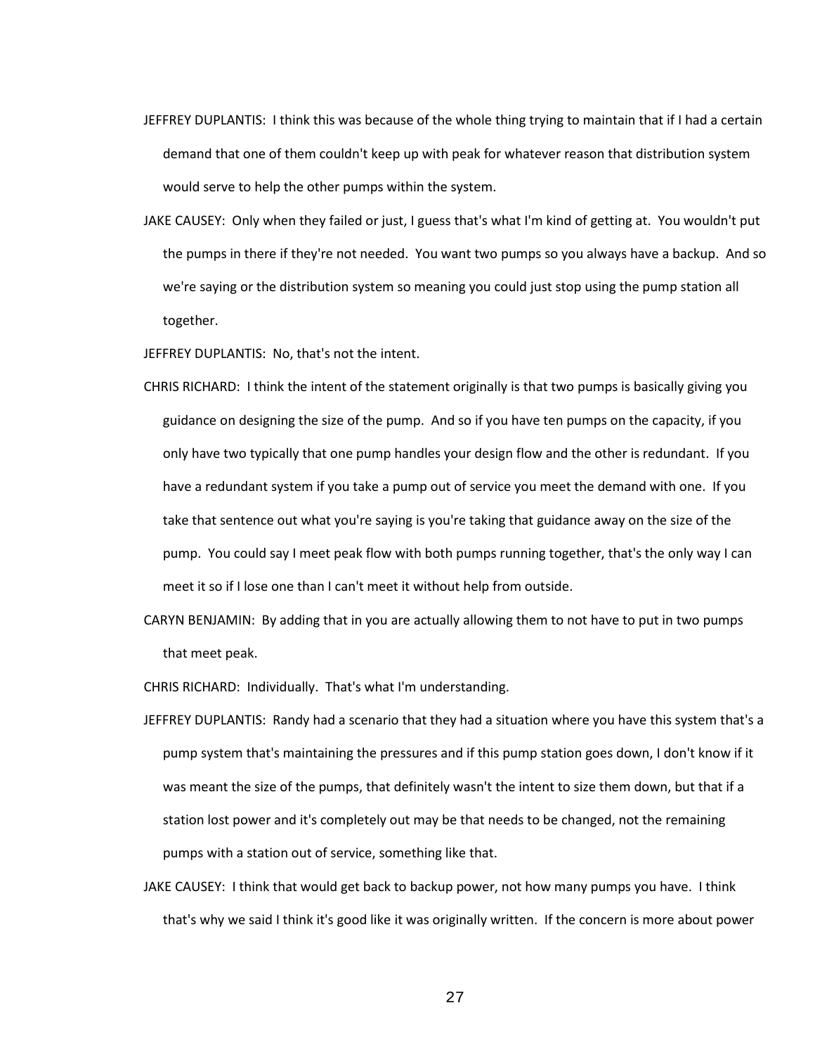JEFFREY DUPLANTIS: I think this was because of the whole thing trying to maintain that if I had a certain demand that one of them couldn't keep up with peak for whatever reason that distribution system would serve to help the other pumps within the system.

JAKE CAUSEY: Only when they failed or just, I guess that's what I'm kind of getting at. You wouldn't put the pumps in there if they're not needed. You want two pumps so you always have a backup. And so we're saying or the distribution system so meaning you could just stop using the pump station all together.

JEFFREY DUPLANTIS: No, that's not the intent.

CHRIS RICHARD: I think the intent of the statement originally is that two pumps is basically giving you guidance on designing the size of the pump. And so if you have ten pumps on the capacity, if you only have two typically that one pump handles your design flow and the other is redundant. If you have a redundant system if you take a pump out of service you meet the demand with one. If you take that sentence out what you're saying is you're taking that guidance away on the size of the pump. You could say I meet peak flow with both pumps running together, that's the only way I can meet it so if I lose one than I can't meet it without help from outside.

CARYN BENJAMIN: By adding that in you are actually allowing them to not have to put in two pumps that meet peak.

CHRIS RICHARD: Individually. That's what I'm understanding.

JEFFREY DUPLANTIS: Randy had a scenario that they had a situation where you have this system that's a pump system that's maintaining the pressures and if this pump station goes down, I don't know if it was meant the size of the pumps, that definitely wasn't the intent to size them down, but that if a station lost power and it's completely out may be that needs to be changed, not the remaining pumps with a station out of service, something like that.

JAKE CAUSEY: I think that would get back to backup power, not how many pumps you have. I think that's why we said I think it's good like it was originally written. If the concern is more about power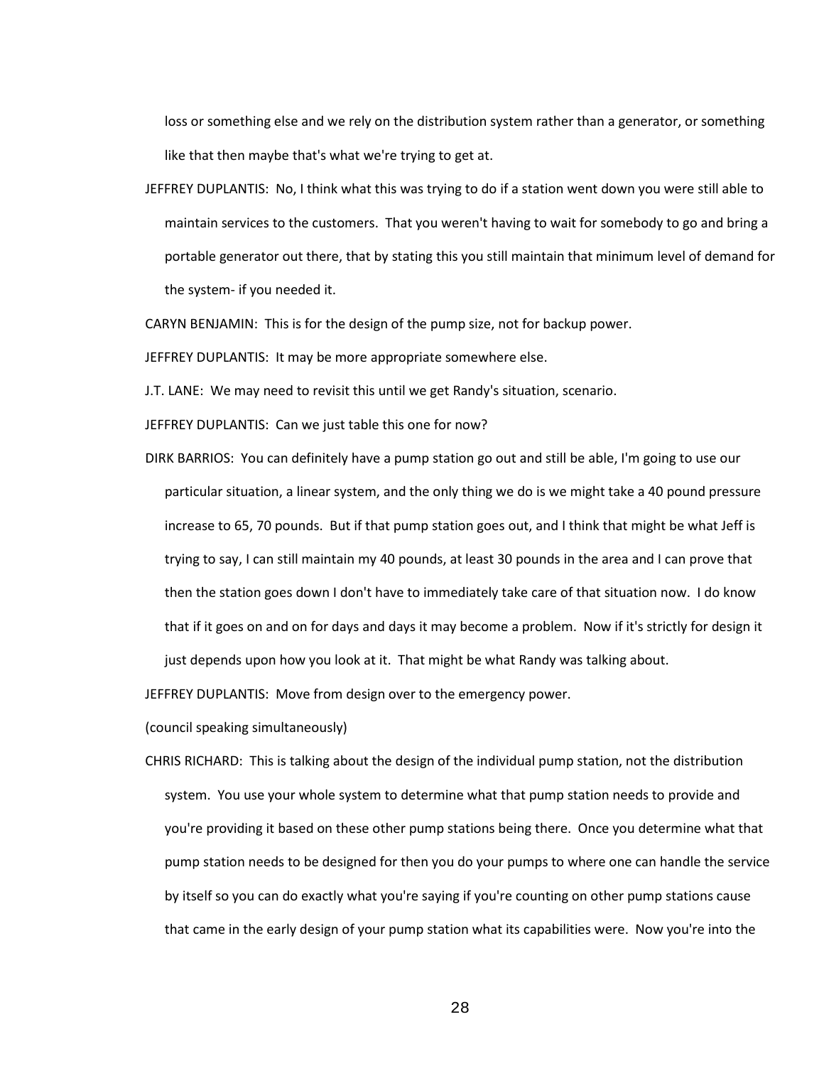loss or something else and we rely on the distribution system rather than a generator, or something like that then maybe that's what we're trying to get at.

JEFFREY DUPLANTIS: No, I think what this was trying to do if a station went down you were still able to maintain services to the customers. That you weren't having to wait for somebody to go and bring a portable generator out there, that by stating this you still maintain that minimum level of demand for the system- if you needed it.

CARYN BENJAMIN: This is for the design of the pump size, not for backup power.

JEFFREY DUPLANTIS: It may be more appropriate somewhere else.

J.T. LANE: We may need to revisit this until we get Randy's situation, scenario.

JEFFREY DUPLANTIS: Can we just table this one for now?

DIRK BARRIOS: You can definitely have a pump station go out and still be able, I'm going to use our particular situation, a linear system, and the only thing we do is we might take a 40 pound pressure increase to 65, 70 pounds. But if that pump station goes out, and I think that might be what Jeff is trying to say, I can still maintain my 40 pounds, at least 30 pounds in the area and I can prove that then the station goes down I don't have to immediately take care of that situation now. I do know that if it goes on and on for days and days it may become a problem. Now if it's strictly for design it just depends upon how you look at it. That might be what Randy was talking about.

JEFFREY DUPLANTIS: Move from design over to the emergency power.

(council speaking simultaneously)

CHRIS RICHARD: This is talking about the design of the individual pump station, not the distribution system. You use your whole system to determine what that pump station needs to provide and you're providing it based on these other pump stations being there. Once you determine what that pump station needs to be designed for then you do your pumps to where one can handle the service by itself so you can do exactly what you're saying if you're counting on other pump stations cause that came in the early design of your pump station what its capabilities were. Now you're into the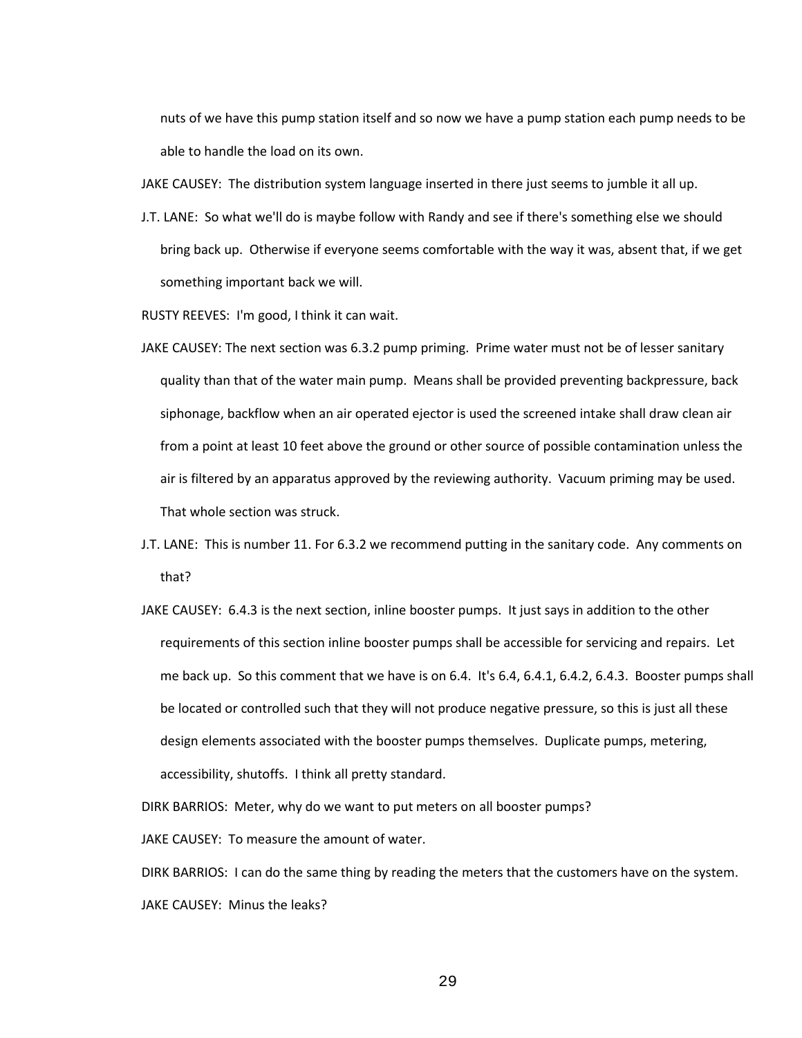nuts of we have this pump station itself and so now we have a pump station each pump needs to be able to handle the load on its own.

JAKE CAUSEY: The distribution system language inserted in there just seems to jumble it all up.

J.T. LANE: So what we'll do is maybe follow with Randy and see if there's something else we should bring back up. Otherwise if everyone seems comfortable with the way it was, absent that, if we get something important back we will.

RUSTY REEVES: I'm good, I think it can wait.

JAKE CAUSEY: The next section was 6.3.2 pump priming. Prime water must not be of lesser sanitary quality than that of the water main pump. Means shall be provided preventing backpressure, back siphonage, backflow when an air operated ejector is used the screened intake shall draw clean air from a point at least 10 feet above the ground or other source of possible contamination unless the air is filtered by an apparatus approved by the reviewing authority. Vacuum priming may be used. That whole section was struck.

J.T. LANE: This is number 11. For 6.3.2 we recommend putting in the sanitary code. Any comments on that?

JAKE CAUSEY: 6.4.3 is the next section, inline booster pumps. It just says in addition to the other requirements of this section inline booster pumps shall be accessible for servicing and repairs. Let me back up. So this comment that we have is on 6.4. It's 6.4, 6.4.1, 6.4.2, 6.4.3. Booster pumps shall be located or controlled such that they will not produce negative pressure, so this is just all these design elements associated with the booster pumps themselves. Duplicate pumps, metering, accessibility, shutoffs. I think all pretty standard.

DIRK BARRIOS: Meter, why do we want to put meters on all booster pumps?

JAKE CAUSEY: To measure the amount of water.

DIRK BARRIOS: I can do the same thing by reading the meters that the customers have on the system.

JAKE CAUSEY: Minus the leaks?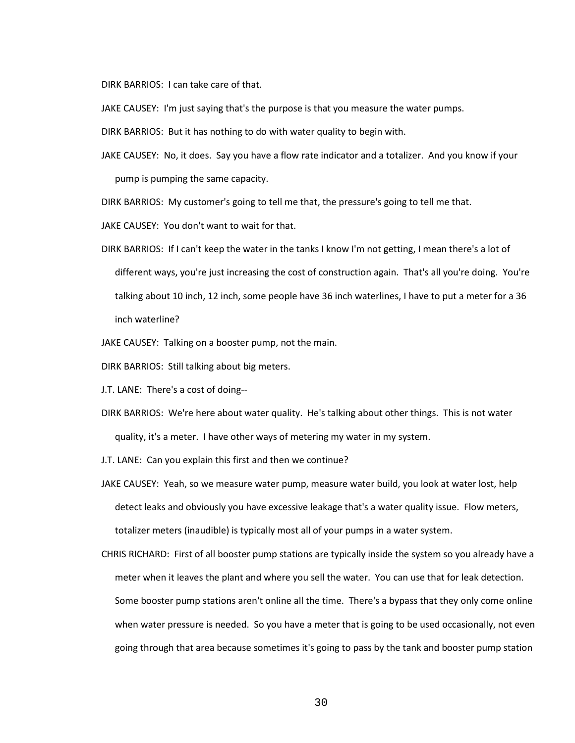DIRK BARRIOS: I can take care of that.

JAKE CAUSEY: I'm just saying that's the purpose is that you measure the water pumps.

DIRK BARRIOS: But it has nothing to do with water quality to begin with.

JAKE CAUSEY: No, it does. Say you have a flow rate indicator and a totalizer. And you know if your pump is pumping the same capacity.

DIRK BARRIOS: My customer's going to tell me that, the pressure's going to tell me that.

JAKE CAUSEY: You don't want to wait for that.

DIRK BARRIOS: If I can't keep the water in the tanks I know I'm not getting, I mean there's a lot of different ways, you're just increasing the cost of construction again. That's all you're doing. You're talking about 10 inch, 12 inch, some people have 36 inch waterlines, I have to put a meter for a 36 inch waterline?

JAKE CAUSEY: Talking on a booster pump, not the main.

DIRK BARRIOS: Still talking about big meters.

J.T. LANE: There's a cost of doing--

DIRK BARRIOS: We're here about water quality. He's talking about other things. This is not water quality, it's a meter. I have other ways of metering my water in my system.

J.T. LANE: Can you explain this first and then we continue?

JAKE CAUSEY: Yeah, so we measure water pump, measure water build, you look at water lost, help detect leaks and obviously you have excessive leakage that's a water quality issue. Flow meters, totalizer meters (inaudible) is typically most all of your pumps in a water system.

CHRIS RICHARD: First of all booster pump stations are typically inside the system so you already have a meter when it leaves the plant and where you sell the water. You can use that for leak detection. Some booster pump stations aren't online all the time. There's a bypass that they only come online when water pressure is needed. So you have a meter that is going to be used occasionally, not even going through that area because sometimes it's going to pass by the tank and booster pump station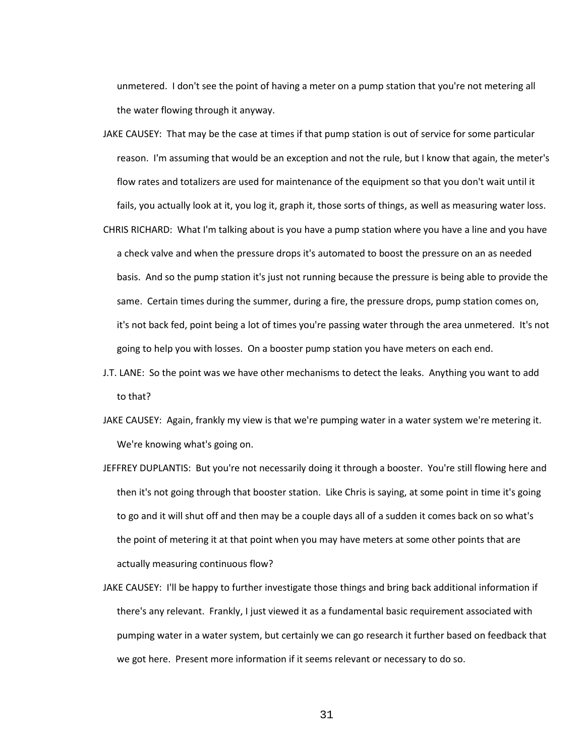unmetered. I don't see the point of having a meter on a pump station that you're not metering all the water flowing through it anyway.

JAKE CAUSEY: That may be the case at times if that pump station is out of service for some particular reason. I'm assuming that would be an exception and not the rule, but I know that again, the meter's flow rates and totalizers are used for maintenance of the equipment so that you don't wait until it fails, you actually look at it, you log it, graph it, those sorts of things, as well as measuring water loss.

CHRIS RICHARD: What I'm talking about is you have a pump station where you have a line and you have a check valve and when the pressure drops it's automated to boost the pressure on an as needed basis. And so the pump station it's just not running because the pressure is being able to provide the same. Certain times during the summer, during a fire, the pressure drops, pump station comes on, it's not back fed, point being a lot of times you're passing water through the area unmetered. It's not going to help you with losses. On a booster pump station you have meters on each end.

J.T. LANE: So the point was we have other mechanisms to detect the leaks. Anything you want to add to that?

JAKE CAUSEY: Again, frankly my view is that we're pumping water in a water system we're metering it. We're knowing what's going on.

JEFFREY DUPLANTIS: But you're not necessarily doing it through a booster. You're still flowing here and then it's not going through that booster station. Like Chris is saying, at some point in time it's going to go and it will shut off and then may be a couple days all of a sudden it comes back on so what's the point of metering it at that point when you may have meters at some other points that are actually measuring continuous flow?

JAKE CAUSEY: I'll be happy to further investigate those things and bring back additional information if there's any relevant. Frankly, I just viewed it as a fundamental basic requirement associated with pumping water in a water system, but certainly we can go research it further based on feedback that we got here. Present more information if it seems relevant or necessary to do so.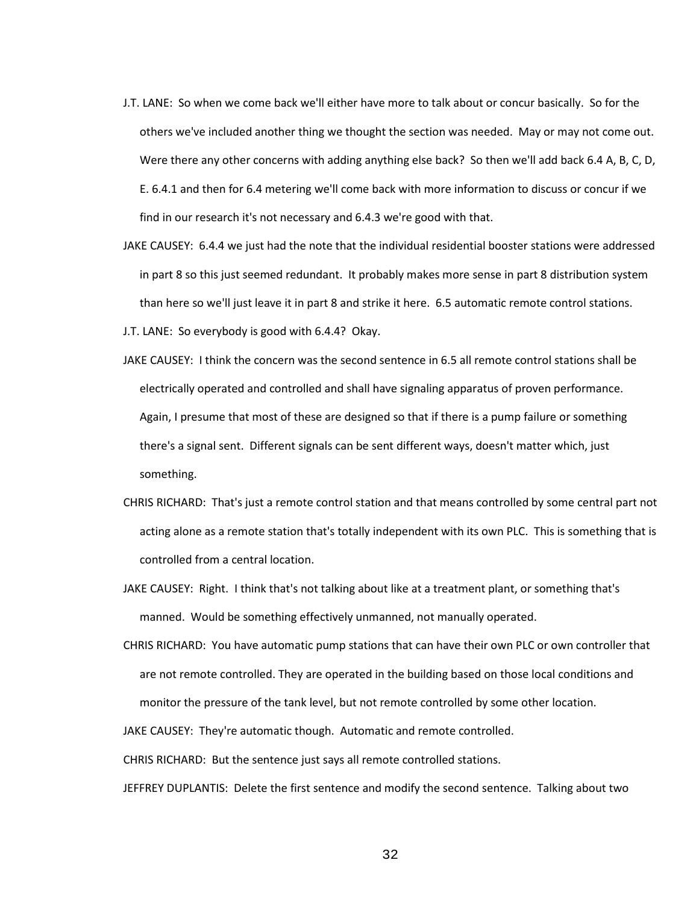J.T. LANE: So when we come back we'll either have more to talk about or concur basically. So for the others we've included another thing we thought the section was needed. May or may not come out. Were there any other concerns with adding anything else back? So then we'll add back 6.4 A, B, C, D, E. 6.4.1 and then for 6.4 metering we'll come back with more information to discuss or concur if we find in our research it's not necessary and 6.4.3 we're good with that.

JAKE CAUSEY: 6.4.4 we just had the note that the individual residential booster stations were addressed in part 8 so this just seemed redundant. It probably makes more sense in part 8 distribution system than here so we'll just leave it in part 8 and strike it here. 6.5 automatic remote control stations.

J.T. LANE: So everybody is good with 6.4.4? Okay.

JAKE CAUSEY: I think the concern was the second sentence in 6.5 all remote control stations shall be electrically operated and controlled and shall have signaling apparatus of proven performance. Again, I presume that most of these are designed so that if there is a pump failure or something there's a signal sent. Different signals can be sent different ways, doesn't matter which, just something.

CHRIS RICHARD: That's just a remote control station and that means controlled by some central part not acting alone as a remote station that's totally independent with its own PLC. This is something that is controlled from a central location.

JAKE CAUSEY: Right. I think that's not talking about like at a treatment plant, or something that's manned. Would be something effectively unmanned, not manually operated.

CHRIS RICHARD: You have automatic pump stations that can have their own PLC or own controller that are not remote controlled. They are operated in the building based on those local conditions and monitor the pressure of the tank level, but not remote controlled by some other location.

JAKE CAUSEY: They're automatic though. Automatic and remote controlled.

CHRIS RICHARD: But the sentence just says all remote controlled stations.

JEFFREY DUPLANTIS: Delete the first sentence and modify the second sentence. Talking about two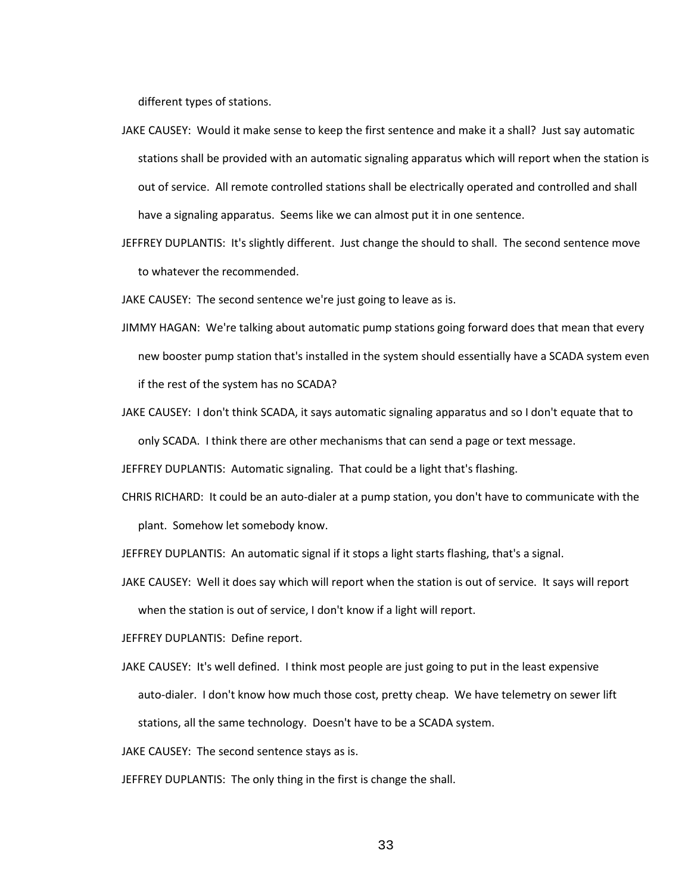different types of stations.

JAKE CAUSEY: Would it make sense to keep the first sentence and make it a shall? Just say automatic stations shall be provided with an automatic signaling apparatus which will report when the station is out of service. All remote controlled stations shall be electrically operated and controlled and shall have a signaling apparatus. Seems like we can almost put it in one sentence.

JEFFREY DUPLANTIS: It's slightly different. Just change the should to shall. The second sentence move to whatever the recommended.

JAKE CAUSEY: The second sentence we're just going to leave as is.

JIMMY HAGAN: We're talking about automatic pump stations going forward does that mean that every new booster pump station that's installed in the system should essentially have a SCADA system even if the rest of the system has no SCADA?

JAKE CAUSEY: I don't think SCADA, it says automatic signaling apparatus and so I don't equate that to only SCADA. I think there are other mechanisms that can send a page or text message.

JEFFREY DUPLANTIS: Automatic signaling. That could be a light that's flashing.

CHRIS RICHARD: It could be an auto-dialer at a pump station, you don't have to communicate with the plant. Somehow let somebody know.

JEFFREY DUPLANTIS: An automatic signal if it stops a light starts flashing, that's a signal.

JAKE CAUSEY: Well it does say which will report when the station is out of service. It says will report when the station is out of service, I don't know if a light will report.

JEFFREY DUPLANTIS: Define report.

JAKE CAUSEY: It's well defined. I think most people are just going to put in the least expensive auto-dialer. I don't know how much those cost, pretty cheap. We have telemetry on sewer lift stations, all the same technology. Doesn't have to be a SCADA system.

JAKE CAUSEY: The second sentence stays as is.

JEFFREY DUPLANTIS: The only thing in the first is change the shall.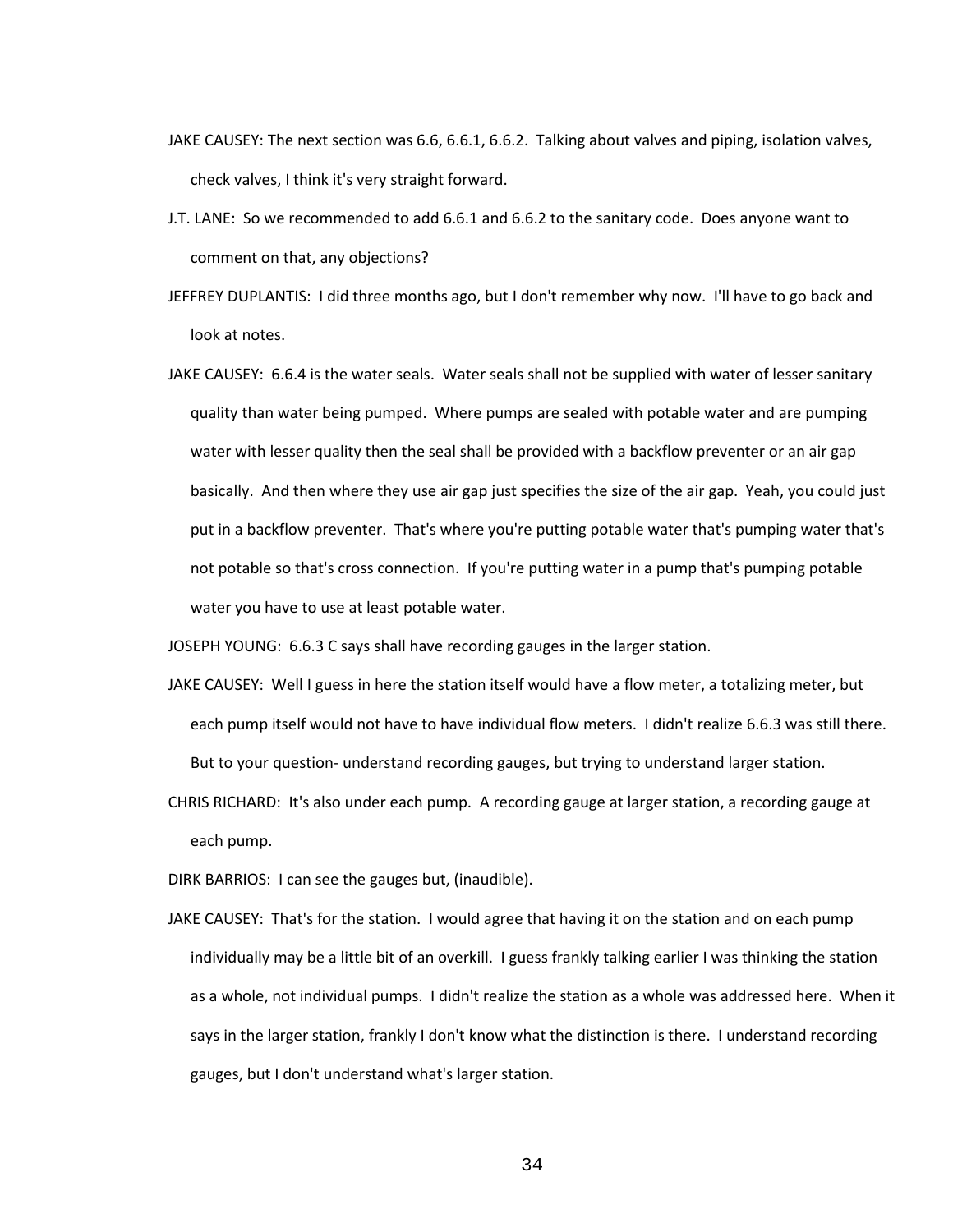JAKE CAUSEY: The next section was 6.6, 6.6.1, 6.6.2. Talking about valves and piping, isolation valves, check valves, I think it's very straight forward.

J.T. LANE: So we recommended to add 6.6.1 and 6.6.2 to the sanitary code. Does anyone want to comment on that, any objections?

JEFFREY DUPLANTIS: I did three months ago, but I don't remember why now. I'll have to go back and look at notes.

JAKE CAUSEY: 6.6.4 is the water seals. Water seals shall not be supplied with water of lesser sanitary quality than water being pumped. Where pumps are sealed with potable water and are pumping water with lesser quality then the seal shall be provided with a backflow preventer or an air gap basically. And then where they use air gap just specifies the size of the air gap. Yeah, you could just put in a backflow preventer. That's where you're putting potable water that's pumping water that's not potable so that's cross connection. If you're putting water in a pump that's pumping potable water you have to use at least potable water.

JOSEPH YOUNG: 6.6.3 C says shall have recording gauges in the larger station.

JAKE CAUSEY: Well I guess in here the station itself would have a flow meter, a totalizing meter, but each pump itself would not have to have individual flow meters. I didn't realize 6.6.3 was still there. But to your question- understand recording gauges, but trying to understand larger station.

CHRIS RICHARD: It's also under each pump. A recording gauge at larger station, a recording gauge at each pump.

DIRK BARRIOS: I can see the gauges but, (inaudible).

JAKE CAUSEY: That's for the station. I would agree that having it on the station and on each pump individually may be a little bit of an overkill. I guess frankly talking earlier I was thinking the station as a whole, not individual pumps. I didn't realize the station as a whole was addressed here. When it says in the larger station, frankly I don't know what the distinction is there. I understand recording gauges, but I don't understand what's larger station.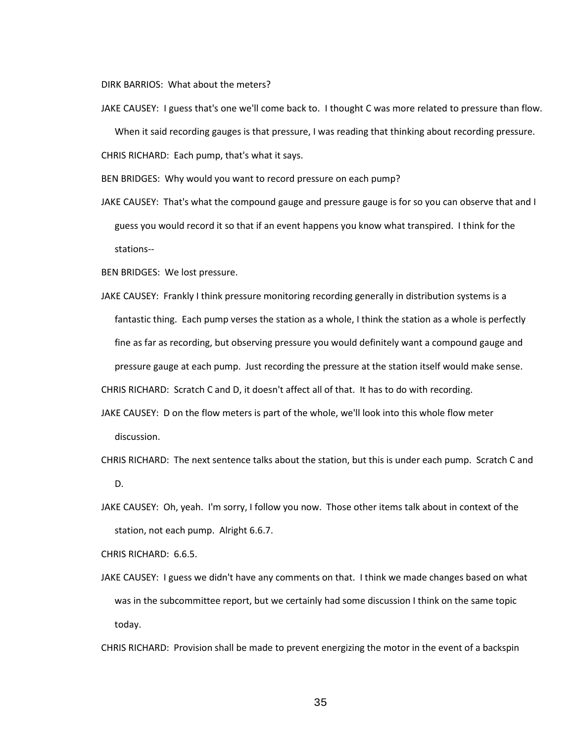DIRK BARRIOS: What about the meters?

JAKE CAUSEY: I guess that's one we'll come back to. I thought C was more related to pressure than flow. When it said recording gauges is that pressure, I was reading that thinking about recording pressure.

CHRIS RICHARD: Each pump, that's what it says.

BEN BRIDGES: Why would you want to record pressure on each pump?

JAKE CAUSEY: That's what the compound gauge and pressure gauge is for so you can observe that and I guess you would record it so that if an event happens you know what transpired. I think for the stations--

BEN BRIDGES: We lost pressure.

JAKE CAUSEY: Frankly I think pressure monitoring recording generally in distribution systems is a fantastic thing. Each pump verses the station as a whole, I think the station as a whole is perfectly fine as far as recording, but observing pressure you would definitely want a compound gauge and pressure gauge at each pump. Just recording the pressure at the station itself would make sense.

CHRIS RICHARD: Scratch C and D, it doesn't affect all of that. It has to do with recording.

JAKE CAUSEY: D on the flow meters is part of the whole, we'll look into this whole flow meter discussion.

CHRIS RICHARD: The next sentence talks about the station, but this is under each pump. Scratch C and D.

JAKE CAUSEY: Oh, yeah. I'm sorry, I follow you now. Those other items talk about in context of the station, not each pump. Alright 6.6.7.

CHRIS RICHARD: 6.6.5.

JAKE CAUSEY: I guess we didn't have any comments on that. I think we made changes based on what was in the subcommittee report, but we certainly had some discussion I think on the same topic today.

CHRIS RICHARD: Provision shall be made to prevent energizing the motor in the event of a backspin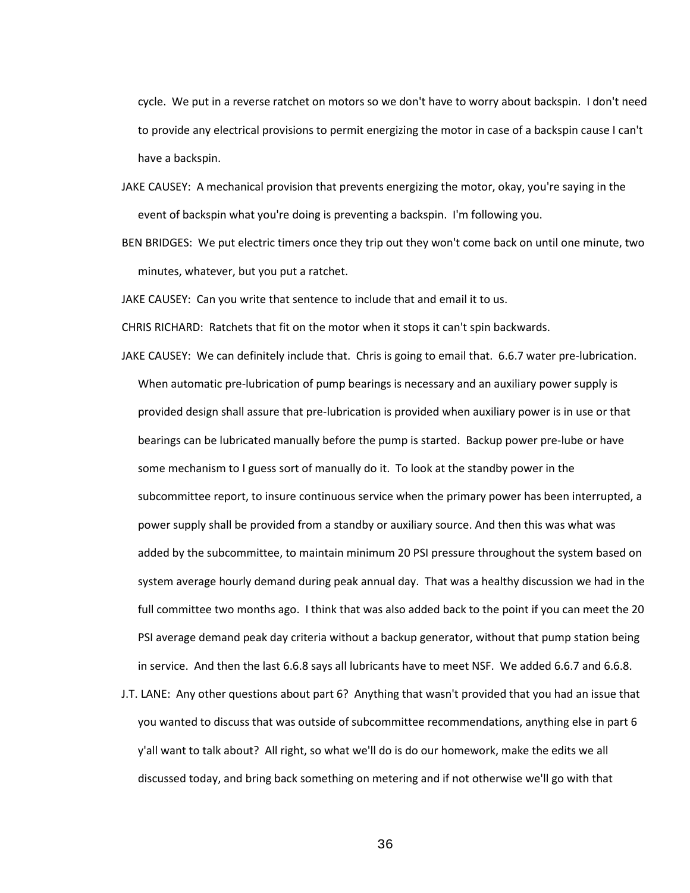cycle. We put in a reverse ratchet on motors so we don't have to worry about backspin. I don't need to provide any electrical provisions to permit energizing the motor in case of a backspin cause I can't have a backspin.

JAKE CAUSEY: A mechanical provision that prevents energizing the motor, okay, you're saying in the event of backspin what you're doing is preventing a backspin. I'm following you.

BEN BRIDGES: We put electric timers once they trip out they won't come back on until one minute, two minutes, whatever, but you put a ratchet.

JAKE CAUSEY: Can you write that sentence to include that and email it to us.

CHRIS RICHARD: Ratchets that fit on the motor when it stops it can't spin backwards.

JAKE CAUSEY: We can definitely include that. Chris is going to email that. 6.6.7 water pre-lubrication. When automatic pre-lubrication of pump bearings is necessary and an auxiliary power supply is provided design shall assure that pre-lubrication is provided when auxiliary power is in use or that bearings can be lubricated manually before the pump is started. Backup power pre-lube or have some mechanism to I guess sort of manually do it. To look at the standby power in the subcommittee report, to insure continuous service when the primary power has been interrupted, a power supply shall be provided from a standby or auxiliary source. And then this was what was added by the subcommittee, to maintain minimum 20 PSI pressure throughout the system based on system average hourly demand during peak annual day. That was a healthy discussion we had in the full committee two months ago. I think that was also added back to the point if you can meet the 20 PSI average demand peak day criteria without a backup generator, without that pump station being in service. And then the last 6.6.8 says all lubricants have to meet NSF. We added 6.6.7 and 6.6.8.

J.T. LANE: Any other questions about part 6? Anything that wasn't provided that you had an issue that you wanted to discuss that was outside of subcommittee recommendations, anything else in part 6 y'all want to talk about? All right, so what we'll do is do our homework, make the edits we all discussed today, and bring back something on metering and if not otherwise we'll go with that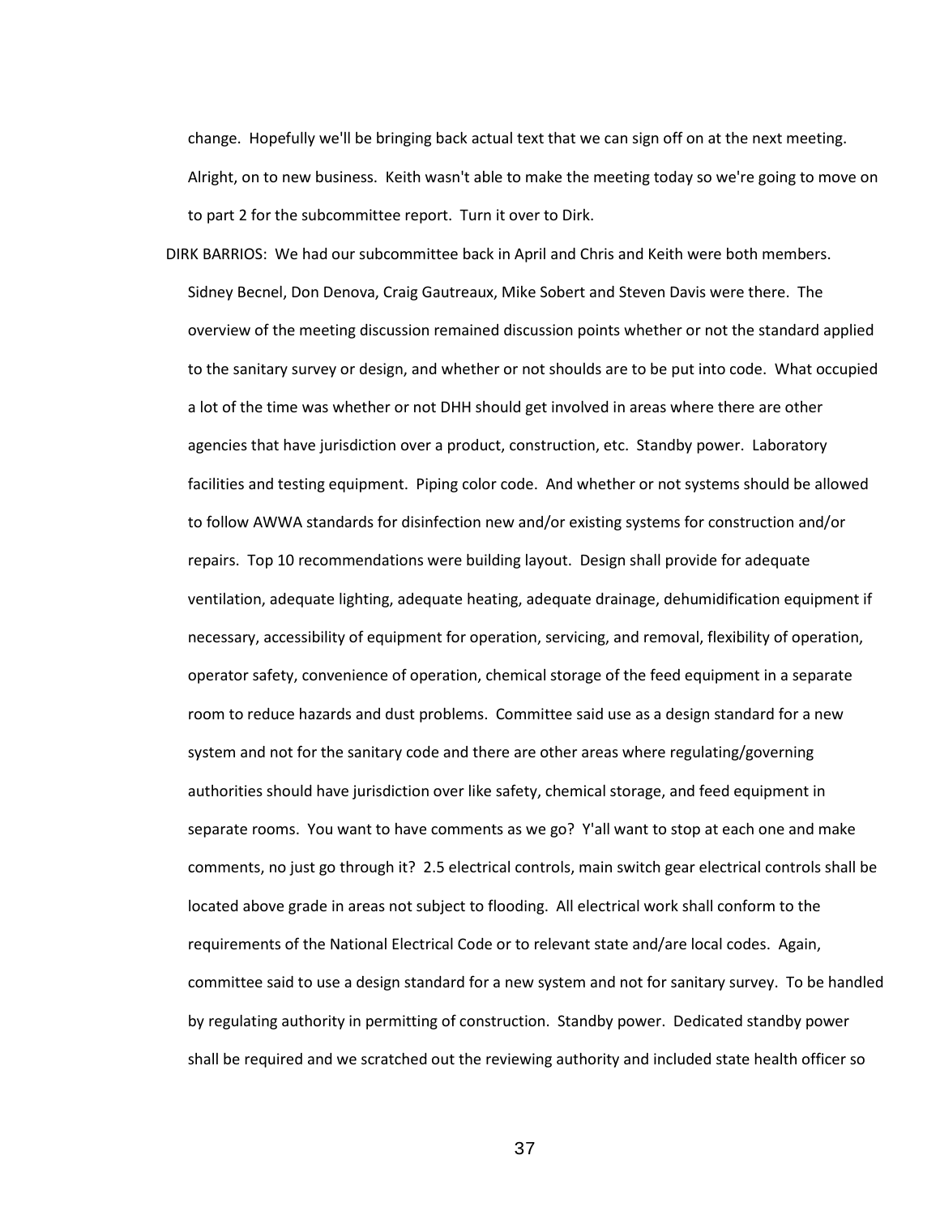change. Hopefully we'll be bringing back actual text that we can sign off on at the next meeting. Alright, on to new business. Keith wasn't able to make the meeting today so we're going to move on to part 2 for the subcommittee report. Turn it over to Dirk.

DIRK BARRIOS: We had our subcommittee back in April and Chris and Keith were both members. Sidney Becnel, Don Denova, Craig Gautreaux, Mike Sobert and Steven Davis were there. The overview of the meeting discussion remained discussion points whether or not the standard applied to the sanitary survey or design, and whether or not shoulds are to be put into code. What occupied a lot of the time was whether or not DHH should get involved in areas where there are other agencies that have jurisdiction over a product, construction, etc. Standby power. Laboratory facilities and testing equipment. Piping color code. And whether or not systems should be allowed to follow AWWA standards for disinfection new and/or existing systems for construction and/or repairs. Top 10 recommendations were building layout. Design shall provide for adequate ventilation, adequate lighting, adequate heating, adequate drainage, dehumidification equipment if necessary, accessibility of equipment for operation, servicing, and removal, flexibility of operation, operator safety, convenience of operation, chemical storage of the feed equipment in a separate room to reduce hazards and dust problems. Committee said use as a design standard for a new system and not for the sanitary code and there are other areas where regulating/governing authorities should have jurisdiction over like safety, chemical storage, and feed equipment in separate rooms. You want to have comments as we go? Y'all want to stop at each one and make comments, no just go through it? 2.5 electrical controls, main switch gear electrical controls shall be located above grade in areas not subject to flooding. All electrical work shall conform to the requirements of the National Electrical Code or to relevant state and/are local codes. Again, committee said to use a design standard for a new system and not for sanitary survey. To be handled by regulating authority in permitting of construction. Standby power. Dedicated standby power shall be required and we scratched out the reviewing authority and included state health officer so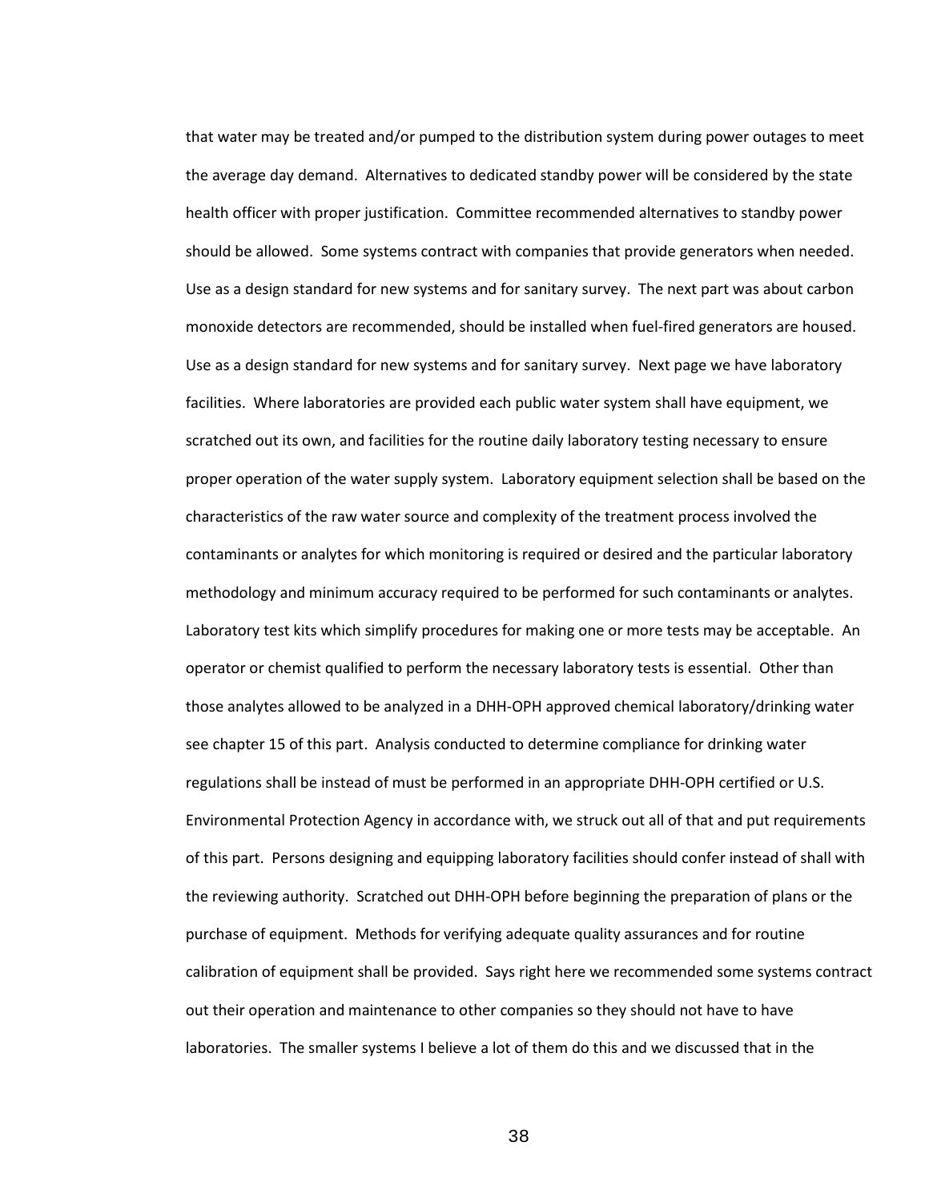that water may be treated and/or pumped to the distribution system during power outages to meet the average day demand. Alternatives to dedicated standby power will be considered by the state health officer with proper justification. Committee recommended alternatives to standby power should be allowed. Some systems contract with companies that provide generators when needed. Use as a design standard for new systems and for sanitary survey. The next part was about carbon monoxide detectors are recommended, should be installed when fuel-fired generators are housed. Use as a design standard for new systems and for sanitary survey. Next page we have laboratory facilities. Where laboratories are provided each public water system shall have equipment, we scratched out its own, and facilities for the routine daily laboratory testing necessary to ensure proper operation of the water supply system. Laboratory equipment selection shall be based on the characteristics of the raw water source and complexity of the treatment process involved the contaminants or analytes for which monitoring is required or desired and the particular laboratory methodology and minimum accuracy required to be performed for such contaminants or analytes. Laboratory test kits which simplify procedures for making one or more tests may be acceptable. An operator or chemist qualified to perform the necessary laboratory tests is essential. Other than those analytes allowed to be analyzed in a DHH-OPH approved chemical laboratory/drinking water see chapter 15 of this part. Analysis conducted to determine compliance for drinking water regulations shall be instead of must be performed in an appropriate DHH-OPH certified or U.S. Environmental Protection Agency in accordance with, we struck out all of that and put requirements of this part. Persons designing and equipping laboratory facilities should confer instead of shall with the reviewing authority. Scratched out DHH-OPH before beginning the preparation of plans or the purchase of equipment. Methods for verifying adequate quality assurances and for routine calibration of equipment shall be provided. Says right here we recommended some systems contract out their operation and maintenance to other companies so they should not have to have laboratories. The smaller systems I believe a lot of them do this and we discussed that in the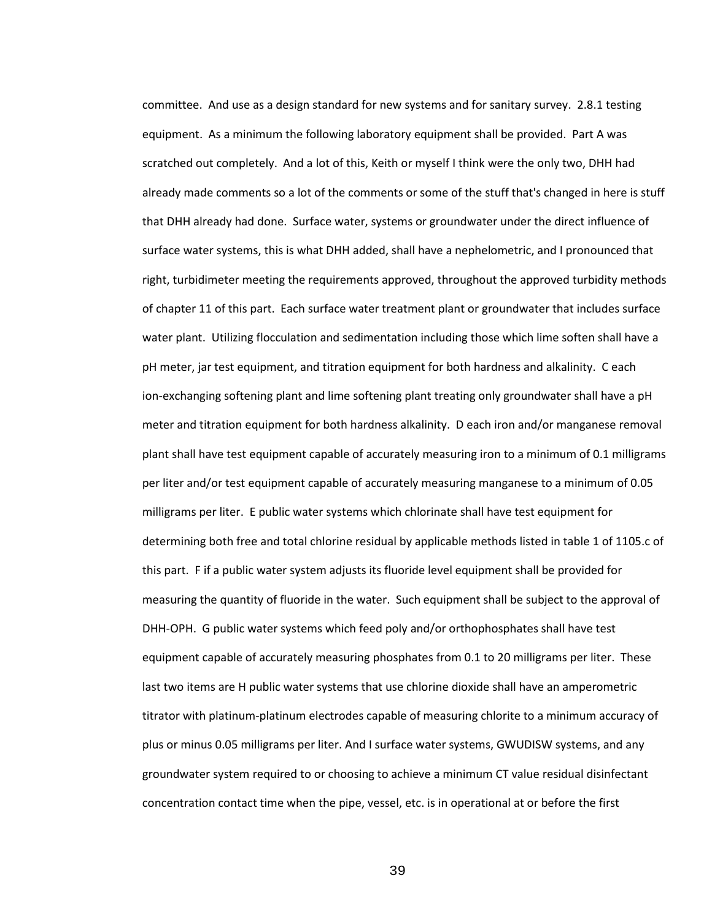committee. And use as a design standard for new systems and for sanitary survey. 2.8.1 testing equipment. As a minimum the following laboratory equipment shall be provided. Part A was scratched out completely. And a lot of this, Keith or myself I think were the only two, DHH had already made comments so a lot of the comments or some of the stuff that's changed in here is stuff that DHH already had done. Surface water, systems or groundwater under the direct influence of surface water systems, this is what DHH added, shall have a nephelometric, and I pronounced that right, turbidimeter meeting the requirements approved, throughout the approved turbidity methods of chapter 11 of this part. Each surface water treatment plant or groundwater that includes surface water plant. Utilizing flocculation and sedimentation including those which lime soften shall have a pH meter, jar test equipment, and titration equipment for both hardness and alkalinity. C each ion-exchanging softening plant and lime softening plant treating only groundwater shall have a pH meter and titration equipment for both hardness alkalinity. D each iron and/or manganese removal plant shall have test equipment capable of accurately measuring iron to a minimum of 0.1 milligrams per liter and/or test equipment capable of accurately measuring manganese to a minimum of 0.05 milligrams per liter. E public water systems which chlorinate shall have test equipment for determining both free and total chlorine residual by applicable methods listed in table 1 of 1105.c of this part. F if a public water system adjusts its fluoride level equipment shall be provided for measuring the quantity of fluoride in the water. Such equipment shall be subject to the approval of DHH-OPH. G public water systems which feed poly and/or orthophosphates shall have test equipment capable of accurately measuring phosphates from 0.1 to 20 milligrams per liter. These last two items are H public water systems that use chlorine dioxide shall have an amperometric titrator with platinum-platinum electrodes capable of measuring chlorite to a minimum accuracy of plus or minus 0.05 milligrams per liter. And I surface water systems, GWUDISW systems, and any groundwater system required to or choosing to achieve a minimum CT value residual disinfectant concentration contact time when the pipe, vessel, etc. is in operational at or before the first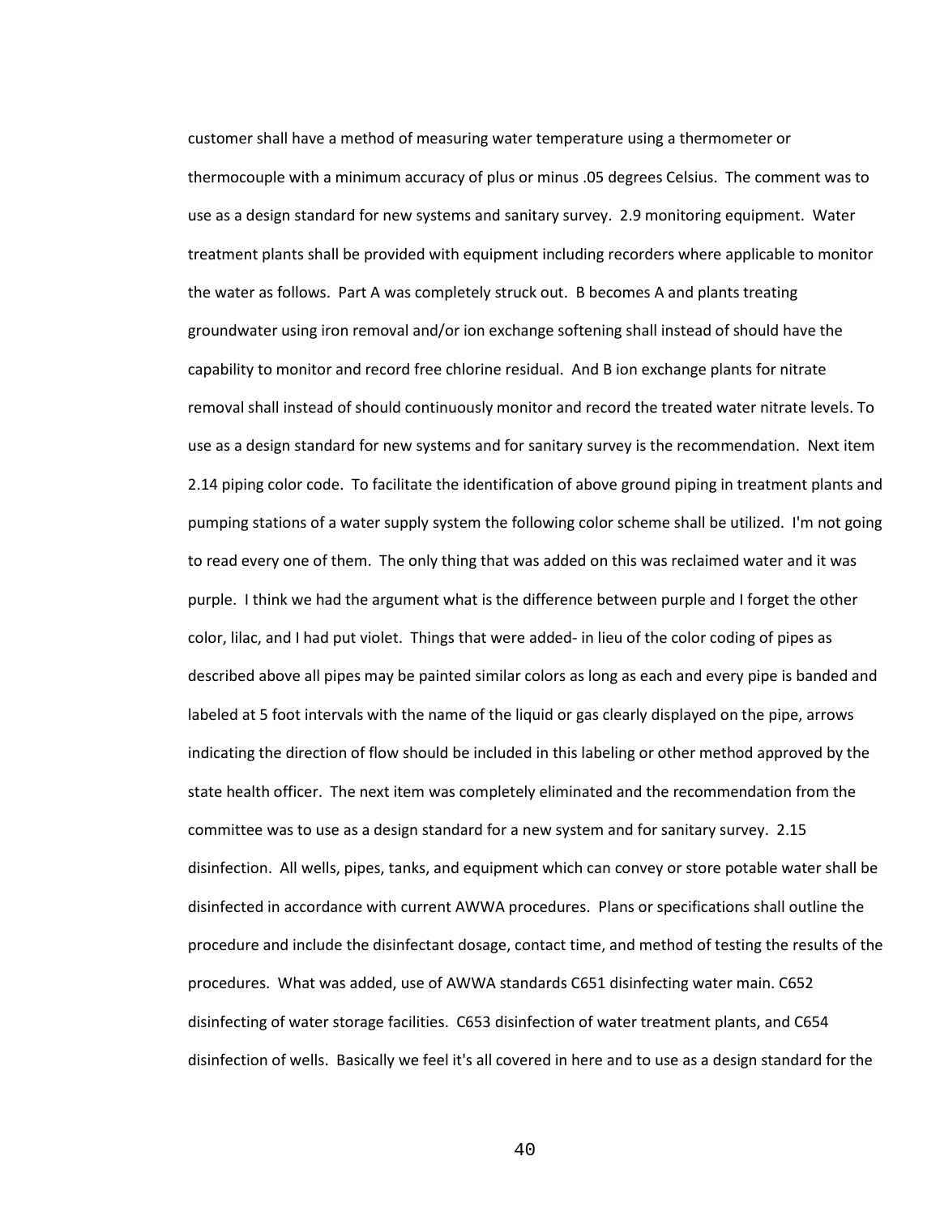customer shall have a method of measuring water temperature using a thermometer or thermocouple with a minimum accuracy of plus or minus .05 degrees Celsius. The comment was to use as a design standard for new systems and sanitary survey. 2.9 monitoring equipment. Water treatment plants shall be provided with equipment including recorders where applicable to monitor the water as follows. Part A was completely struck out. B becomes A and plants treating groundwater using iron removal and/or ion exchange softening shall instead of should have the capability to monitor and record free chlorine residual. And B ion exchange plants for nitrate removal shall instead of should continuously monitor and record the treated water nitrate levels. To use as a design standard for new systems and for sanitary survey is the recommendation. Next item 2.14 piping color code. To facilitate the identification of above ground piping in treatment plants and pumping stations of a water supply system the following color scheme shall be utilized. I'm not going to read every one of them. The only thing that was added on this was reclaimed water and it was purple. I think we had the argument what is the difference between purple and I forget the other color, lilac, and I had put violet. Things that were added- in lieu of the color coding of pipes as described above all pipes may be painted similar colors as long as each and every pipe is banded and labeled at 5 foot intervals with the name of the liquid or gas clearly displayed on the pipe, arrows indicating the direction of flow should be included in this labeling or other method approved by the state health officer. The next item was completely eliminated and the recommendation from the committee was to use as a design standard for a new system and for sanitary survey. 2.15 disinfection. All wells, pipes, tanks, and equipment which can convey or store potable water shall be disinfected in accordance with current AWWA procedures. Plans or specifications shall outline the procedure and include the disinfectant dosage, contact time, and method of testing the results of the procedures. What was added, use of AWWA standards C651 disinfecting water main. C652 disinfecting of water storage facilities. C653 disinfection of water treatment plants, and C654 disinfection of wells. Basically we feel it's all covered in here and to use as a design standard for the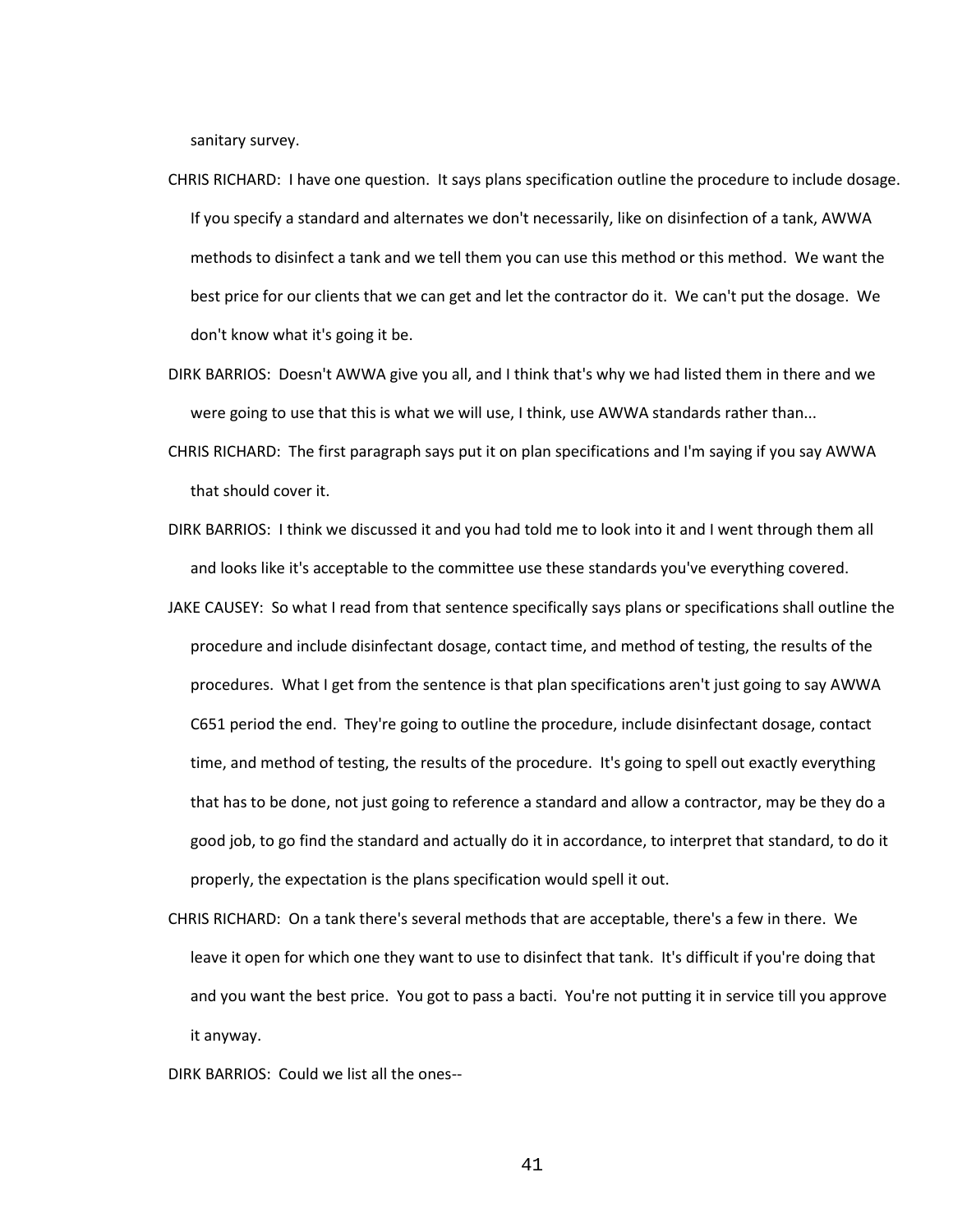sanitary survey.

CHRIS RICHARD: I have one question. It says plans specification outline the procedure to include dosage. If you specify a standard and alternates we don't necessarily, like on disinfection of a tank, AWWA methods to disinfect a tank and we tell them you can use this method or this method. We want the best price for our clients that we can get and let the contractor do it. We can't put the dosage. We don't know what it's going it be.

DIRK BARRIOS: Doesn't AWWA give you all, and I think that's why we had listed them in there and we were going to use that this is what we will use, I think, use AWWA standards rather than...

CHRIS RICHARD: The first paragraph says put it on plan specifications and I'm saying if you say AWWA that should cover it.

DIRK BARRIOS: I think we discussed it and you had told me to look into it and I went through them all and looks like it's acceptable to the committee use these standards you've everything covered.

JAKE CAUSEY: So what I read from that sentence specifically says plans or specifications shall outline the procedure and include disinfectant dosage, contact time, and method of testing, the results of the procedures. What I get from the sentence is that plan specifications aren't just going to say AWWA C651 period the end. They're going to outline the procedure, include disinfectant dosage, contact time, and method of testing, the results of the procedure. It's going to spell out exactly everything that has to be done, not just going to reference a standard and allow a contractor, may be they do a good job, to go find the standard and actually do it in accordance, to interpret that standard, to do it properly, the expectation is the plans specification would spell it out.

CHRIS RICHARD: On a tank there's several methods that are acceptable, there's a few in there. We leave it open for which one they want to use to disinfect that tank. It's difficult if you're doing that and you want the best price. You got to pass a bacti. You're not putting it in service till you approve it anyway.

DIRK BARRIOS: Could we list all the ones--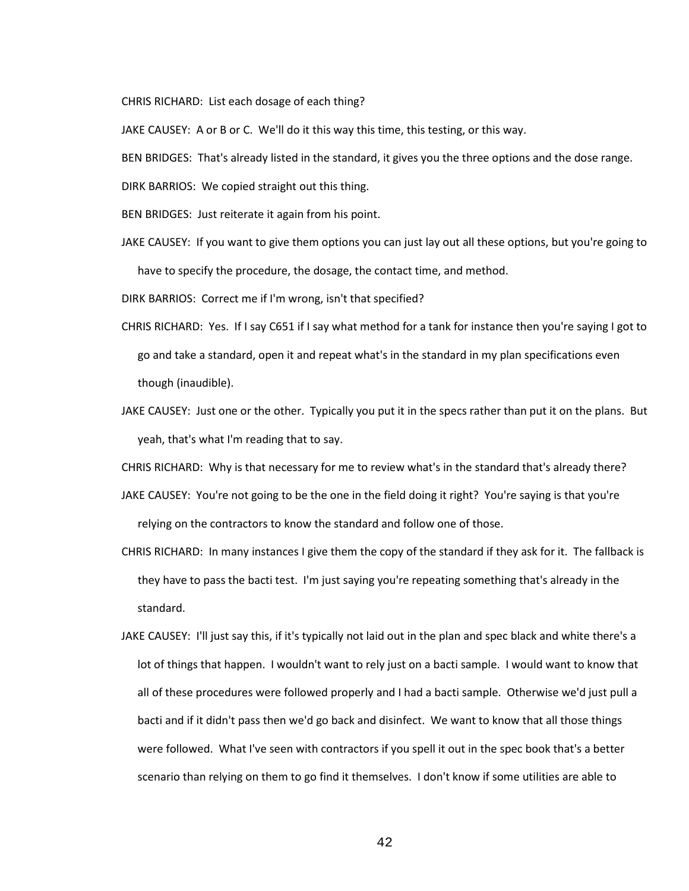CHRIS RICHARD: List each dosage of each thing?

JAKE CAUSEY: A or B or C. We'll do it this way this time, this testing, or this way.

BEN BRIDGES: That's already listed in the standard, it gives you the three options and the dose range.

DIRK BARRIOS: We copied straight out this thing.

BEN BRIDGES: Just reiterate it again from his point.

JAKE CAUSEY: If you want to give them options you can just lay out all these options, but you're going to have to specify the procedure, the dosage, the contact time, and method.

DIRK BARRIOS: Correct me if I'm wrong, isn't that specified?

CHRIS RICHARD: Yes. If I say C651 if I say what method for a tank for instance then you're saying I got to go and take a standard, open it and repeat what's in the standard in my plan specifications even though (inaudible).

JAKE CAUSEY: Just one or the other. Typically you put it in the specs rather than put it on the plans. But yeah, that's what I'm reading that to say.

CHRIS RICHARD: Why is that necessary for me to review what's in the standard that's already there?

JAKE CAUSEY: You're not going to be the one in the field doing it right? You're saying is that you're relying on the contractors to know the standard and follow one of those.

CHRIS RICHARD: In many instances I give them the copy of the standard if they ask for it. The fallback is they have to pass the bacti test. I'm just saying you're repeating something that's already in the standard.

JAKE CAUSEY: I'll just say this, if it's typically not laid out in the plan and spec black and white there's a lot of things that happen. I wouldn't want to rely just on a bacti sample. I would want to know that all of these procedures were followed properly and I had a bacti sample. Otherwise we'd just pull a bacti and if it didn't pass then we'd go back and disinfect. We want to know that all those things were followed. What I've seen with contractors if you spell it out in the spec book that's a better scenario than relying on them to go find it themselves. I don't know if some utilities are able to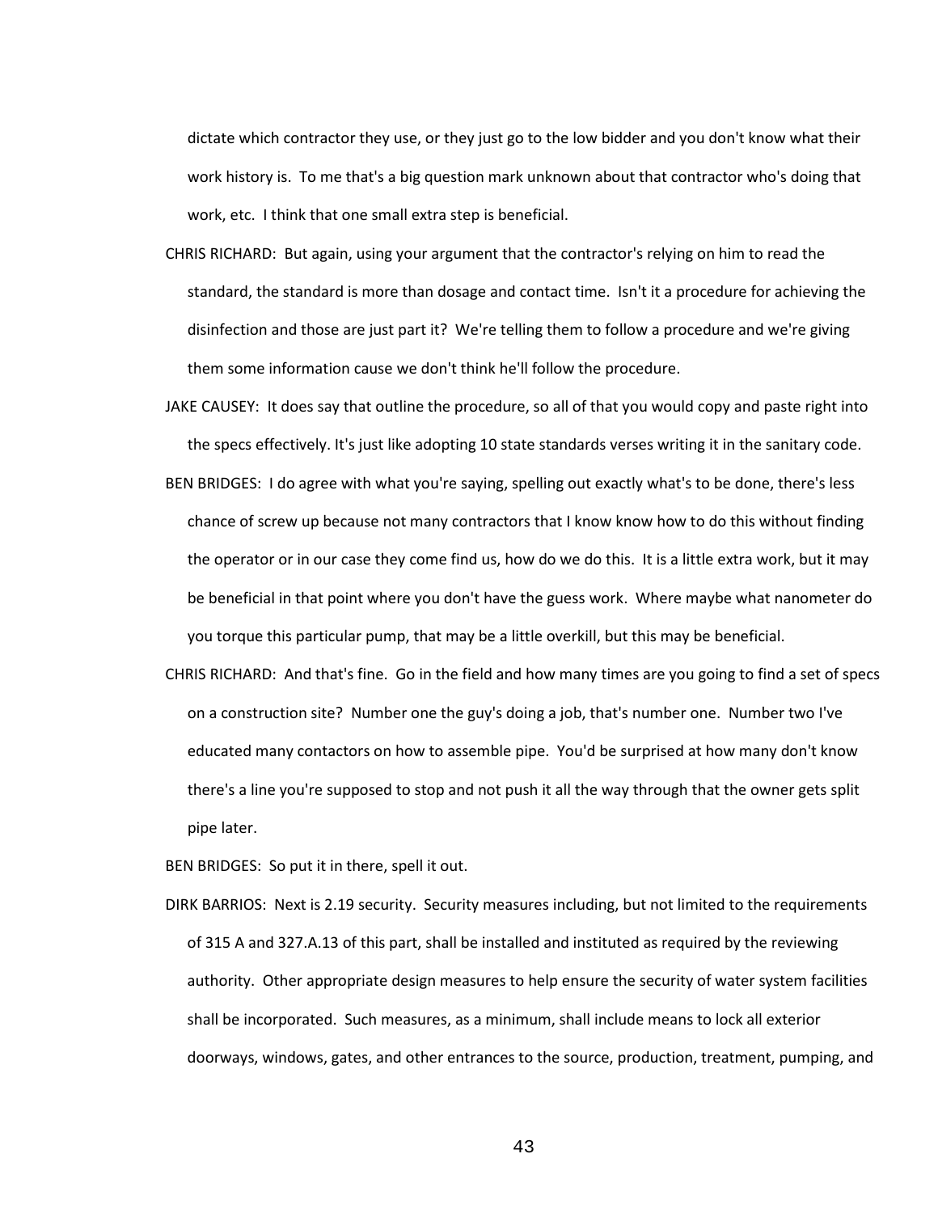dictate which contractor they use, or they just go to the low bidder and you don't know what their work history is. To me that's a big question mark unknown about that contractor who's doing that work, etc. I think that one small extra step is beneficial.

CHRIS RICHARD: But again, using your argument that the contractor's relying on him to read the standard, the standard is more than dosage and contact time. Isn't it a procedure for achieving the disinfection and those are just part it? We're telling them to follow a procedure and we're giving them some information cause we don't think he'll follow the procedure.

JAKE CAUSEY: It does say that outline the procedure, so all of that you would copy and paste right into the specs effectively. It's just like adopting 10 state standards verses writing it in the sanitary code.

BEN BRIDGES: I do agree with what you're saying, spelling out exactly what's to be done, there's less chance of screw up because not many contractors that I know know how to do this without finding the operator or in our case they come find us, how do we do this. It is a little extra work, but it may be beneficial in that point where you don't have the guess work. Where maybe what nanometer do you torque this particular pump, that may be a little overkill, but this may be beneficial.

CHRIS RICHARD: And that's fine. Go in the field and how many times are you going to find a set of specs on a construction site? Number one the guy's doing a job, that's number one. Number two I've educated many contactors on how to assemble pipe. You'd be surprised at how many don't know there's a line you're supposed to stop and not push it all the way through that the owner gets split pipe later.

BEN BRIDGES: So put it in there, spell it out.

DIRK BARRIOS: Next is 2.19 security. Security measures including, but not limited to the requirements of 315 A and 327.A.13 of this part, shall be installed and instituted as required by the reviewing authority. Other appropriate design measures to help ensure the security of water system facilities shall be incorporated. Such measures, as a minimum, shall include means to lock all exterior doorways, windows, gates, and other entrances to the source, production, treatment, pumping, and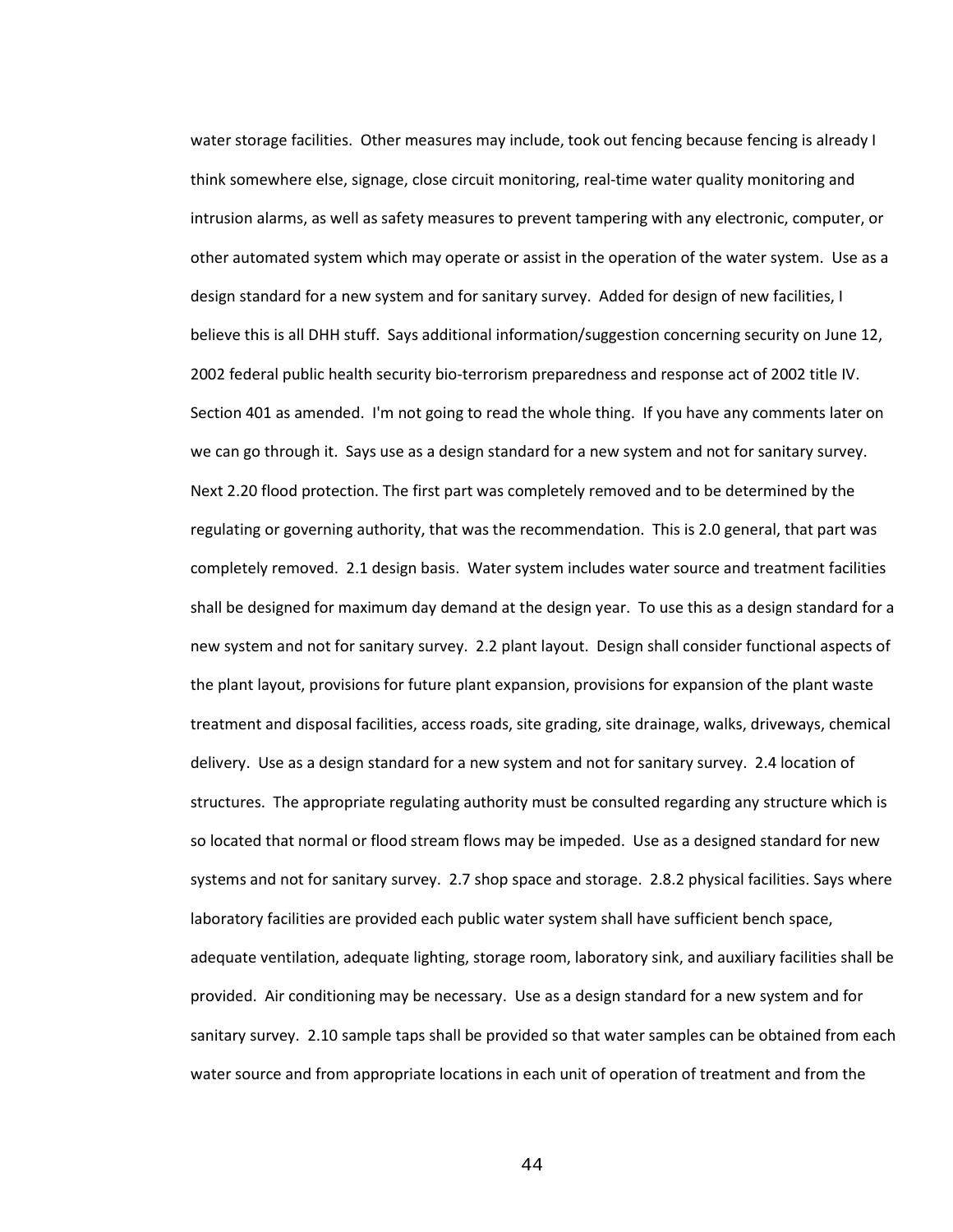water storage facilities. Other measures may include, took out fencing because fencing is already I think somewhere else, signage, close circuit monitoring, real-time water quality monitoring and intrusion alarms, as well as safety measures to prevent tampering with any electronic, computer, or other automated system which may operate or assist in the operation of the water system. Use as a design standard for a new system and for sanitary survey. Added for design of new facilities, I believe this is all DHH stuff. Says additional information/suggestion concerning security on June 12, 2002 federal public health security bio-terrorism preparedness and response act of 2002 title IV. Section 401 as amended. I'm not going to read the whole thing. If you have any comments later on we can go through it. Says use as a design standard for a new system and not for sanitary survey. Next 2.20 flood protection. The first part was completely removed and to be determined by the regulating or governing authority, that was the recommendation. This is 2.0 general, that part was completely removed. 2.1 design basis. Water system includes water source and treatment facilities shall be designed for maximum day demand at the design year. To use this as a design standard for a new system and not for sanitary survey. 2.2 plant layout. Design shall consider functional aspects of the plant layout, provisions for future plant expansion, provisions for expansion of the plant waste treatment and disposal facilities, access roads, site grading, site drainage, walks, driveways, chemical delivery. Use as a design standard for a new system and not for sanitary survey. 2.4 location of structures. The appropriate regulating authority must be consulted regarding any structure which is so located that normal or flood stream flows may be impeded. Use as a designed standard for new systems and not for sanitary survey. 2.7 shop space and storage. 2.8.2 physical facilities. Says where laboratory facilities are provided each public water system shall have sufficient bench space, adequate ventilation, adequate lighting, storage room, laboratory sink, and auxiliary facilities shall be provided. Air conditioning may be necessary. Use as a design standard for a new system and for sanitary survey. 2.10 sample taps shall be provided so that water samples can be obtained from each water source and from appropriate locations in each unit of operation of treatment and from the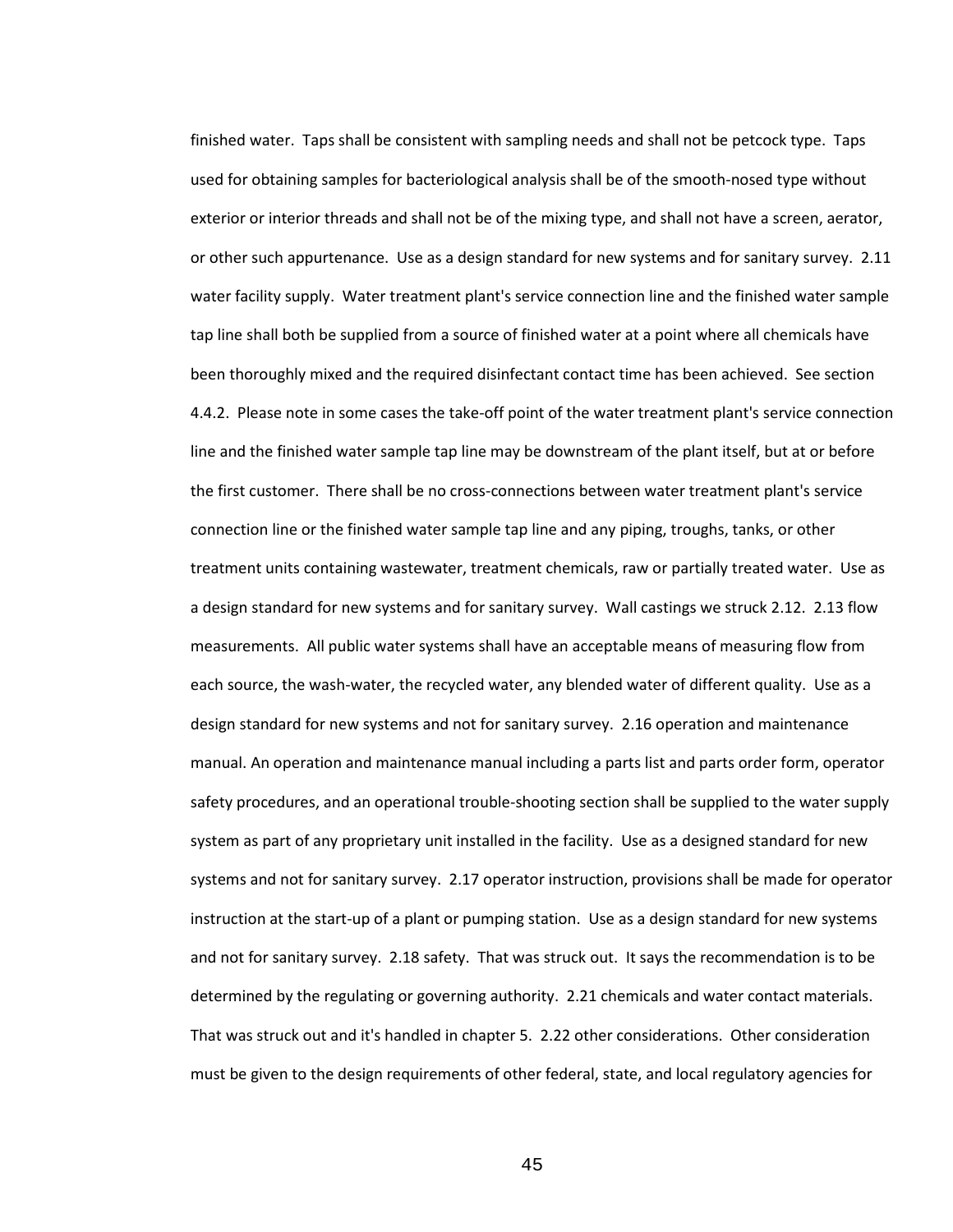finished water. Taps shall be consistent with sampling needs and shall not be petcock type. Taps used for obtaining samples for bacteriological analysis shall be of the smooth-nosed type without exterior or interior threads and shall not be of the mixing type, and shall not have a screen, aerator, or other such appurtenance. Use as a design standard for new systems and for sanitary survey. 2.11 water facility supply. Water treatment plant's service connection line and the finished water sample tap line shall both be supplied from a source of finished water at a point where all chemicals have been thoroughly mixed and the required disinfectant contact time has been achieved. See section 4.4.2. Please note in some cases the take-off point of the water treatment plant's service connection line and the finished water sample tap line may be downstream of the plant itself, but at or before the first customer. There shall be no cross-connections between water treatment plant's service connection line or the finished water sample tap line and any piping, troughs, tanks, or other treatment units containing wastewater, treatment chemicals, raw or partially treated water. Use as a design standard for new systems and for sanitary survey. Wall castings we struck 2.12. 2.13 flow measurements. All public water systems shall have an acceptable means of measuring flow from each source, the wash-water, the recycled water, any blended water of different quality. Use as a design standard for new systems and not for sanitary survey. 2.16 operation and maintenance manual. An operation and maintenance manual including a parts list and parts order form, operator safety procedures, and an operational trouble-shooting section shall be supplied to the water supply system as part of any proprietary unit installed in the facility. Use as a designed standard for new systems and not for sanitary survey. 2.17 operator instruction, provisions shall be made for operator instruction at the start-up of a plant or pumping station. Use as a design standard for new systems and not for sanitary survey. 2.18 safety. That was struck out. It says the recommendation is to be determined by the regulating or governing authority. 2.21 chemicals and water contact materials. That was struck out and it's handled in chapter 5. 2.22 other considerations. Other consideration must be given to the design requirements of other federal, state, and local regulatory agencies for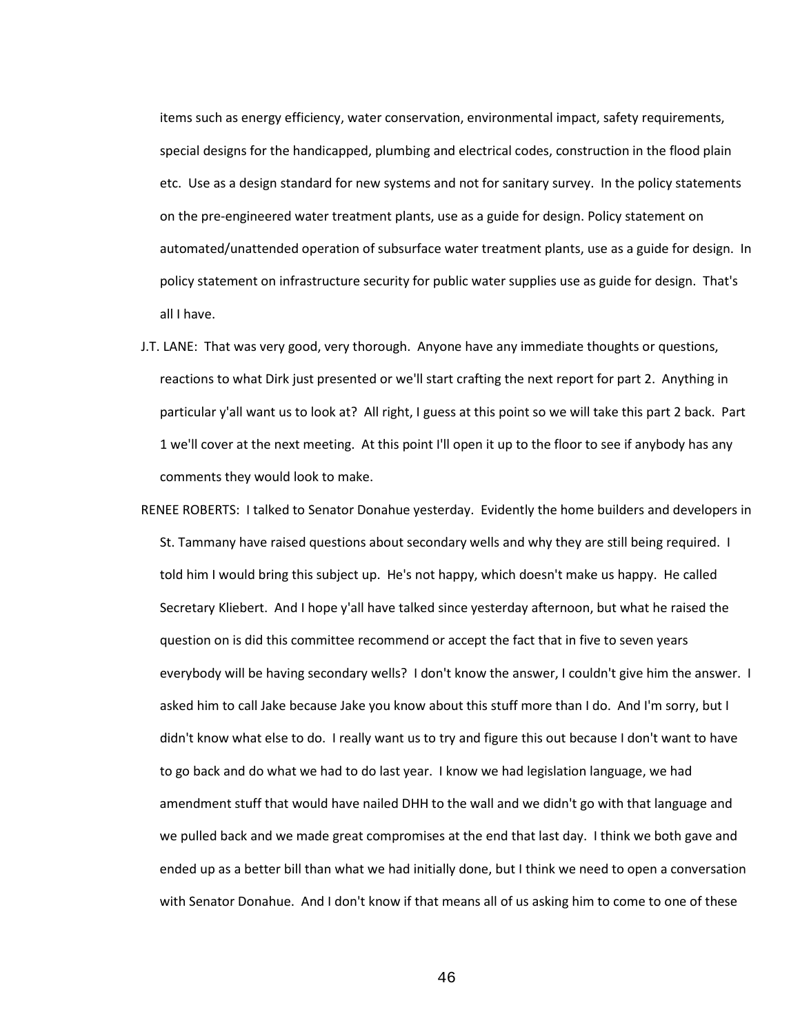items such as energy efficiency, water conservation, environmental impact, safety requirements, special designs for the handicapped, plumbing and electrical codes, construction in the flood plain etc. Use as a design standard for new systems and not for sanitary survey. In the policy statements on the pre-engineered water treatment plants, use as a guide for design. Policy statement on automated/unattended operation of subsurface water treatment plants, use as a guide for design. In policy statement on infrastructure security for public water supplies use as guide for design. That's all I have.

J.T. LANE: That was very good, very thorough. Anyone have any immediate thoughts or questions, reactions to what Dirk just presented or we'll start crafting the next report for part 2. Anything in particular y'all want us to look at? All right, I guess at this point so we will take this part 2 back. Part 1 we'll cover at the next meeting. At this point I'll open it up to the floor to see if anybody has any comments they would look to make.

RENEE ROBERTS: I talked to Senator Donahue yesterday. Evidently the home builders and developers in St. Tammany have raised questions about secondary wells and why they are still being required. I told him I would bring this subject up. He's not happy, which doesn't make us happy. He called Secretary Kliebert. And I hope y'all have talked since yesterday afternoon, but what he raised the question on is did this committee recommend or accept the fact that in five to seven years everybody will be having secondary wells? I don't know the answer, I couldn't give him the answer. I asked him to call Jake because Jake you know about this stuff more than I do. And I'm sorry, but I didn't know what else to do. I really want us to try and figure this out because I don't want to have to go back and do what we had to do last year. I know we had legislation language, we had amendment stuff that would have nailed DHH to the wall and we didn't go with that language and we pulled back and we made great compromises at the end that last day. I think we both gave and ended up as a better bill than what we had initially done, but I think we need to open a conversation with Senator Donahue. And I don't know if that means all of us asking him to come to one of these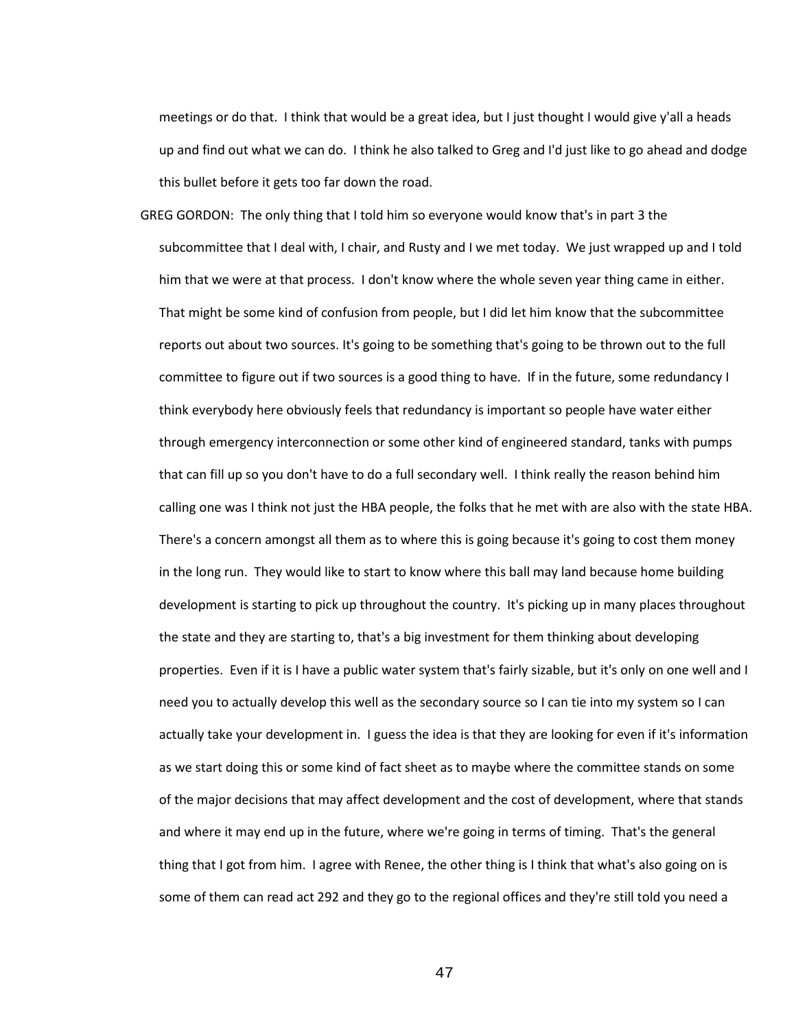meetings or do that. I think that would be a great idea, but I just thought I would give y'all a heads up and find out what we can do. I think he also talked to Greg and I'd just like to go ahead and dodge this bullet before it gets too far down the road.

GREG GORDON: The only thing that I told him so everyone would know that's in part 3 the subcommittee that I deal with, I chair, and Rusty and I we met today. We just wrapped up and I told him that we were at that process. I don't know where the whole seven year thing came in either. That might be some kind of confusion from people, but I did let him know that the subcommittee reports out about two sources. It's going to be something that's going to be thrown out to the full committee to figure out if two sources is a good thing to have. If in the future, some redundancy I think everybody here obviously feels that redundancy is important so people have water either through emergency interconnection or some other kind of engineered standard, tanks with pumps that can fill up so you don't have to do a full secondary well. I think really the reason behind him calling one was I think not just the HBA people, the folks that he met with are also with the state HBA. There's a concern amongst all them as to where this is going because it's going to cost them money in the long run. They would like to start to know where this ball may land because home building development is starting to pick up throughout the country. It's picking up in many places throughout the state and they are starting to, that's a big investment for them thinking about developing properties. Even if it is I have a public water system that's fairly sizable, but it's only on one well and I need you to actually develop this well as the secondary source so I can tie into my system so I can actually take your development in. I guess the idea is that they are looking for even if it's information as we start doing this or some kind of fact sheet as to maybe where the committee stands on some of the major decisions that may affect development and the cost of development, where that stands and where it may end up in the future, where we're going in terms of timing. That's the general thing that I got from him. I agree with Renee, the other thing is I think that what's also going on is some of them can read act 292 and they go to the regional offices and they're still told you need a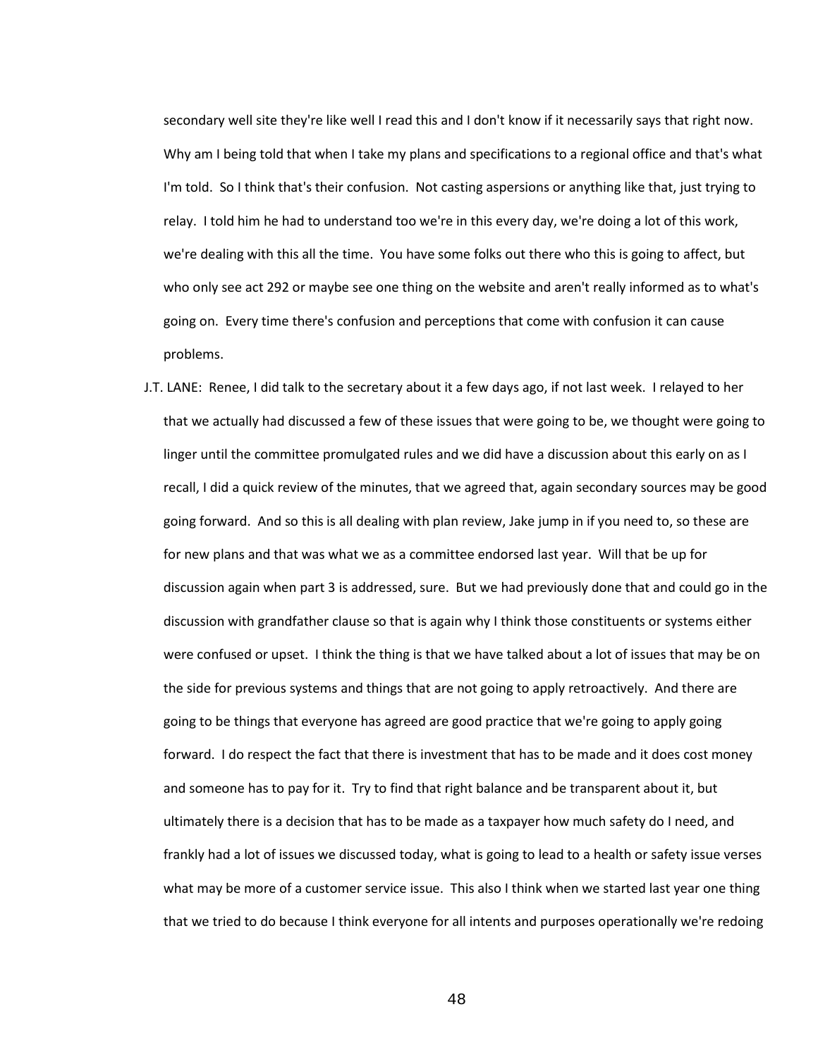secondary well site they're like well I read this and I don't know if it necessarily says that right now. Why am I being told that when I take my plans and specifications to a regional office and that's what I'm told. So I think that's their confusion. Not casting aspersions or anything like that, just trying to relay. I told him he had to understand too we're in this every day, we're doing a lot of this work, we're dealing with this all the time. You have some folks out there who this is going to affect, but who only see act 292 or maybe see one thing on the website and aren't really informed as to what's going on. Every time there's confusion and perceptions that come with confusion it can cause problems.

J.T. LANE: Renee, I did talk to the secretary about it a few days ago, if not last week. I relayed to her that we actually had discussed a few of these issues that were going to be, we thought were going to linger until the committee promulgated rules and we did have a discussion about this early on as I recall, I did a quick review of the minutes, that we agreed that, again secondary sources may be good going forward. And so this is all dealing with plan review, Jake jump in if you need to, so these are for new plans and that was what we as a committee endorsed last year. Will that be up for discussion again when part 3 is addressed, sure. But we had previously done that and could go in the discussion with grandfather clause so that is again why I think those constituents or systems either were confused or upset. I think the thing is that we have talked about a lot of issues that may be on the side for previous systems and things that are not going to apply retroactively. And there are going to be things that everyone has agreed are good practice that we're going to apply going forward. I do respect the fact that there is investment that has to be made and it does cost money and someone has to pay for it. Try to find that right balance and be transparent about it, but ultimately there is a decision that has to be made as a taxpayer how much safety do I need, and frankly had a lot of issues we discussed today, what is going to lead to a health or safety issue verses what may be more of a customer service issue. This also I think when we started last year one thing that we tried to do because I think everyone for all intents and purposes operationally we're redoing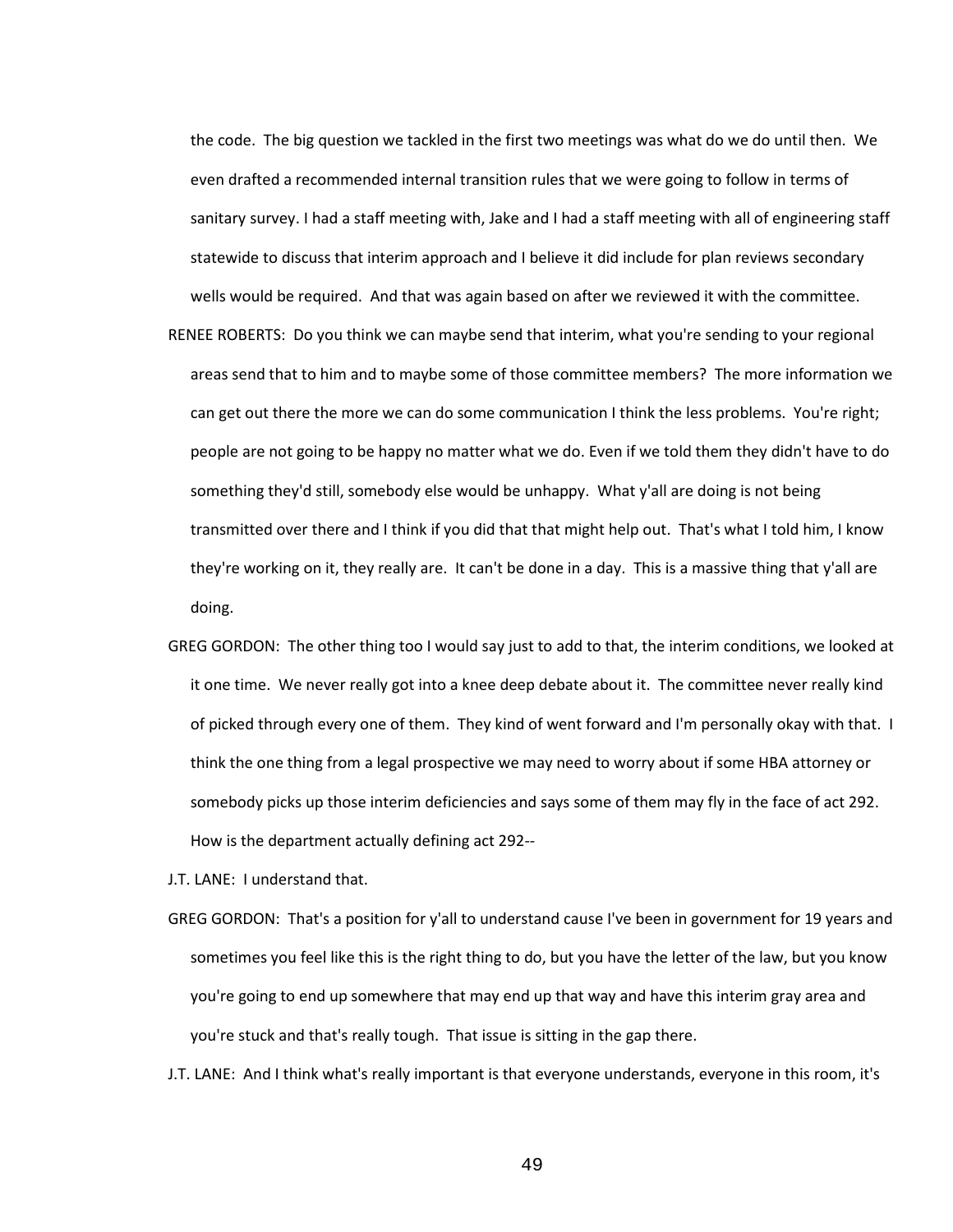the code. The big question we tackled in the first two meetings was what do we do until then. We even drafted a recommended internal transition rules that we were going to follow in terms of sanitary survey. I had a staff meeting with, Jake and I had a staff meeting with all of engineering staff statewide to discuss that interim approach and I believe it did include for plan reviews secondary wells would be required. And that was again based on after we reviewed it with the committee.

RENEE ROBERTS: Do you think we can maybe send that interim, what you're sending to your regional areas send that to him and to maybe some of those committee members? The more information we can get out there the more we can do some communication I think the less problems. You're right; people are not going to be happy no matter what we do. Even if we told them they didn't have to do something they'd still, somebody else would be unhappy. What y'all are doing is not being transmitted over there and I think if you did that that might help out. That's what I told him, I know they're working on it, they really are. It can't be done in a day. This is a massive thing that y'all are doing.

GREG GORDON: The other thing too I would say just to add to that, the interim conditions, we looked at it one time. We never really got into a knee deep debate about it. The committee never really kind of picked through every one of them. They kind of went forward and I'm personally okay with that. I think the one thing from a legal prospective we may need to worry about if some HBA attorney or somebody picks up those interim deficiencies and says some of them may fly in the face of act 292. How is the department actually defining act 292--

J.T. LANE: I understand that.

GREG GORDON: That's a position for y'all to understand cause I've been in government for 19 years and sometimes you feel like this is the right thing to do, but you have the letter of the law, but you know you're going to end up somewhere that may end up that way and have this interim gray area and you're stuck and that's really tough. That issue is sitting in the gap there.

J.T. LANE: And I think what's really important is that everyone understands, everyone in this room, it's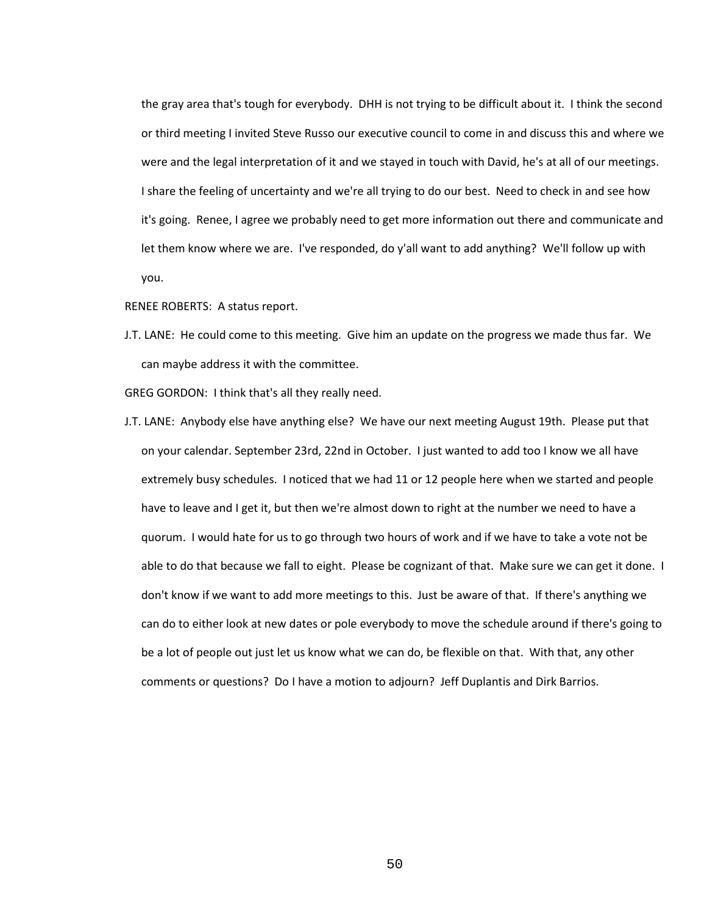the gray area that's tough for everybody. DHH is not trying to be difficult about it. I think the second or third meeting I invited Steve Russo our executive council to come in and discuss this and where we were and the legal interpretation of it and we stayed in touch with David, he's at all of our meetings. I share the feeling of uncertainty and we're all trying to do our best. Need to check in and see how it's going. Renee, I agree we probably need to get more information out there and communicate and let them know where we are. I've responded, do y'all want to add anything? We'll follow up with you.

RENEE ROBERTS: A status report.

J.T. LANE: He could come to this meeting. Give him an update on the progress we made thus far. We can maybe address it with the committee.

GREG GORDON: I think that's all they really need.

J.T. LANE: Anybody else have anything else? We have our next meeting August 19th. Please put that on your calendar. September 23rd, 22nd in October. I just wanted to add too I know we all have extremely busy schedules. I noticed that we had 11 or 12 people here when we started and people have to leave and I get it, but then we're almost down to right at the number we need to have a quorum. I would hate for us to go through two hours of work and if we have to take a vote not be able to do that because we fall to eight. Please be cognizant of that. Make sure we can get it done. I don't know if we want to add more meetings to this. Just be aware of that. If there's anything we can do to either look at new dates or pole everybody to move the schedule around if there's going to be a lot of people out just let us know what we can do, be flexible on that. With that, any other comments or questions? Do I have a motion to adjourn? Jeff Duplantis and Dirk Barrios.